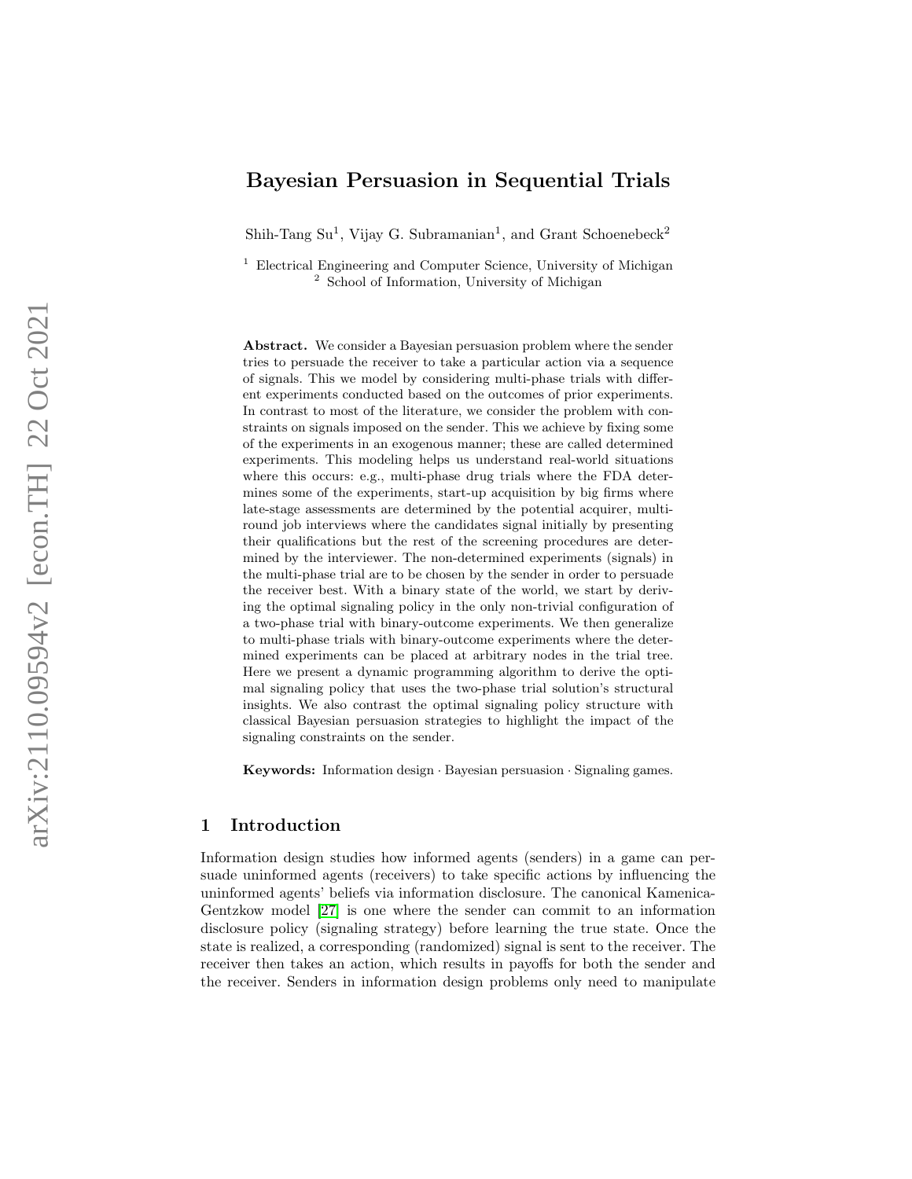# Bayesian Persuasion in Sequential Trials

Shih-Tang Su[1], Vijay G. Subramanian[1], and Grant Schoenebeck[2]

[1] Electrical Engineering and Computer Science, University of Michigan
[2] School of Information, University of Michigan

**Abstract.** We consider a Bayesian persuasion problem where the sender tries to persuade the receiver to take a particular action via a sequence of signals. This we model by considering multi-phase trials with different experiments conducted based on the outcomes of prior experiments. In contrast to most of the literature, we consider the problem with constraints on signals imposed on the sender. This we achieve by fixing some of the experiments in an exogenous manner; these are called determined experiments. This modeling helps us understand real-world situations where this occurs: e.g., multi-phase drug trials where the FDA determines some of the experiments, start-up acquisition by big firms where late-stage assessments are determined by the potential acquirer, multi-round job interviews where the candidates signal initially by presenting their qualifications but the rest of the screening procedures are determined by the interviewer. The non-determined experiments (signals) in the multi-phase trial are to be chosen by the sender in order to persuade the receiver best. With a binary state of the world, we start by deriving the optimal signaling policy in the only non-trivial configuration of a two-phase trial with binary-outcome experiments. We then generalize to multi-phase trials with binary-outcome experiments where the determined experiments can be placed at arbitrary nodes in the trial tree. Here we present a dynamic programming algorithm to derive the optimal signaling policy that uses the two-phase trial solution's structural insights. We also contrast the optimal signaling policy structure with classical Bayesian persuasion strategies to highlight the impact of the signaling constraints on the sender.

**Keywords:** Information design · Bayesian persuasion · Signaling games.

## 1 Introduction

Information design studies how informed agents (senders) in a game can persuade uninformed agents (receivers) to take specific actions by influencing the uninformed agents' beliefs via information disclosure. The canonical Kamenica-Gentzkow model [27] is one where the sender can commit to an information disclosure policy (signaling strategy) before learning the true state. Once the state is realized, a corresponding (randomized) signal is sent to the receiver. The receiver then takes an action, which results in payoffs for both the sender and the receiver. Senders in information design problems only need to manipulate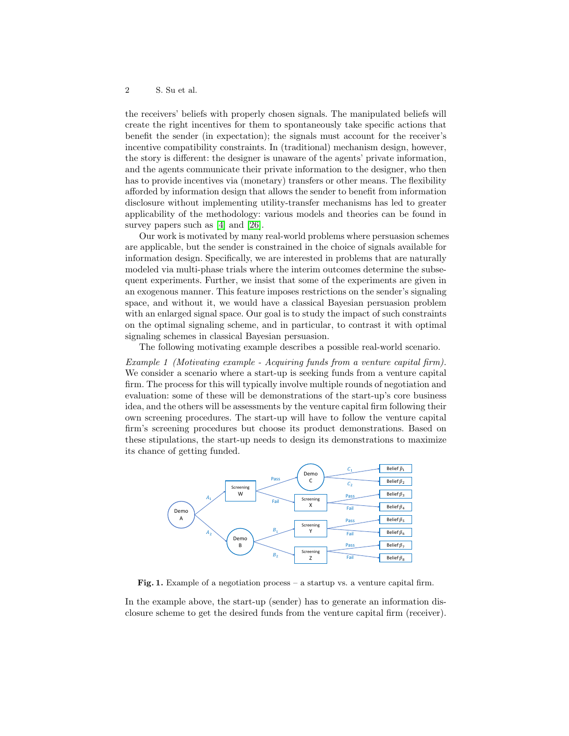the receivers' beliefs with properly chosen signals. The manipulated beliefs will create the right incentives for them to spontaneously take specific actions that benefit the sender (in expectation); the signals must account for the receiver's incentive compatibility constraints. In (traditional) mechanism design, however, the story is different: the designer is unaware of the agents' private information, and the agents communicate their private information to the designer, who then has to provide incentives via (monetary) transfers or other means. The flexibility afforded by information design that allows the sender to benefit from information disclosure without implementing utility-transfer mechanisms has led to greater applicability of the methodology: various models and theories can be found in survey papers such as [4] and [26].

Our work is motivated by many real-world problems where persuasion schemes are applicable, but the sender is constrained in the choice of signals available for information design. Specifically, we are interested in problems that are naturally modeled via multi-phase trials where the interim outcomes determine the subsequent experiments. Further, we insist that some of the experiments are given in an exogenous manner. This feature imposes restrictions on the sender's signaling space, and without it, we would have a classical Bayesian persuasion problem with an enlarged signal space. Our goal is to study the impact of such constraints on the optimal signaling scheme, and in particular, to contrast it with optimal signaling schemes in classical Bayesian persuasion.

The following motivating example describes a possible real-world scenario.

*Example 1 (Motivating example - Acquiring funds from a venture capital firm).* We consider a scenario where a start-up is seeking funds from a venture capital firm. The process for this will typically involve multiple rounds of negotiation and evaluation: some of these will be demonstrations of the start-up's core business idea, and the others will be assessments by the venture capital firm following their own screening procedures. The start-up will have to follow the venture capital firm's screening procedures but choose its product demonstrations. Based on these stipulations, the start-up needs to design its demonstrations to maximize its chance of getting funded.

**Fig. 1.** Example of a negotiation process – a startup vs. a venture capital firm.

In the example above, the start-up (sender) has to generate an information disclosure scheme to get the desired funds from the venture capital firm (receiver).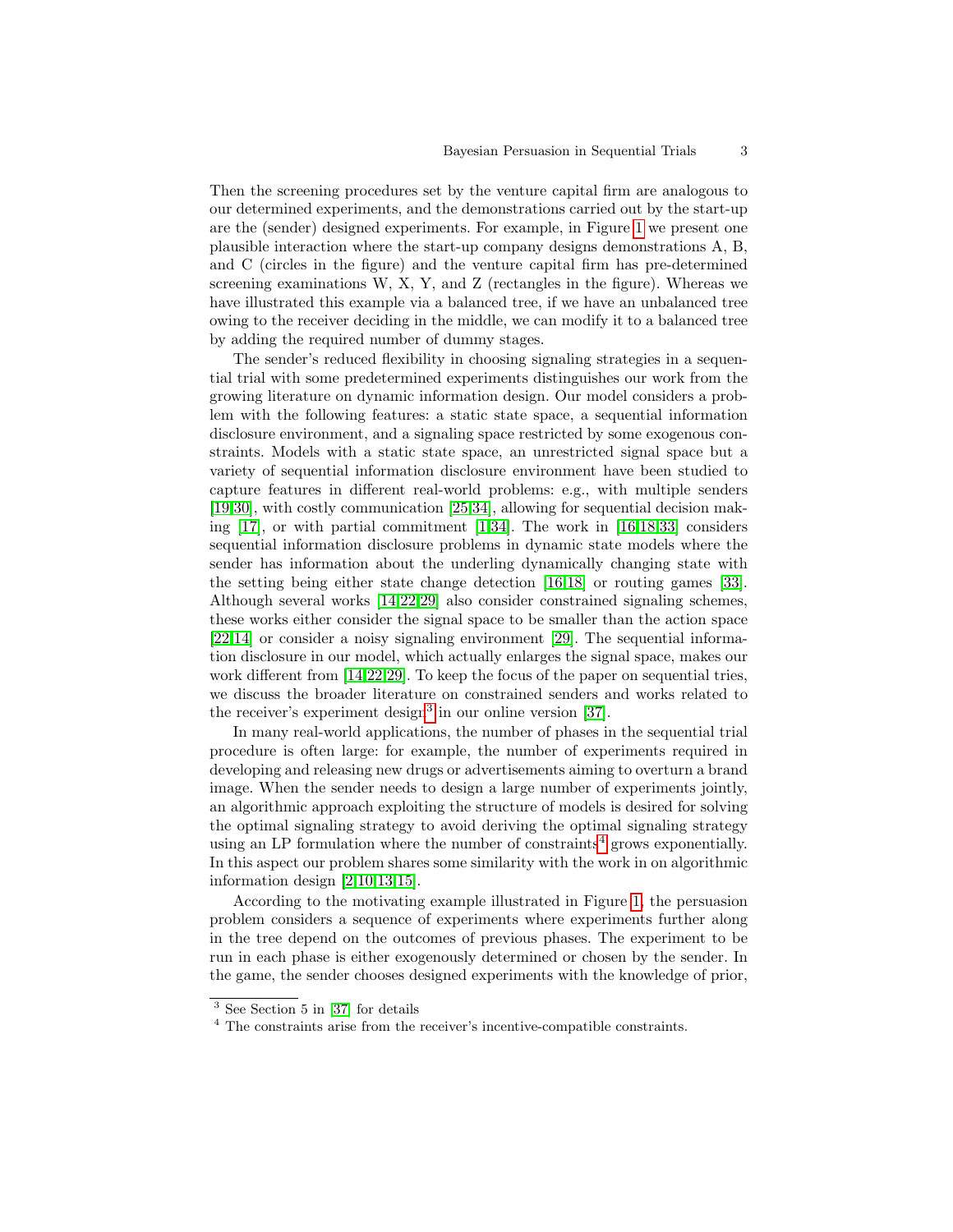Then the screening procedures set by the venture capital firm are analogous to our determined experiments, and the demonstrations carried out by the start-up are the (sender) designed experiments. For example, in Figure 1 we present one plausible interaction where the start-up company designs demonstrations A, B, and C (circles in the figure) and the venture capital firm has pre-determined screening examinations W, X, Y, and Z (rectangles in the figure). Whereas we have illustrated this example via a balanced tree, if we have an unbalanced tree owing to the receiver deciding in the middle, we can modify it to a balanced tree by adding the required number of dummy stages.

The sender's reduced flexibility in choosing signaling strategies in a sequential trial with some predetermined experiments distinguishes our work from the growing literature on dynamic information design. Our model considers a problem with the following features: a static state space, a sequential information disclosure environment, and a signaling space restricted by some exogenous constraints. Models with a static state space, an unrestricted signal space but a variety of sequential information disclosure environment have been studied to capture features in different real-world problems: e.g., with multiple senders [19,30], with costly communication [25,34], allowing for sequential decision making [17], or with partial commitment [1,34]. The work in [16,18,33] considers sequential information disclosure problems in dynamic state models where the sender has information about the underling dynamically changing state with the setting being either state change detection [16,18] or routing games [33]. Although several works [14,22,29] also consider constrained signaling schemes, these works either consider the signal space to be smaller than the action space [22,14] or consider a noisy signaling environment [29]. The sequential information disclosure in our model, which actually enlarges the signal space, makes our work different from [14,22,29]. To keep the focus of the paper on sequential tries, we discuss the broader literature on constrained senders and works related to the receiver's experiment design[3] in our online version [37].

In many real-world applications, the number of phases in the sequential trial procedure is often large: for example, the number of experiments required in developing and releasing new drugs or advertisements aiming to overturn a brand image. When the sender needs to design a large number of experiments jointly, an algorithmic approach exploiting the structure of models is desired for solving the optimal signaling strategy to avoid deriving the optimal signaling strategy using an LP formulation where the number of constraints[4] grows exponentially. In this aspect our problem shares some similarity with the work in on algorithmic information design [2,10,13,15].

According to the motivating example illustrated in Figure 1, the persuasion problem considers a sequence of experiments where experiments further along in the tree depend on the outcomes of previous phases. The experiment to be run in each phase is either exogenously determined or chosen by the sender. In the game, the sender chooses designed experiments with the knowledge of prior,

[3] See Section 5 in [37] for details

[4] The constraints arise from the receiver's incentive-compatible constraints.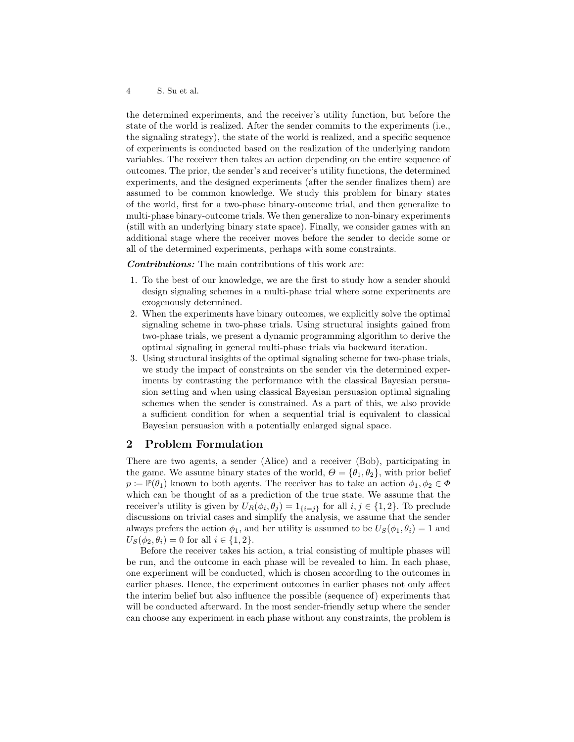the determined experiments, and the receiver's utility function, but before the state of the world is realized. After the sender commits to the experiments (i.e., the signaling strategy), the state of the world is realized, and a specific sequence of experiments is conducted based on the realization of the underlying random variables. The receiver then takes an action depending on the entire sequence of outcomes. The prior, the sender's and receiver's utility functions, the determined experiments, and the designed experiments (after the sender finalizes them) are assumed to be common knowledge. We study this problem for binary states of the world, first for a two-phase binary-outcome trial, and then generalize to multi-phase binary-outcome trials. We then generalize to non-binary experiments (still with an underlying binary state space). Finally, we consider games with an additional stage where the receiver moves before the sender to decide some or all of the determined experiments, perhaps with some constraints.

***Contributions:*** The main contributions of this work are:

1. To the best of our knowledge, we are the first to study how a sender should design signaling schemes in a multi-phase trial where some experiments are exogenously determined.
2. When the experiments have binary outcomes, we explicitly solve the optimal signaling scheme in two-phase trials. Using structural insights gained from two-phase trials, we present a dynamic programming algorithm to derive the optimal signaling in general multi-phase trials via backward iteration.
3. Using structural insights of the optimal signaling scheme for two-phase trials, we study the impact of constraints on the sender via the determined experiments by contrasting the performance with the classical Bayesian persuasion setting and when using classical Bayesian persuasion optimal signaling schemes when the sender is constrained. As a part of this, we also provide a sufficient condition for when a sequential trial is equivalent to classical Bayesian persuasion with a potentially enlarged signal space.

## 2 Problem Formulation

There are two agents, a sender (Alice) and a receiver (Bob), participating in the game. We assume binary states of the world, $\Theta = \{\theta_1, \theta_2\}$, with prior belief $p := \mathbb{P}(\theta_1)$ known to both agents. The receiver has to take an action $\phi_1, \phi_2 \in \Phi$ which can be thought of as a prediction of the true state. We assume that the receiver's utility is given by $U_R(\phi_i, \theta_j) = 1_{\{i=j\}}$ for all $i, j \in \{1, 2\}$. To preclude discussions on trivial cases and simplify the analysis, we assume that the sender always prefers the action $\phi_1$, and her utility is assumed to be $U_S(\phi_1, \theta_i) = 1$ and $U_S(\phi_2, \theta_i) = 0$ for all $i \in \{1, 2\}$.

Before the receiver takes his action, a trial consisting of multiple phases will be run, and the outcome in each phase will be revealed to him. In each phase, one experiment will be conducted, which is chosen according to the outcomes in earlier phases. Hence, the experiment outcomes in earlier phases not only affect the interim belief but also influence the possible (sequence of) experiments that will be conducted afterward. In the most sender-friendly setup where the sender can choose any experiment in each phase without any constraints, the problem is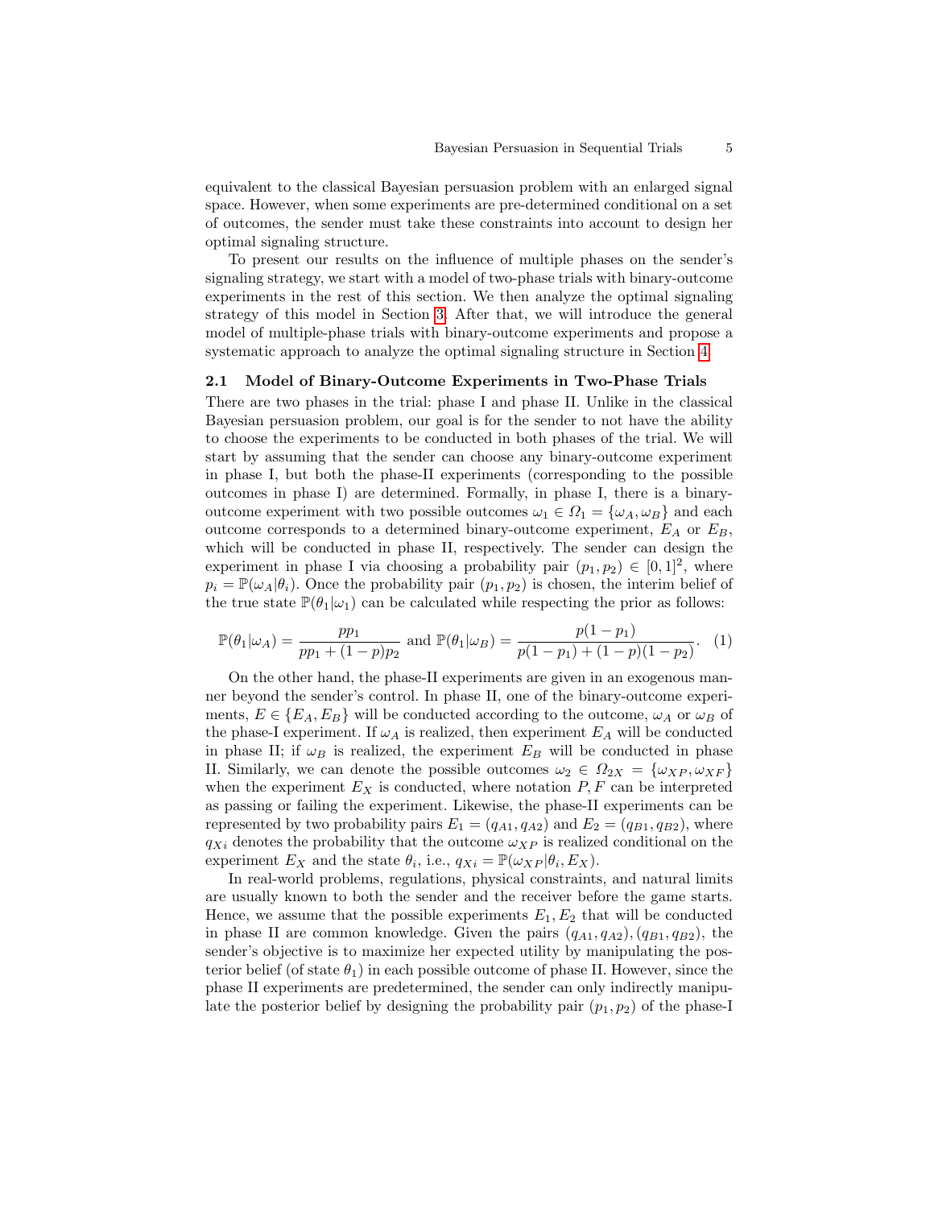equivalent to the classical Bayesian persuasion problem with an enlarged signal space. However, when some experiments are pre-determined conditional on a set of outcomes, the sender must take these constraints into account to design her optimal signaling structure.

To present our results on the influence of multiple phases on the sender's signaling strategy, we start with a model of two-phase trials with binary-outcome experiments in the rest of this section. We then analyze the optimal signaling strategy of this model in Section 3. After that, we will introduce the general model of multiple-phase trials with binary-outcome experiments and propose a systematic approach to analyze the optimal signaling structure in Section 4.

### 2.1 Model of Binary-Outcome Experiments in Two-Phase Trials

There are two phases in the trial: phase I and phase II. Unlike in the classical Bayesian persuasion problem, our goal is for the sender to not have the ability to choose the experiments to be conducted in both phases of the trial. We will start by assuming that the sender can choose any binary-outcome experiment in phase I, but both the phase-II experiments (corresponding to the possible outcomes in phase I) are determined. Formally, in phase I, there is a binary-outcome experiment with two possible outcomes $\omega_1 \in \Omega_1 = \{\omega_A, \omega_B\}$ and each outcome corresponds to a determined binary-outcome experiment, $E_A$ or $E_B$, which will be conducted in phase II, respectively. The sender can design the experiment in phase I via choosing a probability pair $(p_1, p_2) \in [0,1]^2$, where $p_i = \mathbb{P}(\omega_A|\theta_i)$. Once the probability pair $(p_1, p_2)$ is chosen, the interim belief of the true state $\mathbb{P}(\theta_1|\omega_1)$ can be calculated while respecting the prior as follows:

$$\mathbb{P}(\theta_1|\omega_A) = \frac{pp_1}{pp_1 + (1-p)p_2} \text{ and } \mathbb{P}(\theta_1|\omega_B) = \frac{p(1-p_1)}{p(1-p_1) + (1-p)(1-p_2)}. \quad (1)$$

On the other hand, the phase-II experiments are given in an exogenous manner beyond the sender's control. In phase II, one of the binary-outcome experiments, $E \in \{E_A, E_B\}$ will be conducted according to the outcome, $\omega_A$ or $\omega_B$ of the phase-I experiment. If $\omega_A$ is realized, then experiment $E_A$ will be conducted in phase II; if $\omega_B$ is realized, the experiment $E_B$ will be conducted in phase II. Similarly, we can denote the possible outcomes $\omega_2 \in \Omega_{2X} = \{\omega_{XP}, \omega_{XF}\}$ when the experiment $E_X$ is conducted, where notation $P, F$ can be interpreted as passing or failing the experiment. Likewise, the phase-II experiments can be represented by two probability pairs $E_1 = (q_{A1}, q_{A2})$ and $E_2 = (q_{B1}, q_{B2})$, where $q_{Xi}$ denotes the probability that the outcome $\omega_{XP}$ is realized conditional on the experiment $E_X$ and the state $\theta_i$, i.e., $q_{Xi} = \mathbb{P}(\omega_{XP}|\theta_i, E_X)$.

In real-world problems, regulations, physical constraints, and natural limits are usually known to both the sender and the receiver before the game starts. Hence, we assume that the possible experiments $E_1, E_2$ that will be conducted in phase II are common knowledge. Given the pairs $(q_{A1}, q_{A2}), (q_{B1}, q_{B2})$, the sender's objective is to maximize her expected utility by manipulating the posterior belief (of state $\theta_1$) in each possible outcome of phase II. However, since the phase II experiments are predetermined, the sender can only indirectly manipulate the posterior belief by designing the probability pair $(p_1, p_2)$ of the phase-I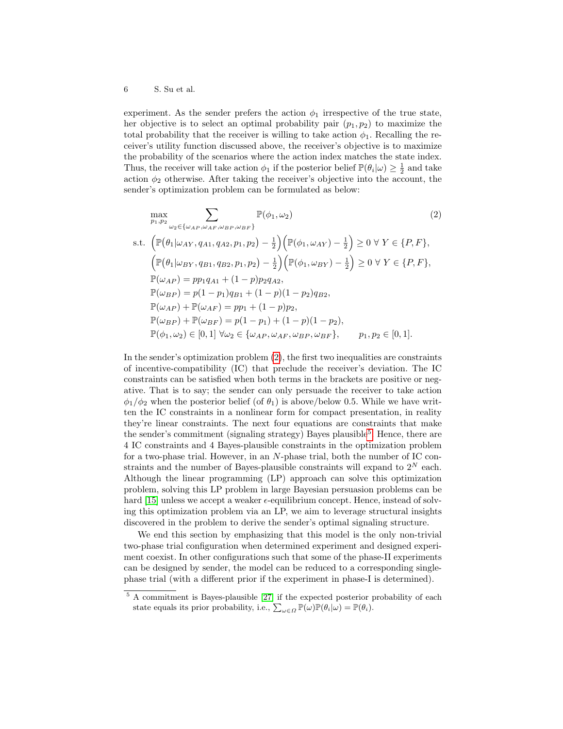experiment. As the sender prefers the action $\phi_1$ irrespective of the true state, her objective is to select an optimal probability pair $(p_1, p_2)$ to maximize the total probability that the receiver is willing to take action $\phi_1$. Recalling the receiver's utility function discussed above, the receiver's objective is to maximize the probability of the scenarios where the action index matches the state index. Thus, the receiver will take action $\phi_1$ if the posterior belief $\mathbb{P}(\theta_i|\omega) \geq \frac{1}{2}$ and take action $\phi_2$ otherwise. After taking the receiver's objective into the account, the sender's optimization problem can be formulated as below:

$$
\begin{aligned}
&\max_{p_1,p_2} \sum_{\omega_2 \in \{\omega_{AP}, \omega_{AF}, \omega_{BP}, \omega_{BF}\}} \mathbb{P}(\phi_1, \omega_2) \qquad (2)\\
\text{s.t. } &\Big(\mathbb{P}\big(\theta_1|\omega_{AY}, q_{A1}, q_{A2}, p_1, p_2\big) - \tfrac{1}{2}\Big)\Big(\mathbb{P}(\phi_1, \omega_{AY}) - \tfrac{1}{2}\Big) \geq 0 \;\forall\; Y \in \{P, F\},\\
&\Big(\mathbb{P}\big(\theta_1|\omega_{BY}, q_{B1}, q_{B2}, p_1, p_2\big) - \tfrac{1}{2}\Big)\Big(\mathbb{P}(\phi_1, \omega_{BY}) - \tfrac{1}{2}\Big) \geq 0 \;\forall\; Y \in \{P, F\},\\
&\mathbb{P}(\omega_{AP}) = pp_1q_{A1} + (1-p)p_2q_{A2},\\
&\mathbb{P}(\omega_{BP}) = p(1-p_1)q_{B1} + (1-p)(1-p_2)q_{B2},\\
&\mathbb{P}(\omega_{AP}) + \mathbb{P}(\omega_{AF}) = pp_1 + (1-p)p_2,\\
&\mathbb{P}(\omega_{BP}) + \mathbb{P}(\omega_{BF}) = p(1-p_1) + (1-p)(1-p_2),\\
&\mathbb{P}(\phi_1, \omega_2) \in [0,1] \;\forall \omega_2 \in \{\omega_{AP}, \omega_{AF}, \omega_{BP}, \omega_{BF}\}, \qquad p_1, p_2 \in [0,1].
\end{aligned}
$$

In the sender's optimization problem (2), the first two inequalities are constraints of incentive-compatibility (IC) that preclude the receiver's deviation. The IC constraints can be satisfied when both terms in the brackets are positive or negative. That is to say; the sender can only persuade the receiver to take action $\phi_1/\phi_2$ when the posterior belief (of $\theta_1$) is above/below 0.5. While we have written the IC constraints in a nonlinear form for compact presentation, in reality they're linear constraints. The next four equations are constraints that make the sender's commitment (signaling strategy) Bayes plausible[5]. Hence, there are 4 IC constraints and 4 Bayes-plausible constraints in the optimization problem for a two-phase trial. However, in an $N$-phase trial, both the number of IC constraints and the number of Bayes-plausible constraints will expand to $2^N$ each. Although the linear programming (LP) approach can solve this optimization problem, solving this LP problem in large Bayesian persuasion problems can be hard [15] unless we accept a weaker $\epsilon$-equilibrium concept. Hence, instead of solving this optimization problem via an LP, we aim to leverage structural insights discovered in the problem to derive the sender's optimal signaling structure.

We end this section by emphasizing that this model is the only non-trivial two-phase trial configuration when determined experiment and designed experiment coexist. In other configurations such that some of the phase-II experiments can be designed by sender, the model can be reduced to a corresponding single-phase trial (with a different prior if the experiment in phase-I is determined).

[5] A commitment is Bayes-plausible [27] if the expected posterior probability of each state equals its prior probability, i.e., $\sum_{\omega \in \Omega} \mathbb{P}(\omega)\mathbb{P}(\theta_i|\omega) = \mathbb{P}(\theta_i)$.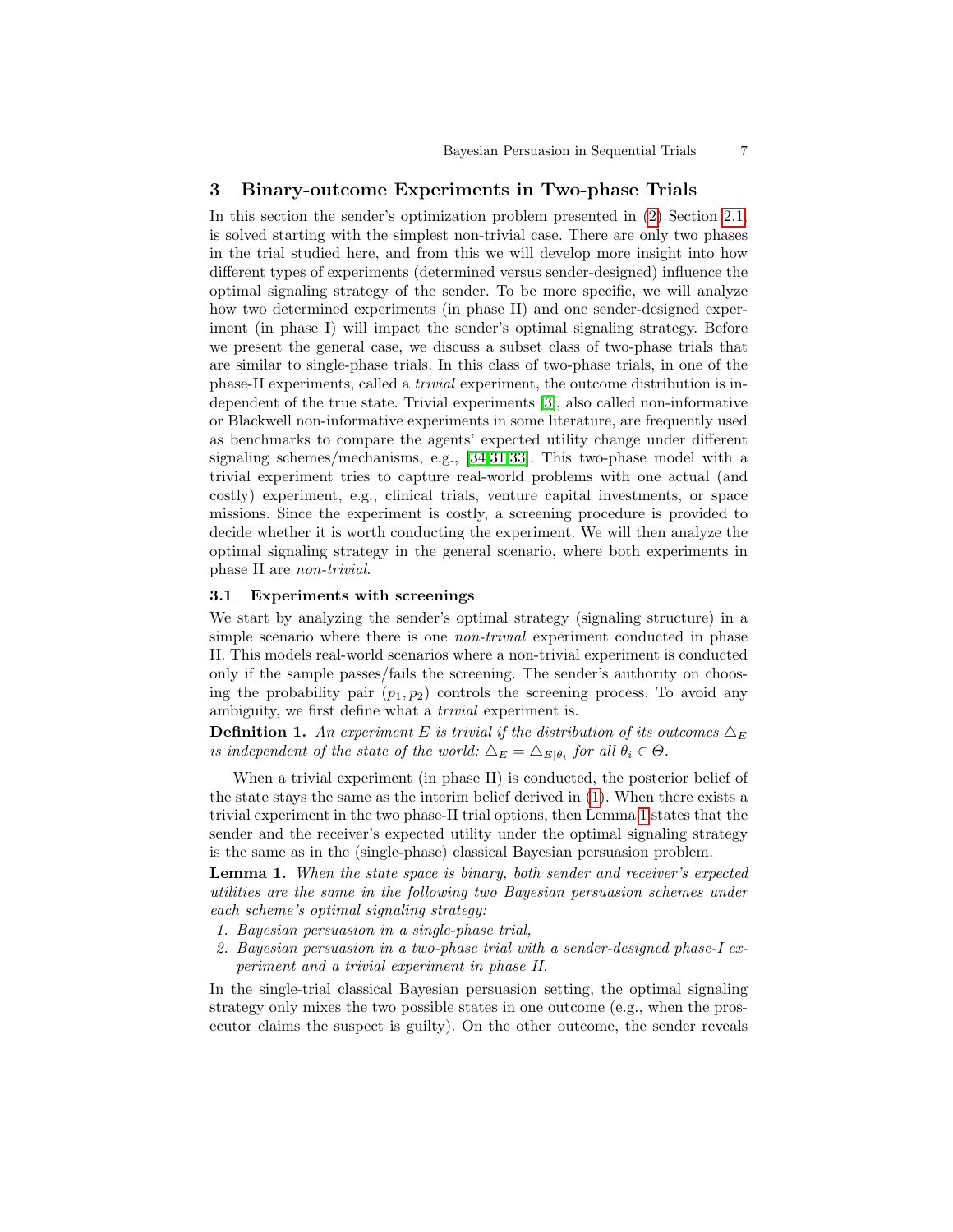## 3 Binary-outcome Experiments in Two-phase Trials

In this section the sender's optimization problem presented in (2) Section 2.1 is solved starting with the simplest non-trivial case. There are only two phases in the trial studied here, and from this we will develop more insight into how different types of experiments (determined versus sender-designed) influence the optimal signaling strategy of the sender. To be more specific, we will analyze how two determined experiments (in phase II) and one sender-designed experiment (in phase I) will impact the sender's optimal signaling strategy. Before we present the general case, we discuss a subset class of two-phase trials that are similar to single-phase trials. In this class of two-phase trials, in one of the phase-II experiments, called a *trivial* experiment, the outcome distribution is independent of the true state. Trivial experiments [3], also called non-informative or Blackwell non-informative experiments in some literature, are frequently used as benchmarks to compare the agents' expected utility change under different signaling schemes/mechanisms, e.g., [34,31,33]. This two-phase model with a trivial experiment tries to capture real-world problems with one actual (and costly) experiment, e.g., clinical trials, venture capital investments, or space missions. Since the experiment is costly, a screening procedure is provided to decide whether it is worth conducting the experiment. We will then analyze the optimal signaling strategy in the general scenario, where both experiments in phase II are *non-trivial*.

### 3.1 Experiments with screenings

We start by analyzing the sender's optimal strategy (signaling structure) in a simple scenario where there is one *non-trivial* experiment conducted in phase II. This models real-world scenarios where a non-trivial experiment is conducted only if the sample passes/fails the screening. The sender's authority on choosing the probability pair $(p_1, p_2)$ controls the screening process. To avoid any ambiguity, we first define what a *trivial* experiment is.

**Definition 1.** *An experiment $E$ is trivial if the distribution of its outcomes $\triangle_E$ is independent of the state of the world: $\triangle_E = \triangle_{E|\theta_i}$ for all $\theta_i \in \Theta$.*

When a trivial experiment (in phase II) is conducted, the posterior belief of the state stays the same as the interim belief derived in (1). When there exists a trivial experiment in the two phase-II trial options, then Lemma 1 states that the sender and the receiver's expected utility under the optimal signaling strategy is the same as in the (single-phase) classical Bayesian persuasion problem.

**Lemma 1.** *When the state space is binary, both sender and receiver's expected utilities are the same in the following two Bayesian persuasion schemes under each scheme's optimal signaling strategy:*

1. *Bayesian persuasion in a single-phase trial,*
2. *Bayesian persuasion in a two-phase trial with a sender-designed phase-I experiment and a trivial experiment in phase II.*

In the single-trial classical Bayesian persuasion setting, the optimal signaling strategy only mixes the two possible states in one outcome (e.g., when the prosecutor claims the suspect is guilty). On the other outcome, the sender reveals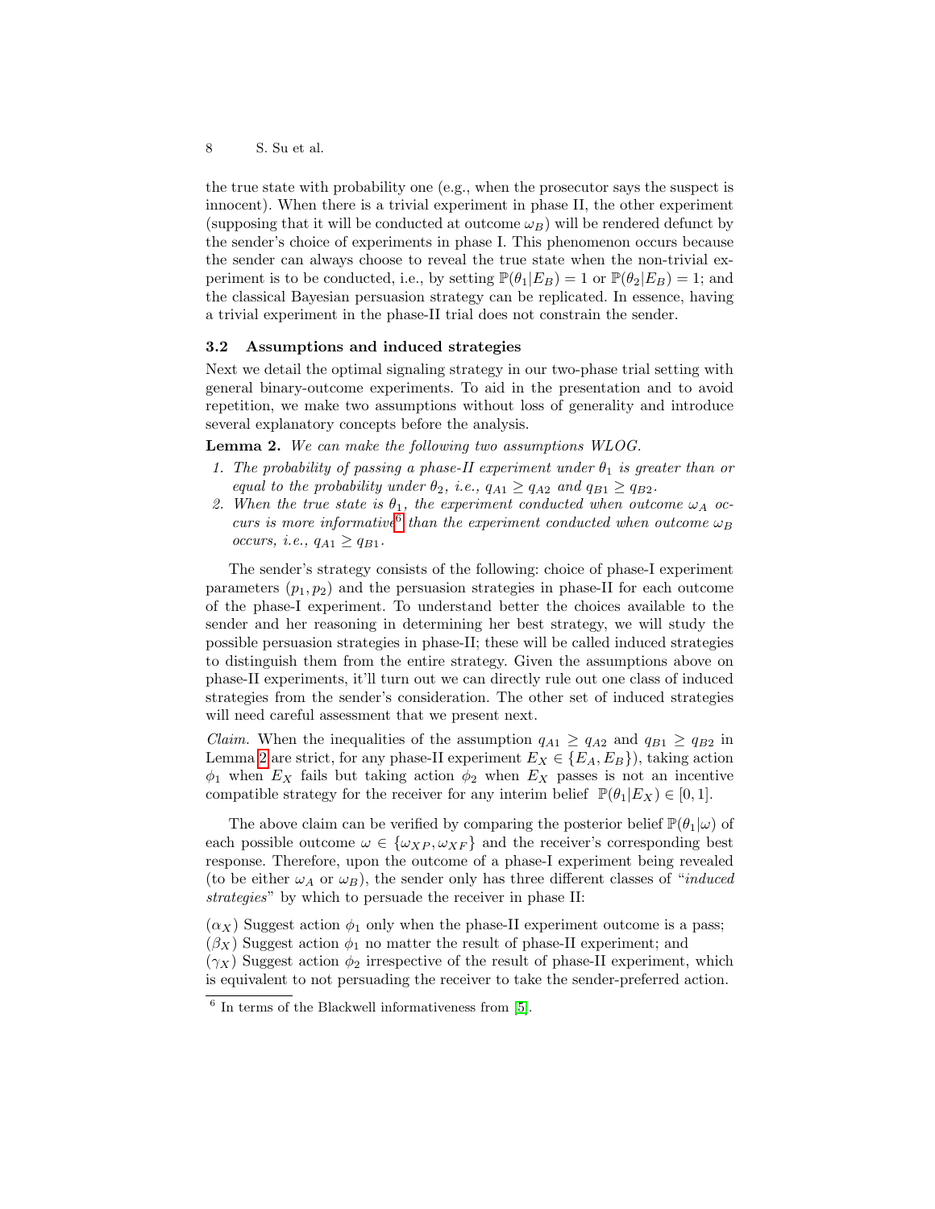the true state with probability one (e.g., when the prosecutor says the suspect is innocent). When there is a trivial experiment in phase II, the other experiment (supposing that it will be conducted at outcome $\omega_B$) will be rendered defunct by the sender's choice of experiments in phase I. This phenomenon occurs because the sender can always choose to reveal the true state when the non-trivial experiment is to be conducted, i.e., by setting $\mathbb{P}(\theta_1|E_B) = 1$ or $\mathbb{P}(\theta_2|E_B) = 1$; and the classical Bayesian persuasion strategy can be replicated. In essence, having a trivial experiment in the phase-II trial does not constrain the sender.

### 3.2 Assumptions and induced strategies

Next we detail the optimal signaling strategy in our two-phase trial setting with general binary-outcome experiments. To aid in the presentation and to avoid repetition, we make two assumptions without loss of generality and introduce several explanatory concepts before the analysis.

**Lemma 2.** *We can make the following two assumptions WLOG.*

1. *The probability of passing a phase-II experiment under $\theta_1$ is greater than or equal to the probability under $\theta_2$, i.e., $q_{A1} \geq q_{A2}$ and $q_{B1} \geq q_{B2}$.*
2. *When the true state is $\theta_1$, the experiment conducted when outcome $\omega_A$ occurs is more informative[6] than the experiment conducted when outcome $\omega_B$ occurs, i.e., $q_{A1} \geq q_{B1}$.*

The sender's strategy consists of the following: choice of phase-I experiment parameters $(p_1, p_2)$ and the persuasion strategies in phase-II for each outcome of the phase-I experiment. To understand better the choices available to the sender and her reasoning in determining her best strategy, we will study the possible persuasion strategies in phase-II; these will be called induced strategies to distinguish them from the entire strategy. Given the assumptions above on phase-II experiments, it'll turn out we can directly rule out one class of induced strategies from the sender's consideration. The other set of induced strategies will need careful assessment that we present next.

*Claim.* When the inequalities of the assumption $q_{A1} \geq q_{A2}$ and $q_{B1} \geq q_{B2}$ in Lemma 2 are strict, for any phase-II experiment $E_X \in \{E_A, E_B\}$), taking action $\phi_1$ when $E_X$ fails but taking action $\phi_2$ when $E_X$ passes is not an incentive compatible strategy for the receiver for any interim belief $\mathbb{P}(\theta_1|E_X) \in [0, 1]$.

The above claim can be verified by comparing the posterior belief $\mathbb{P}(\theta_1|\omega)$ of each possible outcome $\omega \in \{\omega_{XP}, \omega_{XF}\}$ and the receiver's corresponding best response. Therefore, upon the outcome of a phase-I experiment being revealed (to be either $\omega_A$ or $\omega_B$), the sender only has three different classes of "*induced strategies*" by which to persuade the receiver in phase II:

($\alpha_X$) Suggest action $\phi_1$ only when the phase-II experiment outcome is a pass;
($\beta_X$) Suggest action $\phi_1$ no matter the result of phase-II experiment; and
($\gamma_X$) Suggest action $\phi_2$ irrespective of the result of phase-II experiment, which is equivalent to not persuading the receiver to take the sender-preferred action.

[6] In terms of the Blackwell informativeness from [5].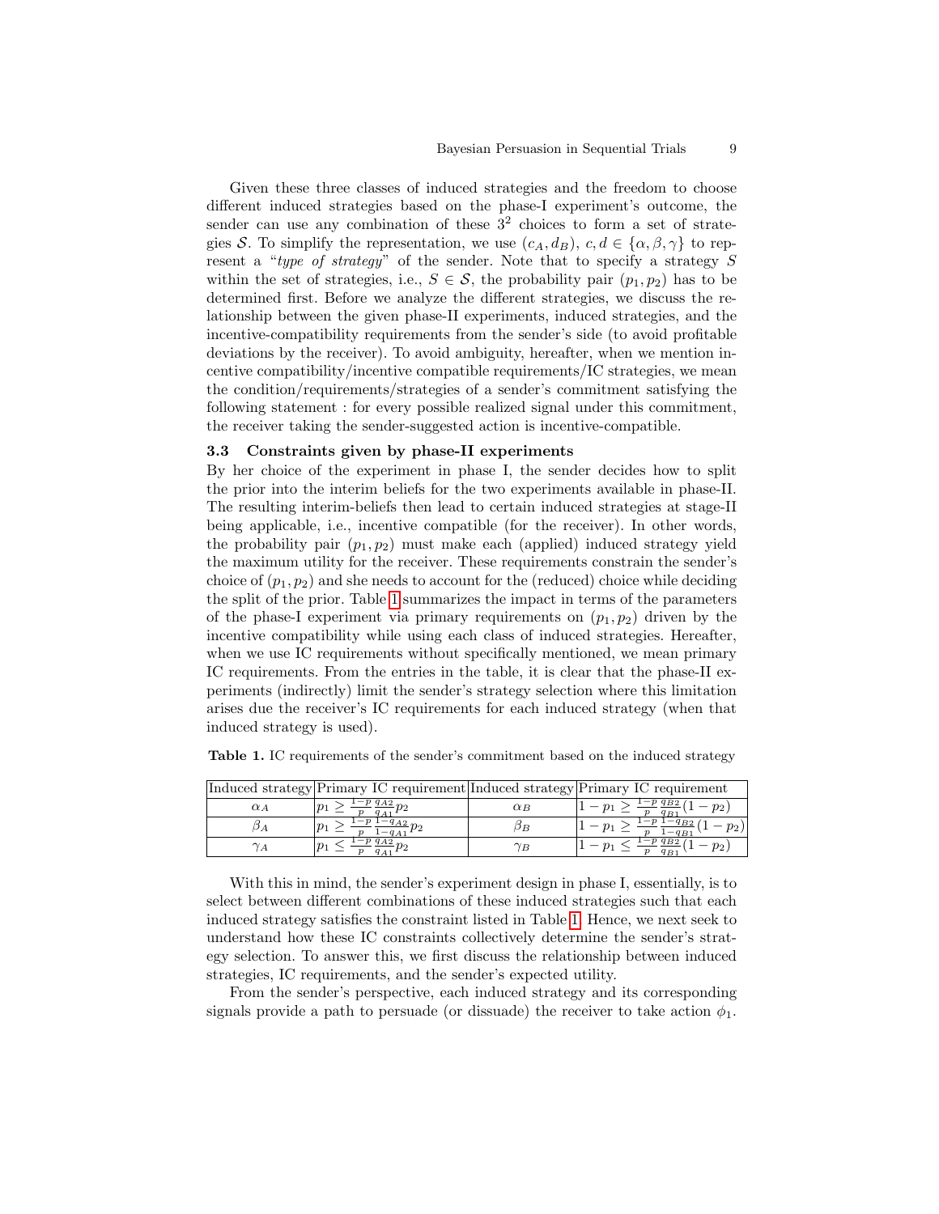Given these three classes of induced strategies and the freedom to choose different induced strategies based on the phase-I experiment's outcome, the sender can use any combination of these $3^2$ choices to form a set of strategies $\mathcal{S}$. To simplify the representation, we use $(c_A, d_B)$, $c, d \in \{\alpha, \beta, \gamma\}$ to represent a "*type of strategy*" of the sender. Note that to specify a strategy $S$ within the set of strategies, i.e., $S \in \mathcal{S}$, the probability pair $(p_1, p_2)$ has to be determined first. Before we analyze the different strategies, we discuss the relationship between the given phase-II experiments, induced strategies, and the incentive-compatibility requirements from the sender's side (to avoid profitable deviations by the receiver). To avoid ambiguity, hereafter, when we mention incentive compatibility/incentive compatible requirements/IC strategies, we mean the condition/requirements/strategies of a sender's commitment satisfying the following statement : for every possible realized signal under this commitment, the receiver taking the sender-suggested action is incentive-compatible.

### 3.3 Constraints given by phase-II experiments

By her choice of the experiment in phase I, the sender decides how to split the prior into the interim beliefs for the two experiments available in phase-II. The resulting interim-beliefs then lead to certain induced strategies at stage-II being applicable, i.e., incentive compatible (for the receiver). In other words, the probability pair $(p_1, p_2)$ must make each (applied) induced strategy yield the maximum utility for the receiver. These requirements constrain the sender's choice of $(p_1, p_2)$ and she needs to account for the (reduced) choice while deciding the split of the prior. Table 1 summarizes the impact in terms of the parameters of the phase-I experiment via primary requirements on $(p_1, p_2)$ driven by the incentive compatibility while using each class of induced strategies. Hereafter, when we use IC requirements without specifically mentioned, we mean primary IC requirements. From the entries in the table, it is clear that the phase-II experiments (indirectly) limit the sender's strategy selection where this limitation arises due the receiver's IC requirements for each induced strategy (when that induced strategy is used).

**Table 1.** IC requirements of the sender's commitment based on the induced strategy

| Induced strategy | Primary IC requirement | Induced strategy | Primary IC requirement |
|---|---|---|---|
| $\alpha_A$ | $p_1 \geq \frac{1-p}{p}\frac{q_{A2}}{q_{A1}}p_2$ | $\alpha_B$ | $1-p_1 \geq \frac{1-p}{p}\frac{q_{B2}}{q_{B1}}(1-p_2)$ |
| $\beta_A$ | $p_1 \geq \frac{1-p}{p}\frac{1-q_{A2}}{1-q_{A1}}p_2$ | $\beta_B$ | $1-p_1 \geq \frac{1-p}{p}\frac{1-q_{B2}}{1-q_{B1}}(1-p_2)$ |
| $\gamma_A$ | $p_1 \leq \frac{1-p}{p}\frac{q_{A2}}{q_{A1}}p_2$ | $\gamma_B$ | $1-p_1 \leq \frac{1-p}{p}\frac{q_{B2}}{q_{B1}}(1-p_2)$ |

With this in mind, the sender's experiment design in phase I, essentially, is to select between different combinations of these induced strategies such that each induced strategy satisfies the constraint listed in Table 1. Hence, we next seek to understand how these IC constraints collectively determine the sender's strategy selection. To answer this, we first discuss the relationship between induced strategies, IC requirements, and the sender's expected utility.

From the sender's perspective, each induced strategy and its corresponding signals provide a path to persuade (or dissuade) the receiver to take action $\phi_1$.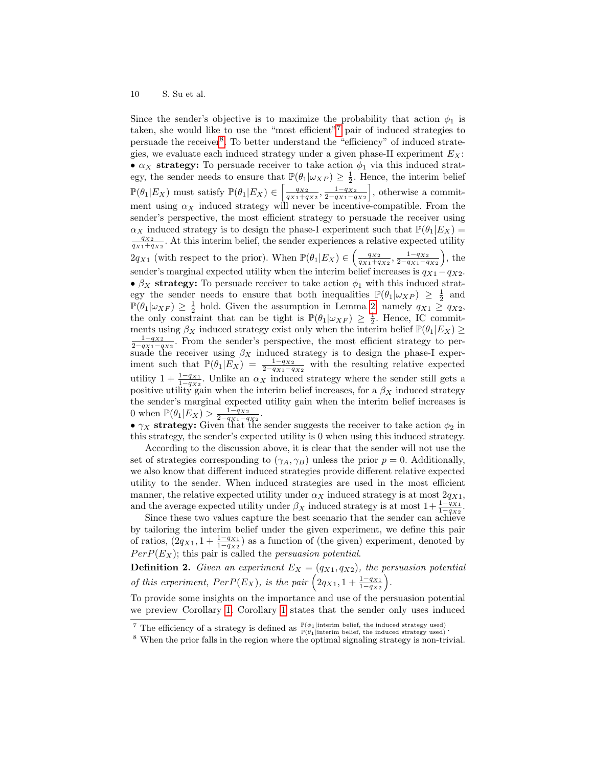Since the sender's objective is to maximize the probability that action $\phi_1$ is taken, she would like to use the "most efficient"[7] pair of induced strategies to persuade the receiver[8]. To better understand the "efficiency" of induced strategies, we evaluate each induced strategy under a given phase-II experiment $E_X$:

- $\alpha_X$ **strategy:** To persuade receiver to take action $\phi_1$ via this induced strategy, the sender needs to ensure that $\mathbb{P}(\theta_1|\omega_{XP}) \geq \frac{1}{2}$. Hence, the interim belief $\mathbb{P}(\theta_1|E_X)$ must satisfy $\mathbb{P}(\theta_1|E_X) \in \left[\frac{q_{X2}}{q_{X1}+q_{X2}}, \frac{1-q_{X2}}{2-q_{X1}-q_{X2}}\right]$, otherwise a commitment using $\alpha_X$ induced strategy will never be incentive-compatible. From the sender's perspective, the most efficient strategy to persuade the receiver using $\alpha_X$ induced strategy is to design the phase-I experiment such that $\mathbb{P}(\theta_1|E_X) = \frac{q_{X2}}{q_{X1}+q_{X2}}$. At this interim belief, the sender experiences a relative expected utility $2q_{X1}$ (with respect to the prior). When $\mathbb{P}(\theta_1|E_X) \in \left(\frac{q_{X2}}{q_{X1}+q_{X2}}, \frac{1-q_{X2}}{2-q_{X1}-q_{X2}}\right)$, the sender's marginal expected utility when the interim belief increases is $q_{X1}-q_{X2}$.
- $\beta_X$ **strategy:** To persuade receiver to take action $\phi_1$ with this induced strategy the sender needs to ensure that both inequalities $\mathbb{P}(\theta_1|\omega_{XP}) \geq \frac{1}{2}$ and $\mathbb{P}(\theta_1|\omega_{XF}) \geq \frac{1}{2}$ hold. Given the assumption in Lemma 2, namely $q_{X1} \geq q_{X2}$, the only constraint that can be tight is $\mathbb{P}(\theta_1|\omega_{XF}) \geq \frac{1}{2}$. Hence, IC commitments using $\beta_X$ induced strategy exist only when the interim belief $\mathbb{P}(\theta_1|E_X) \geq \frac{1-q_{X2}}{2-q_{X1}-q_{X2}}$. From the sender's perspective, the most efficient strategy to persuade the receiver using $\beta_X$ induced strategy is to design the phase-I experiment such that $\mathbb{P}(\theta_1|E_X) = \frac{1-q_{X2}}{2-q_{X1}-q_{X2}}$ with the resulting relative expected utility $1 + \frac{1-q_{X1}}{1-q_{X2}}$. Unlike an $\alpha_X$ induced strategy where the sender still gets a positive utility gain when the interim belief increases, for a $\beta_X$ induced strategy the sender's marginal expected utility gain when the interim belief increases is 0 when $\mathbb{P}(\theta_1|E_X) > \frac{1-q_{X2}}{2-q_{X1}-q_{X2}}$.
- $\gamma_X$ **strategy:** Given that the sender suggests the receiver to take action $\phi_2$ in this strategy, the sender's expected utility is 0 when using this induced strategy.

According to the discussion above, it is clear that the sender will not use the set of strategies corresponding to $(\gamma_A, \gamma_B)$ unless the prior $p = 0$. Additionally, we also know that different induced strategies provide different relative expected utility to the sender. When induced strategies are used in the most efficient manner, the relative expected utility under $\alpha_X$ induced strategy is at most $2q_{X1}$, and the average expected utility under $\beta_X$ induced strategy is at most $1+\frac{1-q_{X1}}{1-q_{X2}}$.

Since these two values capture the best scenario that the sender can achieve by tailoring the interim belief under the given experiment, we define this pair of ratios, $(2q_{X1}, 1 + \frac{1-q_{X1}}{1-q_{X2}})$ as a function of (the given) experiment, denoted by $PerP(E_X)$; this pair is called the *persuasion potential*.

**Definition 2.** *Given an experiment $E_X = (q_{X1}, q_{X2})$, the persuasion potential of this experiment, $PerP(E_X)$, is the pair $\left(2q_{X1}, 1 + \frac{1-q_{X1}}{1-q_{X2}}\right)$.*

To provide some insights on the importance and use of the persuasion potential we preview Corollary 1. Corollary 1 states that the sender only uses induced

[7] The efficiency of a strategy is defined as $\frac{\mathbb{P}(\phi_1|\text{interim belief, the induced strategy used})}{\mathbb{P}(\theta_1|\text{interim belief, the induced strategy used})}$.

[8] When the prior falls in the region where the optimal signaling strategy is non-trivial.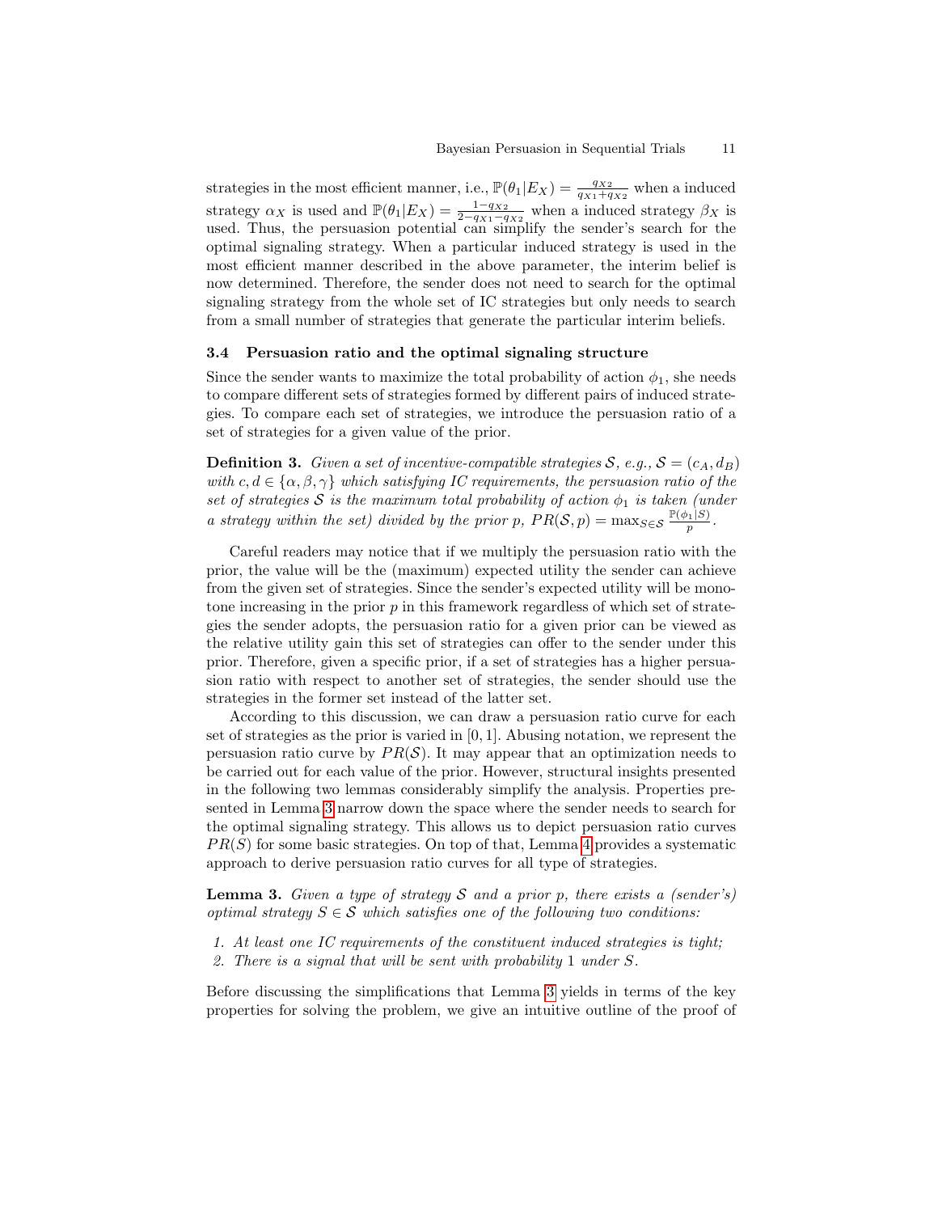strategies in the most efficient manner, i.e., $\mathbb{P}(\theta_1|E_X) = \frac{q_{X2}}{q_{X1}+q_{X2}}$ when a induced strategy $\alpha_X$ is used and $\mathbb{P}(\theta_1|E_X) = \frac{1-q_{X2}}{2-q_{X1}-q_{X2}}$ when a induced strategy $\beta_X$ is used. Thus, the persuasion potential can simplify the sender's search for the optimal signaling strategy. When a particular induced strategy is used in the most efficient manner described in the above parameter, the interim belief is now determined. Therefore, the sender does not need to search for the optimal signaling strategy from the whole set of IC strategies but only needs to search from a small number of strategies that generate the particular interim beliefs.

### 3.4 Persuasion ratio and the optimal signaling structure

Since the sender wants to maximize the total probability of action $\phi_1$, she needs to compare different sets of strategies formed by different pairs of induced strategies. To compare each set of strategies, we introduce the persuasion ratio of a set of strategies for a given value of the prior.

**Definition 3.** *Given a set of incentive-compatible strategies $\mathcal{S}$, e.g., $\mathcal{S} = (c_A, d_B)$ with $c, d \in \{\alpha, \beta, \gamma\}$ which satisfying IC requirements, the persuasion ratio of the set of strategies $\mathcal{S}$ is the maximum total probability of action $\phi_1$ is taken (under a strategy within the set) divided by the prior $p$, $PR(\mathcal{S}, p) = \max_{S\in\mathcal{S}} \frac{\mathbb{P}(\phi_1|S)}{p}$.*

Careful readers may notice that if we multiply the persuasion ratio with the prior, the value will be the (maximum) expected utility the sender can achieve from the given set of strategies. Since the sender's expected utility will be monotone increasing in the prior $p$ in this framework regardless of which set of strategies the sender adopts, the persuasion ratio for a given prior can be viewed as the relative utility gain this set of strategies can offer to the sender under this prior. Therefore, given a specific prior, if a set of strategies has a higher persuasion ratio with respect to another set of strategies, the sender should use the strategies in the former set instead of the latter set.

According to this discussion, we can draw a persuasion ratio curve for each set of strategies as the prior is varied in $[0, 1]$. Abusing notation, we represent the persuasion ratio curve by $PR(\mathcal{S})$. It may appear that an optimization needs to be carried out for each value of the prior. However, structural insights presented in the following two lemmas considerably simplify the analysis. Properties presented in Lemma 3 narrow down the space where the sender needs to search for the optimal signaling strategy. This allows us to depict persuasion ratio curves $PR(S)$ for some basic strategies. On top of that, Lemma 4 provides a systematic approach to derive persuasion ratio curves for all type of strategies.

**Lemma 3.** *Given a type of strategy $\mathcal{S}$ and a prior $p$, there exists a (sender's) optimal strategy $S \in \mathcal{S}$ which satisfies one of the following two conditions:*

1. *At least one IC requirements of the constituent induced strategies is tight;*
2. *There is a signal that will be sent with probability 1 under $S$.*

Before discussing the simplifications that Lemma 3 yields in terms of the key properties for solving the problem, we give an intuitive outline of the proof of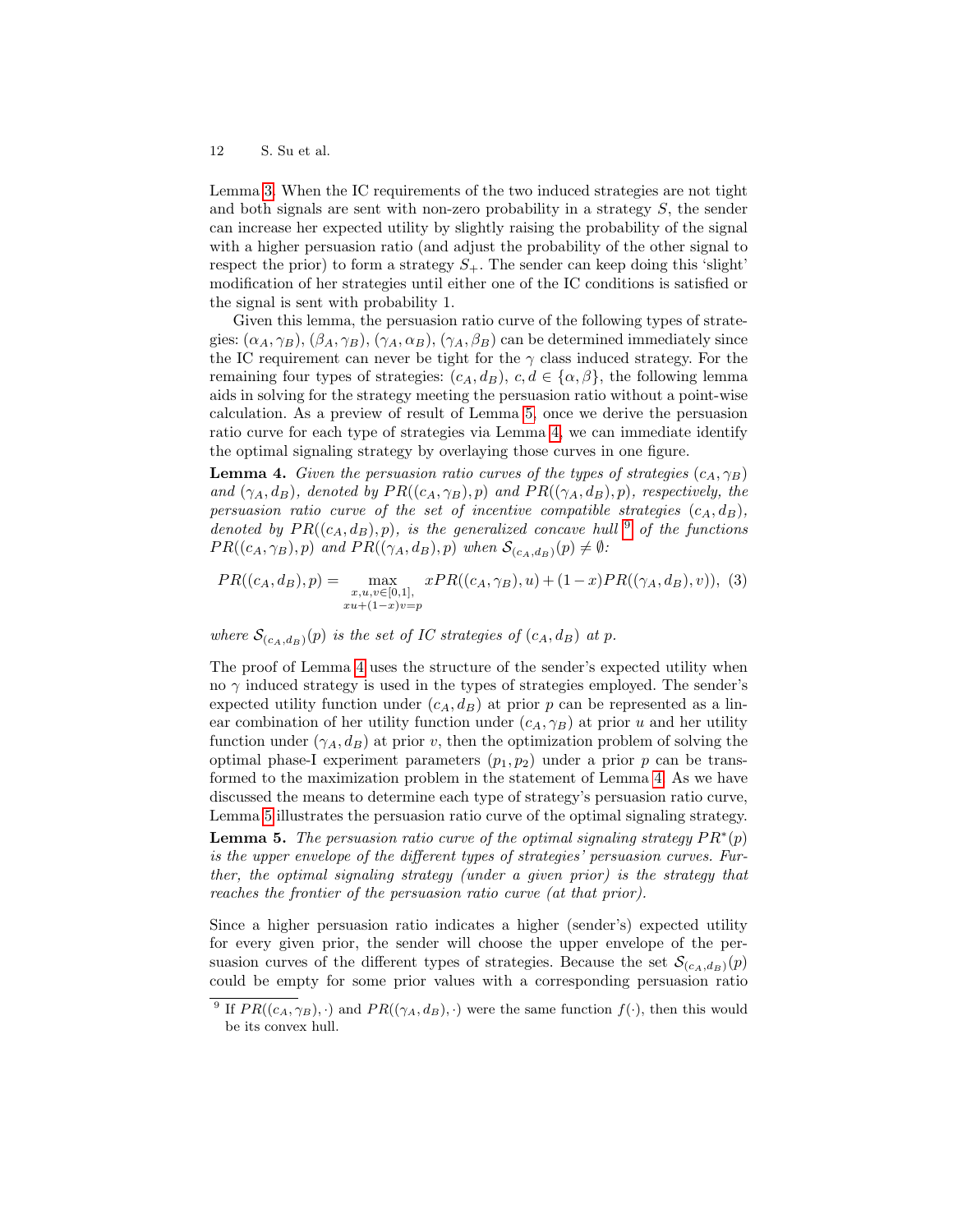Lemma 3. When the IC requirements of the two induced strategies are not tight and both signals are sent with non-zero probability in a strategy $S$, the sender can increase her expected utility by slightly raising the probability of the signal with a higher persuasion ratio (and adjust the probability of the other signal to respect the prior) to form a strategy $S_+$. The sender can keep doing this 'slight' modification of her strategies until either one of the IC conditions is satisfied or the signal is sent with probability 1.

Given this lemma, the persuasion ratio curve of the following types of strategies: $(\alpha_A, \gamma_B)$, $(\beta_A, \gamma_B)$, $(\gamma_A, \alpha_B)$, $(\gamma_A, \beta_B)$ can be determined immediately since the IC requirement can never be tight for the $\gamma$ class induced strategy. For the remaining four types of strategies: $(c_A, d_B)$, $c, d \in \{\alpha, \beta\}$, the following lemma aids in solving for the strategy meeting the persuasion ratio without a point-wise calculation. As a preview of result of Lemma 5, once we derive the persuasion ratio curve for each type of strategies via Lemma 4, we can immediate identify the optimal signaling strategy by overlaying those curves in one figure.

**Lemma 4.** *Given the persuasion ratio curves of the types of strategies $(c_A, \gamma_B)$ and $(\gamma_A, d_B)$, denoted by $PR((c_A, \gamma_B), p)$ and $PR((\gamma_A, d_B), p)$, respectively, the persuasion ratio curve of the set of incentive compatible strategies $(c_A, d_B)$, denoted by $PR((c_A, d_B), p)$, is the generalized concave hull*[9] *of the functions $PR((c_A, \gamma_B), p)$ and $PR((\gamma_A, d_B), p)$ when $\mathcal{S}_{(c_A, d_B)}(p) \neq \emptyset$:*

$$PR((c_A, d_B), p) = \max_{\substack{x,u,v \in [0,1], \\ xu+(1-x)v=p}} xPR((c_A, \gamma_B), u) + (1-x)PR((\gamma_A, d_B), v)), \quad (3)$$

*where $\mathcal{S}_{(c_A, d_B)}(p)$ is the set of IC strategies of $(c_A, d_B)$ at $p$.*

The proof of Lemma 4 uses the structure of the sender's expected utility when no $\gamma$ induced strategy is used in the types of strategies employed. The sender's expected utility function under $(c_A, d_B)$ at prior $p$ can be represented as a linear combination of her utility function under $(c_A, \gamma_B)$ at prior $u$ and her utility function under $(\gamma_A, d_B)$ at prior $v$, then the optimization problem of solving the optimal phase-I experiment parameters $(p_1, p_2)$ under a prior $p$ can be transformed to the maximization problem in the statement of Lemma 4. As we have discussed the means to determine each type of strategy's persuasion ratio curve, Lemma 5 illustrates the persuasion ratio curve of the optimal signaling strategy.

**Lemma 5.** *The persuasion ratio curve of the optimal signaling strategy $PR^*(p)$ is the upper envelope of the different types of strategies' persuasion curves. Further, the optimal signaling strategy (under a given prior) is the strategy that reaches the frontier of the persuasion ratio curve (at that prior).*

Since a higher persuasion ratio indicates a higher (sender's) expected utility for every given prior, the sender will choose the upper envelope of the persuasion curves of the different types of strategies. Because the set $\mathcal{S}_{(c_A, d_B)}(p)$ could be empty for some prior values with a corresponding persuasion ratio

[9] If $PR((c_A, \gamma_B), \cdot)$ and $PR((\gamma_A, d_B), \cdot)$ were the same function $f(\cdot)$, then this would be its convex hull.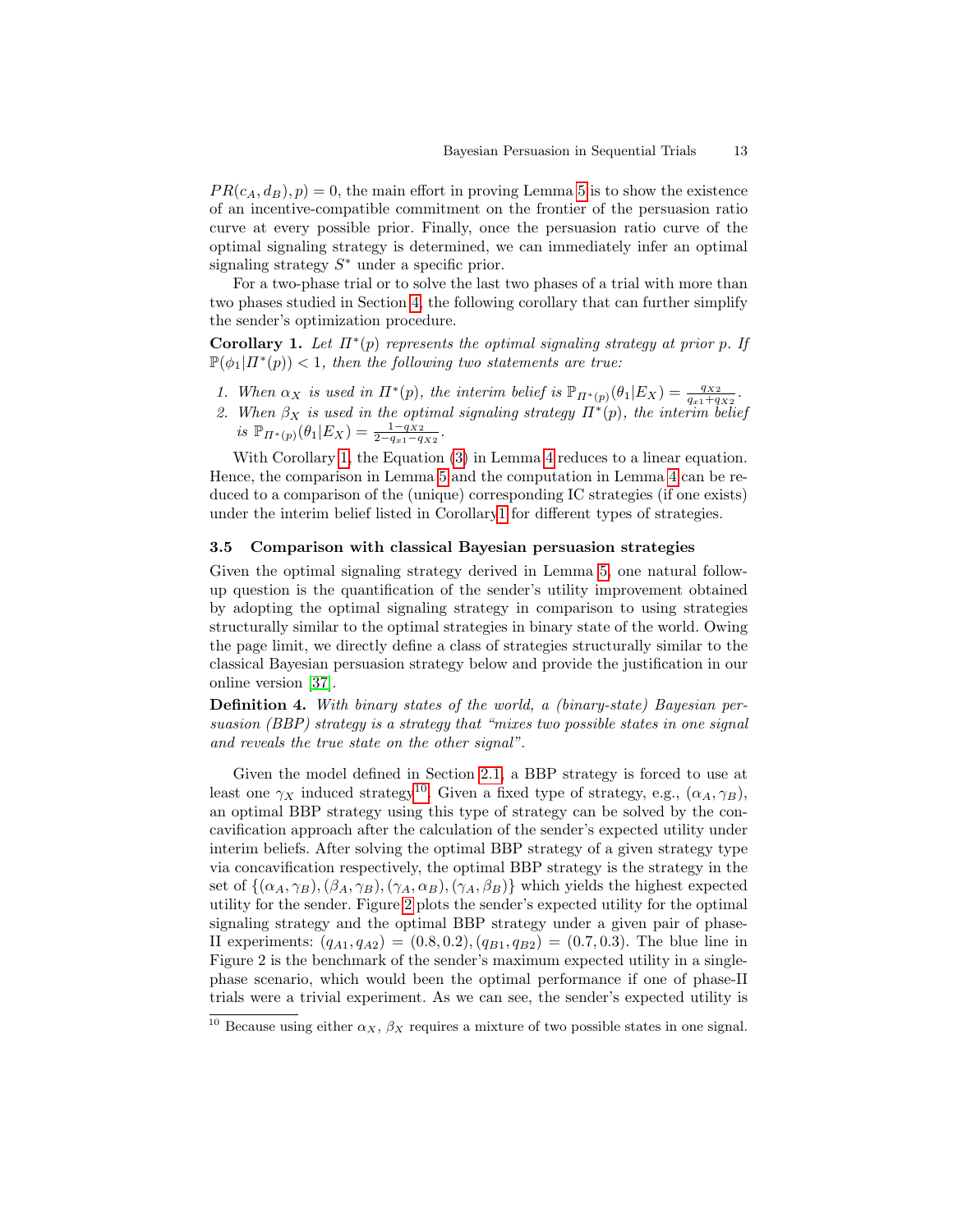$PR(c_A, d_B), p) = 0$, the main effort in proving Lemma 5 is to show the existence of an incentive-compatible commitment on the frontier of the persuasion ratio curve at every possible prior. Finally, once the persuasion ratio curve of the optimal signaling strategy is determined, we can immediately infer an optimal signaling strategy $S^*$ under a specific prior.

For a two-phase trial or to solve the last two phases of a trial with more than two phases studied in Section 4, the following corollary that can further simplify the sender's optimization procedure.

**Corollary 1.** *Let $\Pi^*(p)$ represents the optimal signaling strategy at prior $p$. If $\mathbb{P}(\phi_1|\Pi^*(p)) < 1$, then the following two statements are true:*

1. *When $\alpha_X$ is used in $\Pi^*(p)$, the interim belief is $\mathbb{P}_{\Pi^*(p)}(\theta_1|E_X) = \frac{q_{X2}}{q_{x1}+q_{X2}}$.*
2. *When $\beta_X$ is used in the optimal signaling strategy $\Pi^*(p)$, the interim belief is $\mathbb{P}_{\Pi^*(p)}(\theta_1|E_X) = \frac{1-q_{X2}}{2-q_{x1}-q_{X2}}$.*

With Corollary 1, the Equation (3) in Lemma 4 reduces to a linear equation. Hence, the comparison in Lemma 5 and the computation in Lemma 4 can be reduced to a comparison of the (unique) corresponding IC strategies (if one exists) under the interim belief listed in Corollary 1 for different types of strategies.

### 3.5 Comparison with classical Bayesian persuasion strategies

Given the optimal signaling strategy derived in Lemma 5, one natural follow-up question is the quantification of the sender's utility improvement obtained by adopting the optimal signaling strategy in comparison to using strategies structurally similar to the optimal strategies in binary state of the world. Owing the page limit, we directly define a class of strategies structurally similar to the classical Bayesian persuasion strategy below and provide the justification in our online version [37].

**Definition 4.** *With binary states of the world, a (binary-state) Bayesian persuasion (BBP) strategy is a strategy that "mixes two possible states in one signal and reveals the true state on the other signal".*

Given the model defined in Section 2.1, a BBP strategy is forced to use at least one $\gamma_X$ induced strategy[10]. Given a fixed type of strategy, e.g., $(\alpha_A, \gamma_B)$, an optimal BBP strategy using this type of strategy can be solved by the concavification approach after the calculation of the sender's expected utility under interim beliefs. After solving the optimal BBP strategy of a given strategy type via concavification respectively, the optimal BBP strategy is the strategy in the set of $\{(\alpha_A, \gamma_B), (\beta_A, \gamma_B), (\gamma_A, \alpha_B), (\gamma_A, \beta_B)\}$ which yields the highest expected utility for the sender. Figure 2 plots the sender's expected utility for the optimal signaling strategy and the optimal BBP strategy under a given pair of phase-II experiments: $(q_{A1}, q_{A2}) = (0.8, 0.2), (q_{B1}, q_{B2}) = (0.7, 0.3)$. The blue line in Figure 2 is the benchmark of the sender's maximum expected utility in a single-phase scenario, which would been the optimal performance if one of phase-II trials were a trivial experiment. As we can see, the sender's expected utility is

[10] Because using either $\alpha_X$, $\beta_X$ requires a mixture of two possible states in one signal.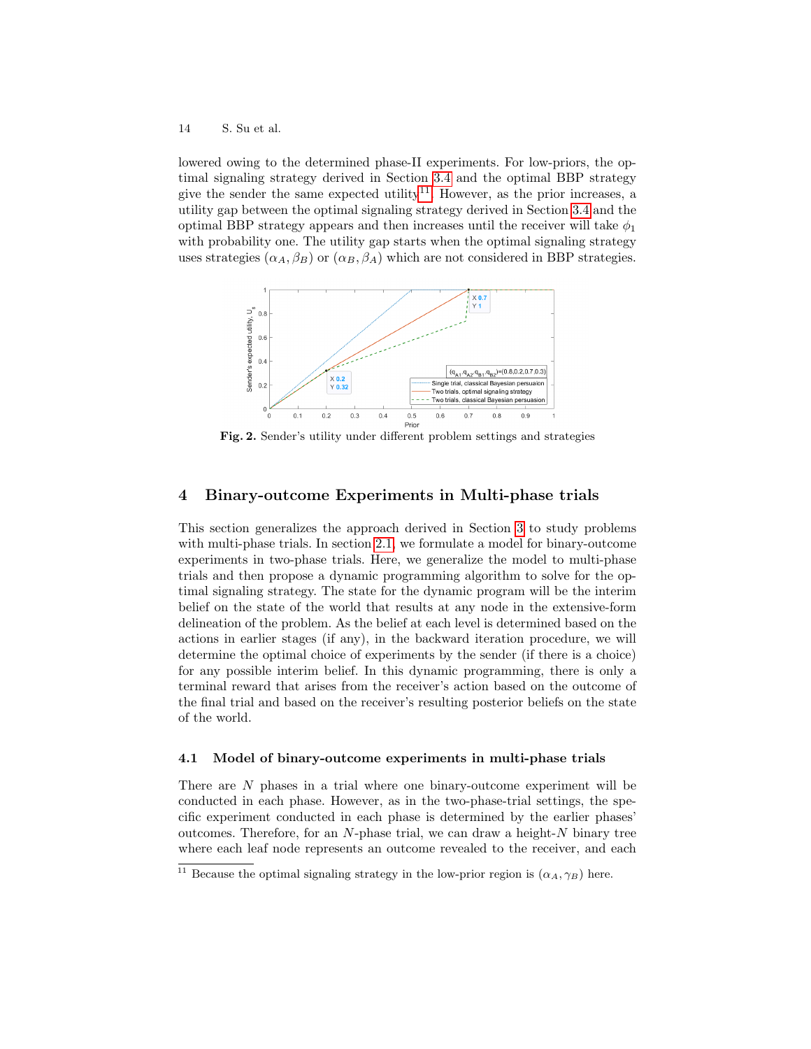lowered owing to the determined phase-II experiments. For low-priors, the optimal signaling strategy derived in Section 3.4 and the optimal BBP strategy give the sender the same expected utility[11]. However, as the prior increases, a utility gap between the optimal signaling strategy derived in Section 3.4 and the optimal BBP strategy appears and then increases until the receiver will take $\phi_1$ with probability one. The utility gap starts when the optimal signaling strategy uses strategies $(\alpha_A, \beta_B)$ or $(\alpha_B, \beta_A)$ which are not considered in BBP strategies.

**Fig. 2.** Sender's utility under different problem settings and strategies

## 4 Binary-outcome Experiments in Multi-phase trials

This section generalizes the approach derived in Section 3 to study problems with multi-phase trials. In section 2.1, we formulate a model for binary-outcome experiments in two-phase trials. Here, we generalize the model to multi-phase trials and then propose a dynamic programming algorithm to solve for the optimal signaling strategy. The state for the dynamic program will be the interim belief on the state of the world that results at any node in the extensive-form delineation of the problem. As the belief at each level is determined based on the actions in earlier stages (if any), in the backward iteration procedure, we will determine the optimal choice of experiments by the sender (if there is a choice) for any possible interim belief. In this dynamic programming, there is only a terminal reward that arises from the receiver's action based on the outcome of the final trial and based on the receiver's resulting posterior beliefs on the state of the world.

### 4.1 Model of binary-outcome experiments in multi-phase trials

There are $N$ phases in a trial where one binary-outcome experiment will be conducted in each phase. However, as in the two-phase-trial settings, the specific experiment conducted in each phase is determined by the earlier phases' outcomes. Therefore, for an $N$-phase trial, we can draw a height-$N$ binary tree where each leaf node represents an outcome revealed to the receiver, and each

[11] Because the optimal signaling strategy in the low-prior region is $(\alpha_A, \gamma_B)$ here.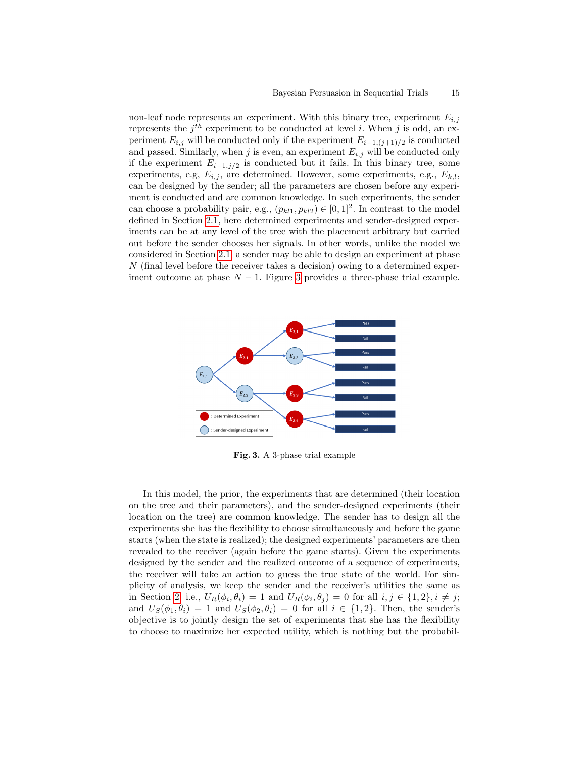non-leaf node represents an experiment. With this binary tree, experiment $E_{i,j}$ represents the $j^{th}$ experiment to be conducted at level $i$. When $j$ is odd, an experiment $E_{i,j}$ will be conducted only if the experiment $E_{i-1,(j+1)/2}$ is conducted and passed. Similarly, when $j$ is even, an experiment $E_{i,j}$ will be conducted only if the experiment $E_{i-1,j/2}$ is conducted but it fails. In this binary tree, some experiments, e.g, $E_{i,j}$, are determined. However, some experiments, e.g., $E_{k,l}$, can be designed by the sender; all the parameters are chosen before any experiment is conducted and are common knowledge. In such experiments, the sender can choose a probability pair, e.g., $(p_{kl1}, p_{kl2}) \in [0,1]^2$. In contrast to the model defined in Section 2.1, here determined experiments and sender-designed experiments can be at any level of the tree with the placement arbitrary but carried out before the sender chooses her signals. In other words, unlike the model we considered in Section 2.1, a sender may be able to design an experiment at phase $N$ (final level before the receiver takes a decision) owing to a determined experiment outcome at phase $N-1$. Figure 3 provides a three-phase trial example.

**Fig. 3.** A 3-phase trial example

In this model, the prior, the experiments that are determined (their location on the tree and their parameters), and the sender-designed experiments (their location on the tree) are common knowledge. The sender has to design all the experiments she has the flexibility to choose simultaneously and before the game starts (when the state is realized); the designed experiments' parameters are then revealed to the receiver (again before the game starts). Given the experiments designed by the sender and the realized outcome of a sequence of experiments, the receiver will take an action to guess the true state of the world. For simplicity of analysis, we keep the sender and the receiver's utilities the same as in Section 2, i.e., $U_R(\phi_i, \theta_i) = 1$ and $U_R(\phi_i, \theta_j) = 0$ for all $i, j \in \{1, 2\}, i \neq j$; and $U_S(\phi_1, \theta_i) = 1$ and $U_S(\phi_2, \theta_i) = 0$ for all $i \in \{1, 2\}$. Then, the sender's objective is to jointly design the set of experiments that she has the flexibility to choose to maximize her expected utility, which is nothing but the probabil-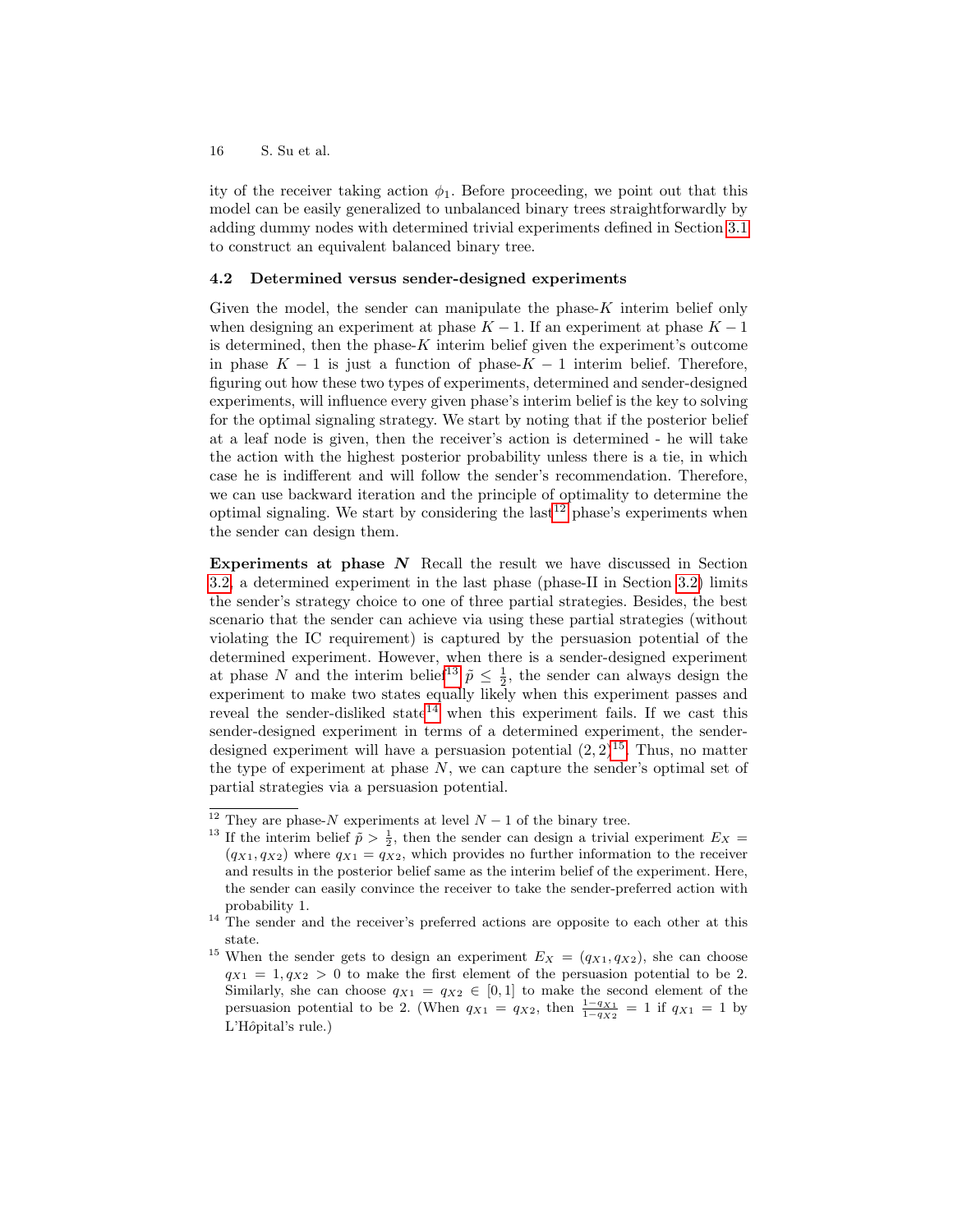ity of the receiver taking action $\phi_1$. Before proceeding, we point out that this model can be easily generalized to unbalanced binary trees straightforwardly by adding dummy nodes with determined trivial experiments defined in Section 3.1 to construct an equivalent balanced binary tree.

### 4.2 Determined versus sender-designed experiments

Given the model, the sender can manipulate the phase-$K$ interim belief only when designing an experiment at phase $K-1$. If an experiment at phase $K-1$ is determined, then the phase-$K$ interim belief given the experiment's outcome in phase $K-1$ is just a function of phase-$K-1$ interim belief. Therefore, figuring out how these two types of experiments, determined and sender-designed experiments, will influence every given phase's interim belief is the key to solving for the optimal signaling strategy. We start by noting that if the posterior belief at a leaf node is given, then the receiver's action is determined - he will take the action with the highest posterior probability unless there is a tie, in which case he is indifferent and will follow the sender's recommendation. Therefore, we can use backward iteration and the principle of optimality to determine the optimal signaling. We start by considering the last[12] phase's experiments when the sender can design them.

**Experiments at phase $N$** Recall the result we have discussed in Section 3.2, a determined experiment in the last phase (phase-II in Section 3.2) limits the sender's strategy choice to one of three partial strategies. Besides, the best scenario that the sender can achieve via using these partial strategies (without violating the IC requirement) is captured by the persuasion potential of the determined experiment. However, when there is a sender-designed experiment at phase $N$ and the interim belief[13] $\tilde{p} \leq \frac{1}{2}$, the sender can always design the experiment to make two states equally likely when this experiment passes and reveal the sender-disliked state[14] when this experiment fails. If we cast this sender-designed experiment in terms of a determined experiment, the sender-designed experiment will have a persuasion potential $(2, 2)$[15]. Thus, no matter the type of experiment at phase $N$, we can capture the sender's optimal set of partial strategies via a persuasion potential.

---

[12] They are phase-$N$ experiments at level $N-1$ of the binary tree.

[13] If the interim belief $\tilde{p} > \frac{1}{2}$, then the sender can design a trivial experiment $E_X = (q_{X1}, q_{X2})$ where $q_{X1} = q_{X2}$, which provides no further information to the receiver and results in the posterior belief same as the interim belief of the experiment. Here, the sender can easily convince the receiver to take the sender-preferred action with probability 1.

[14] The sender and the receiver's preferred actions are opposite to each other at this state.

[15] When the sender gets to design an experiment $E_X = (q_{X1}, q_{X2})$, she can choose $q_{X1} = 1, q_{X2} > 0$ to make the first element of the persuasion potential to be 2. Similarly, she can choose $q_{X1} = q_{X2} \in [0, 1]$ to make the second element of the persuasion potential to be 2. (When $q_{X1} = q_{X2}$, then $\frac{1-q_{X1}}{1-q_{X2}} = 1$ if $q_{X1} = 1$ by L'Hôpital's rule.)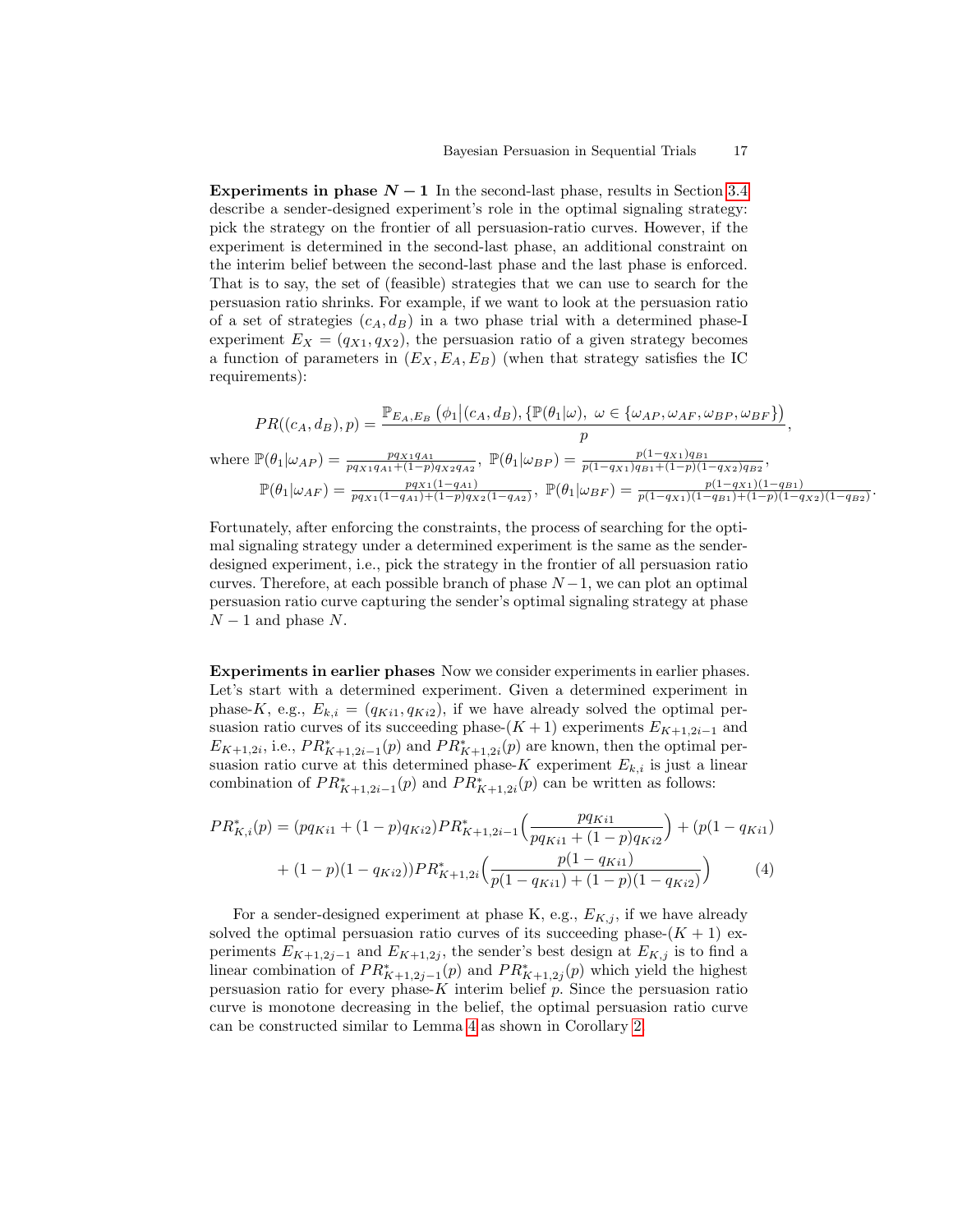**Experiments in phase $N-1$** In the second-last phase, results in Section 3.4 describe a sender-designed experiment's role in the optimal signaling strategy: pick the strategy on the frontier of all persuasion-ratio curves. However, if the experiment is determined in the second-last phase, an additional constraint on the interim belief between the second-last phase and the last phase is enforced. That is to say, the set of (feasible) strategies that we can use to search for the persuasion ratio shrinks. For example, if we want to look at the persuasion ratio of a set of strategies $(c_A, d_B)$ in a two phase trial with a determined phase-I experiment $E_X = (q_{X1}, q_{X2})$, the persuasion ratio of a given strategy becomes a function of parameters in $(E_X, E_A, E_B)$ (when that strategy satisfies the IC requirements):

$$PR((c_A, d_B), p) = \frac{\mathbb{P}_{E_A, E_B}\left(\phi_1 \big| (c_A, d_B), \{\mathbb{P}(\theta_1|\omega),\ \omega \in \{\omega_{AP}, \omega_{AF}, \omega_{BP}, \omega_{BF}\}\right)}{p},$$

where $\mathbb{P}(\theta_1|\omega_{AP}) = \frac{pq_{X1}q_{A1}}{pq_{X1}q_{A1}+(1-p)q_{X2}q_{A2}}$, $\mathbb{P}(\theta_1|\omega_{BP}) = \frac{p(1-q_{X1})q_{B1}}{p(1-q_{X1})q_{B1}+(1-p)(1-q_{X2})q_{B2}}$,

$\mathbb{P}(\theta_1|\omega_{AF}) = \frac{pq_{X1}(1-q_{A1})}{pq_{X1}(1-q_{A1})+(1-p)q_{X2}(1-q_{A2})}$, $\mathbb{P}(\theta_1|\omega_{BF}) = \frac{p(1-q_{X1})(1-q_{B1})}{p(1-q_{X1})(1-q_{B1})+(1-p)(1-q_{X2})(1-q_{B2})}$.

Fortunately, after enforcing the constraints, the process of searching for the optimal signaling strategy under a determined experiment is the same as the sender-designed experiment, i.e., pick the strategy in the frontier of all persuasion ratio curves. Therefore, at each possible branch of phase $N-1$, we can plot an optimal persuasion ratio curve capturing the sender's optimal signaling strategy at phase $N-1$ and phase $N$.

**Experiments in earlier phases** Now we consider experiments in earlier phases. Let's start with a determined experiment. Given a determined experiment in phase-$K$, e.g., $E_{k,i} = (q_{Ki1}, q_{Ki2})$, if we have already solved the optimal persuasion ratio curves of its succeeding phase-$(K+1)$ experiments $E_{K+1,2i-1}$ and $E_{K+1,2i}$, i.e., $PR^*_{K+1,2i-1}(p)$ and $PR^*_{K+1,2i}(p)$ are known, then the optimal persuasion ratio curve at this determined phase-$K$ experiment $E_{k,i}$ is just a linear combination of $PR^*_{K+1,2i-1}(p)$ and $PR^*_{K+1,2i}(p)$ can be written as follows:

$$\begin{aligned} PR^*_{K,i}(p) = (pq_{Ki1} + (1-p)q_{Ki2})PR^*_{K+1,2i-1}\Big(\frac{pq_{Ki1}}{pq_{Ki1}+(1-p)q_{Ki2}}\Big) + (p(1-q_{Ki1}) \\ + (1-p)(1-q_{Ki2}))PR^*_{K+1,2i}\Big(\frac{p(1-q_{Ki1})}{p(1-q_{Ki1})+(1-p)(1-q_{Ki2})}\Big) \end{aligned} \tag{4}$$

For a sender-designed experiment at phase K, e.g., $E_{K,j}$, if we have already solved the optimal persuasion ratio curves of its succeeding phase-$(K+1)$ experiments $E_{K+1,2j-1}$ and $E_{K+1,2j}$, the sender's best design at $E_{K,j}$ is to find a linear combination of $PR^*_{K+1,2j-1}(p)$ and $PR^*_{K+1,2j}(p)$ which yield the highest persuasion ratio for every phase-$K$ interim belief $p$. Since the persuasion ratio curve is monotone decreasing in the belief, the optimal persuasion ratio curve can be constructed similar to Lemma 4 as shown in Corollary 2.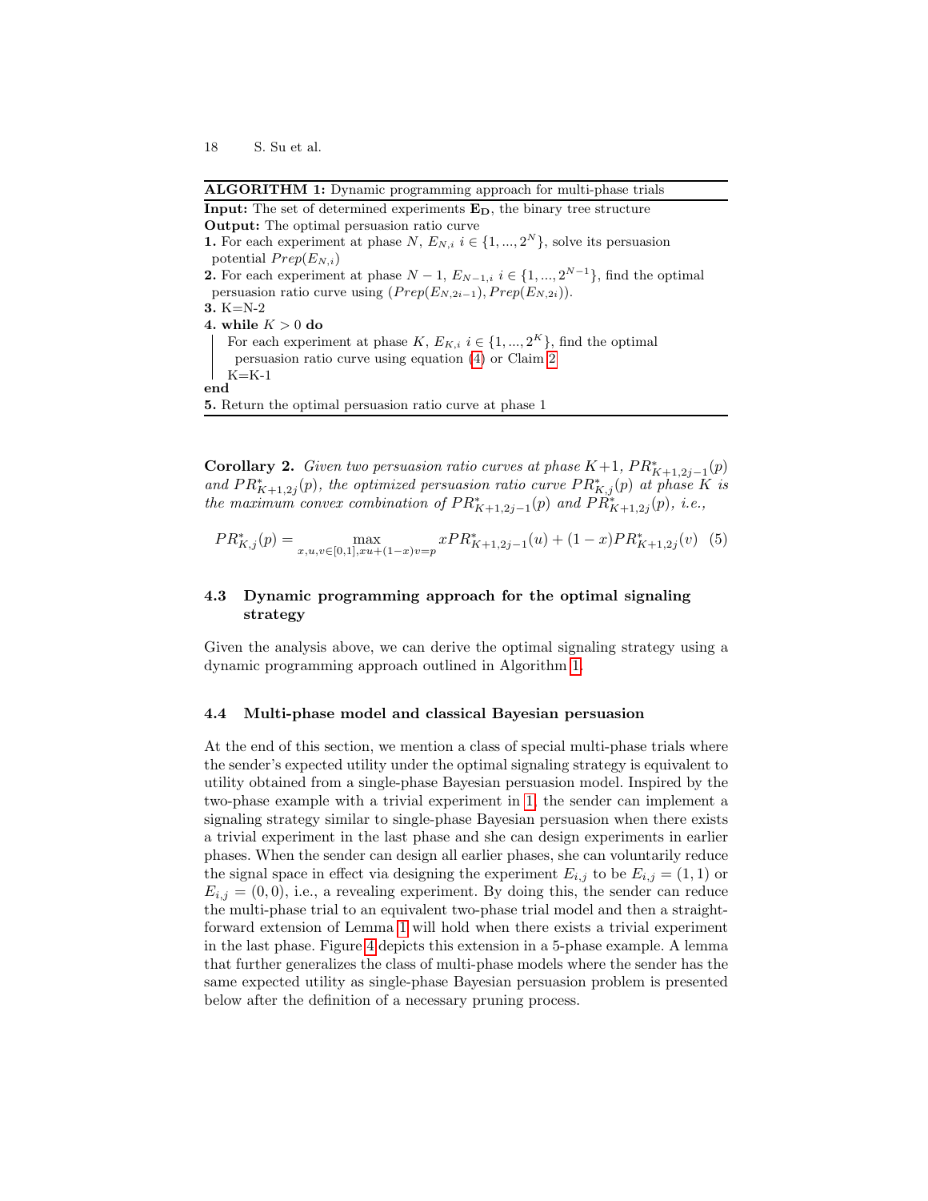---

**ALGORITHM 1:** Dynamic programming approach for multi-phase trials

---

**Input:** The set of determined experiments $\mathbf{E_D}$, the binary tree structure

**Output:** The optimal persuasion ratio curve

**1.** For each experiment at phase $N$, $E_{N,i}$ $i \in \{1, ..., 2^N\}$, solve its persuasion potential $Prep(E_{N,i})$

**2.** For each experiment at phase $N-1$, $E_{N-1,i}$ $i \in \{1, ..., 2^{N-1}\}$, find the optimal persuasion ratio curve using $(Prep(E_{N,2i-1}), Prep(E_{N,2i}))$.

**3.** K=N-2

**4. while** $K > 0$ **do**

  For each experiment at phase $K$, $E_{K,i}$ $i \in \{1, ..., 2^K\}$, find the optimal persuasion ratio curve using equation (4) or Claim 2

  K=K-1

**end**

**5.** Return the optimal persuasion ratio curve at phase 1

---

**Corollary 2.** *Given two persuasion ratio curves at phase $K+1$, $PR^*_{K+1,2j-1}(p)$ and $PR^*_{K+1,2j}(p)$, the optimized persuasion ratio curve $PR^*_{K,j}(p)$ at phase $K$ is the maximum convex combination of $PR^*_{K+1,2j-1}(p)$ and $PR^*_{K+1,2j}(p)$, i.e.,*

$$PR^*_{K,j}(p) = \max_{x,u,v \in [0,1], xu+(1-x)v=p} xPR^*_{K+1,2j-1}(u) + (1-x)PR^*_{K+1,2j}(v) \quad (5)$$

### 4.3 Dynamic programming approach for the optimal signaling strategy

Given the analysis above, we can derive the optimal signaling strategy using a dynamic programming approach outlined in Algorithm 1.

### 4.4 Multi-phase model and classical Bayesian persuasion

At the end of this section, we mention a class of special multi-phase trials where the sender's expected utility under the optimal signaling strategy is equivalent to utility obtained from a single-phase Bayesian persuasion model. Inspired by the two-phase example with a trivial experiment in 1, the sender can implement a signaling strategy similar to single-phase Bayesian persuasion when there exists a trivial experiment in the last phase and she can design experiments in earlier phases. When the sender can design all earlier phases, she can voluntarily reduce the signal space in effect via designing the experiment $E_{i,j}$ to be $E_{i,j} = (1, 1)$ or $E_{i,j} = (0, 0)$, i.e., a revealing experiment. By doing this, the sender can reduce the multi-phase trial to an equivalent two-phase trial model and then a straightforward extension of Lemma 1 will hold when there exists a trivial experiment in the last phase. Figure 4 depicts this extension in a 5-phase example. A lemma that further generalizes the class of multi-phase models where the sender has the same expected utility as single-phase Bayesian persuasion problem is presented below after the definition of a necessary pruning process.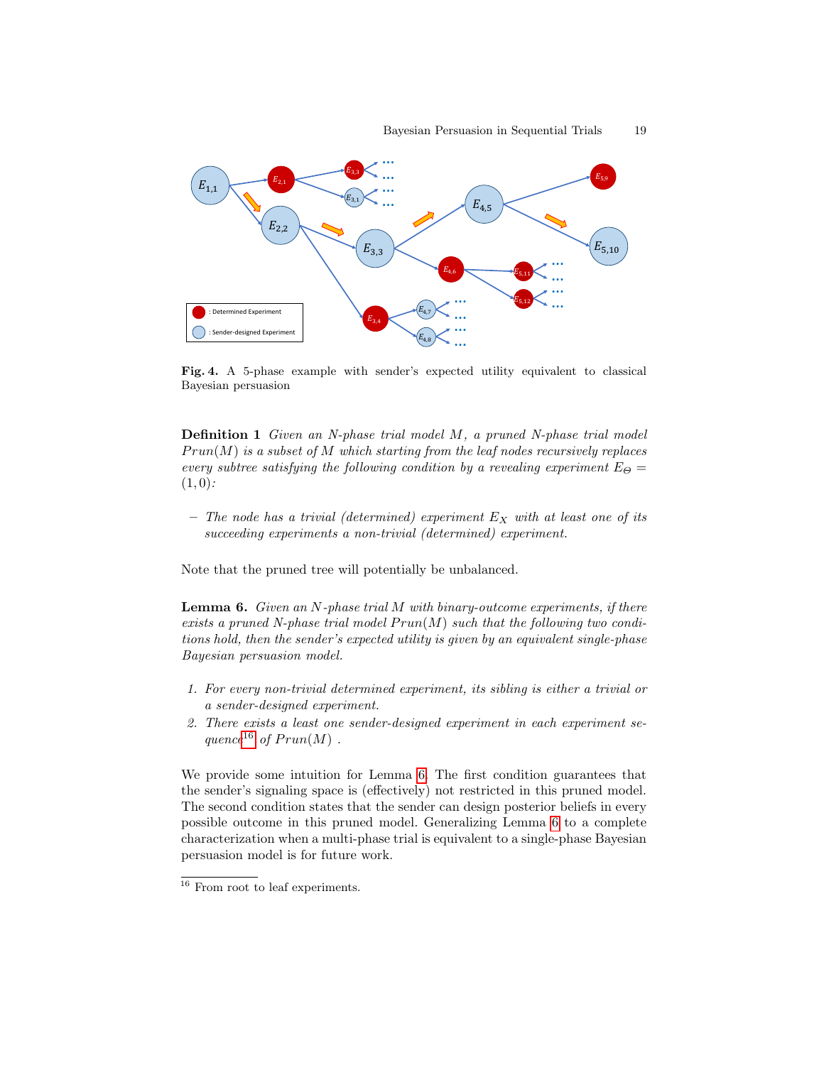**Fig. 4.** A 5-phase example with sender's expected utility equivalent to classical Bayesian persuasion

**Definition 1** *Given an N-phase trial model M, a pruned N-phase trial model $Prun(M)$ is a subset of M which starting from the leaf nodes recursively replaces every subtree satisfying the following condition by a revealing experiment $E_\Theta = (1, 0)$:*

- *The node has a trivial (determined) experiment $E_X$ with at least one of its succeeding experiments a non-trivial (determined) experiment.*

Note that the pruned tree will potentially be unbalanced.

**Lemma 6.** *Given an N-phase trial M with binary-outcome experiments, if there exists a pruned N-phase trial model $Prun(M)$ such that the following two conditions hold, then the sender's expected utility is given by an equivalent single-phase Bayesian persuasion model.*

1. *For every non-trivial determined experiment, its sibling is either a trivial or a sender-designed experiment.*
2. *There exists a least one sender-designed experiment in each experiment sequence[16] of $Prun(M)$.*

We provide some intuition for Lemma 6. The first condition guarantees that the sender's signaling space is (effectively) not restricted in this pruned model. The second condition states that the sender can design posterior beliefs in every possible outcome in this pruned model. Generalizing Lemma 6 to a complete characterization when a multi-phase trial is equivalent to a single-phase Bayesian persuasion model is for future work.

[16] From root to leaf experiments.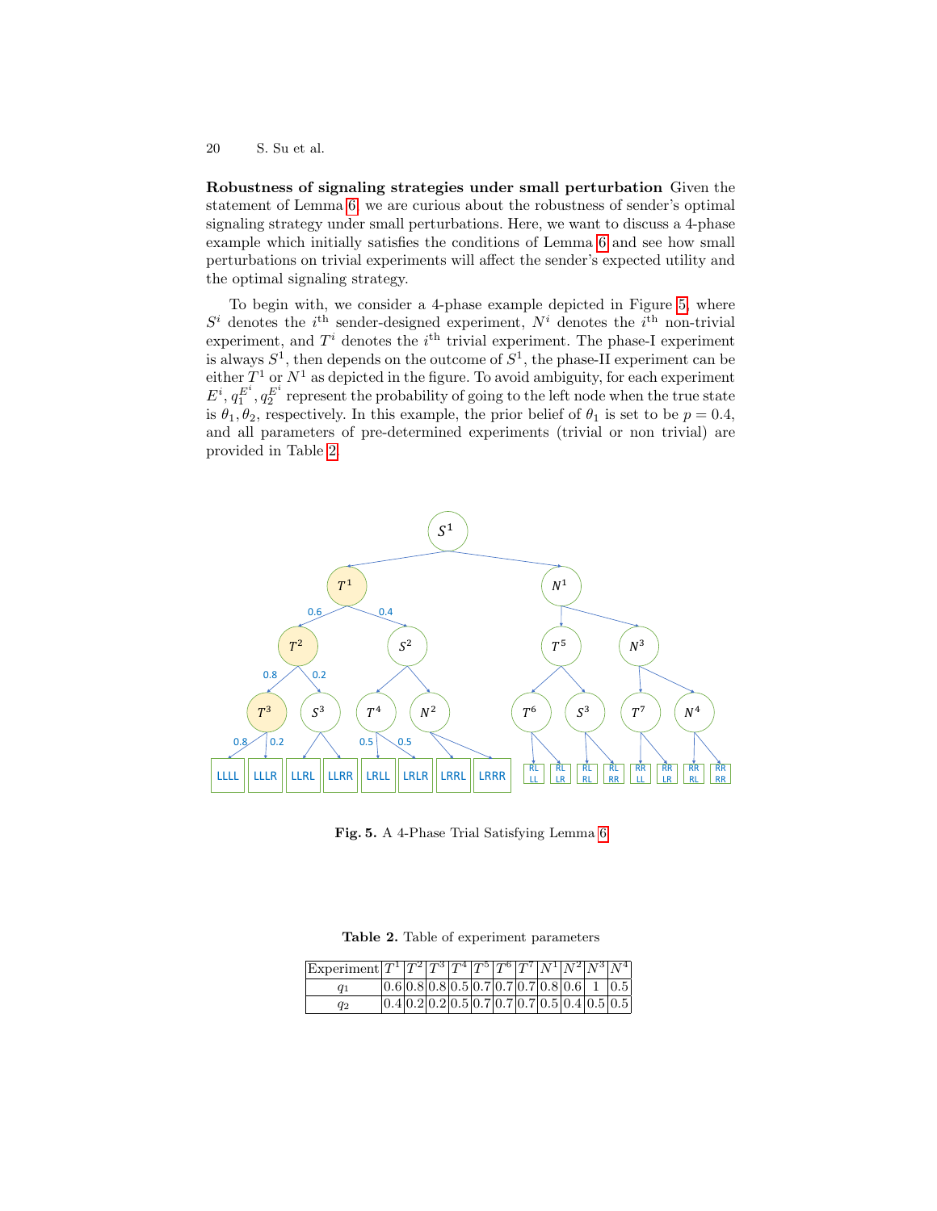**Robustness of signaling strategies under small perturbation** Given the statement of Lemma 6, we are curious about the robustness of sender's optimal signaling strategy under small perturbations. Here, we want to discuss a 4-phase example which initially satisfies the conditions of Lemma 6 and see how small perturbations on trivial experiments will affect the sender's expected utility and the optimal signaling strategy.

To begin with, we consider a 4-phase example depicted in Figure 5, where $S^i$ denotes the $i^{\text{th}}$ sender-designed experiment, $N^i$ denotes the $i^{\text{th}}$ non-trivial experiment, and $T^i$ denotes the $i^{\text{th}}$ trivial experiment. The phase-I experiment is always $S^1$, then depends on the outcome of $S^1$, the phase-II experiment can be either $T^1$ or $N^1$ as depicted in the figure. To avoid ambiguity, for each experiment $E^i, q_1^{E^i}, q_2^{E^i}$ represent the probability of going to the left node when the true state is $\theta_1, \theta_2$, respectively. In this example, the prior belief of $\theta_1$ is set to be $p = 0.4$, and all parameters of pre-determined experiments (trivial or non trivial) are provided in Table 2.

**Fig. 5.** A 4-Phase Trial Satisfying Lemma 6

**Table 2.** Table of experiment parameters

| Experiment | $T^1$ | $T^2$ | $T^3$ | $T^4$ | $T^5$ | $T^6$ | $T^7$ | $N^1$ | $N^2$ | $N^3$ | $N^4$ |
|---|---|---|---|---|---|---|---|---|---|---|---|
| $q_1$ | 0.6 | 0.8 | 0.8 | 0.5 | 0.7 | 0.7 | 0.7 | 0.8 | 0.6 | 1 | 0.5 |
| $q_2$ | 0.4 | 0.2 | 0.2 | 0.5 | 0.7 | 0.7 | 0.7 | 0.5 | 0.4 | 0.5 | 0.5 |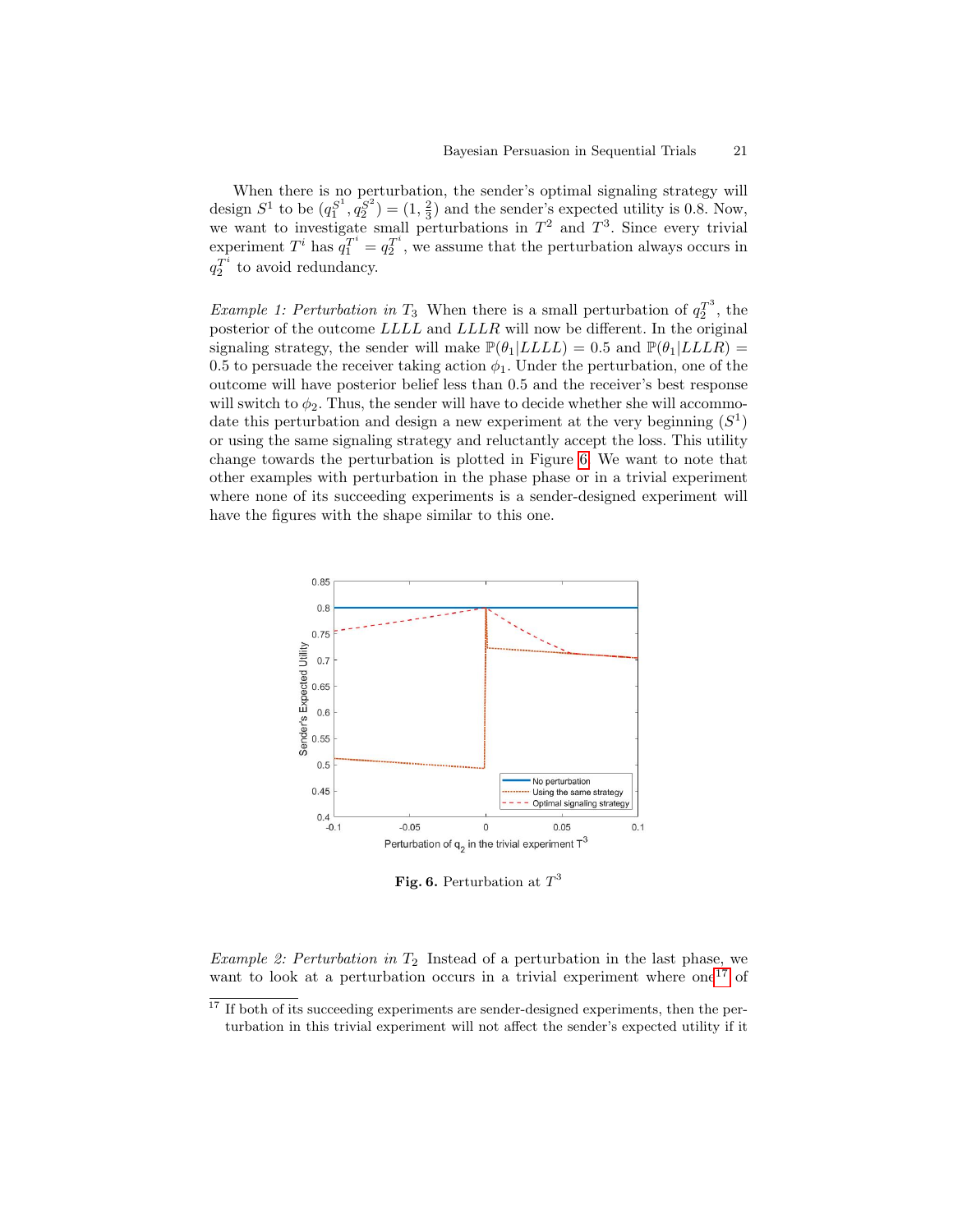When there is no perturbation, the sender's optimal signaling strategy will design $S^1$ to be $(q_1^{S^1}, q_2^{S^2}) = (1, \frac{2}{3})$ and the sender's expected utility is 0.8. Now, we want to investigate small perturbations in $T^2$ and $T^3$. Since every trivial experiment $T^i$ has $q_1^{T^i} = q_2^{T^i}$, we assume that the perturbation always occurs in $q_2^{T^i}$ to avoid redundancy.

*Example 1: Perturbation in $T_3$* When there is a small perturbation of $q_2^{T^3}$, the posterior of the outcome $LLLL$ and $LLLR$ will now be different. In the original signaling strategy, the sender will make $\mathbb{P}(\theta_1|LLLL) = 0.5$ and $\mathbb{P}(\theta_1|LLLR) = 0.5$ to persuade the receiver taking action $\phi_1$. Under the perturbation, one of the outcome will have posterior belief less than 0.5 and the receiver's best response will switch to $\phi_2$. Thus, the sender will have to decide whether she will accommodate this perturbation and design a new experiment at the very beginning ($S^1$) or using the same signaling strategy and reluctantly accept the loss. This utility change towards the perturbation is plotted in Figure 6. We want to note that other examples with perturbation in the phase phase or in a trivial experiment where none of its succeeding experiments is a sender-designed experiment will have the figures with the shape similar to this one.

**Fig. 6.** Perturbation at $T^3$

*Example 2: Perturbation in $T_2$* Instead of a perturbation in the last phase, we want to look at a perturbation occurs in a trivial experiment where one[17] of

[17] If both of its succeeding experiments are sender-designed experiments, then the perturbation in this trivial experiment will not affect the sender's expected utility if it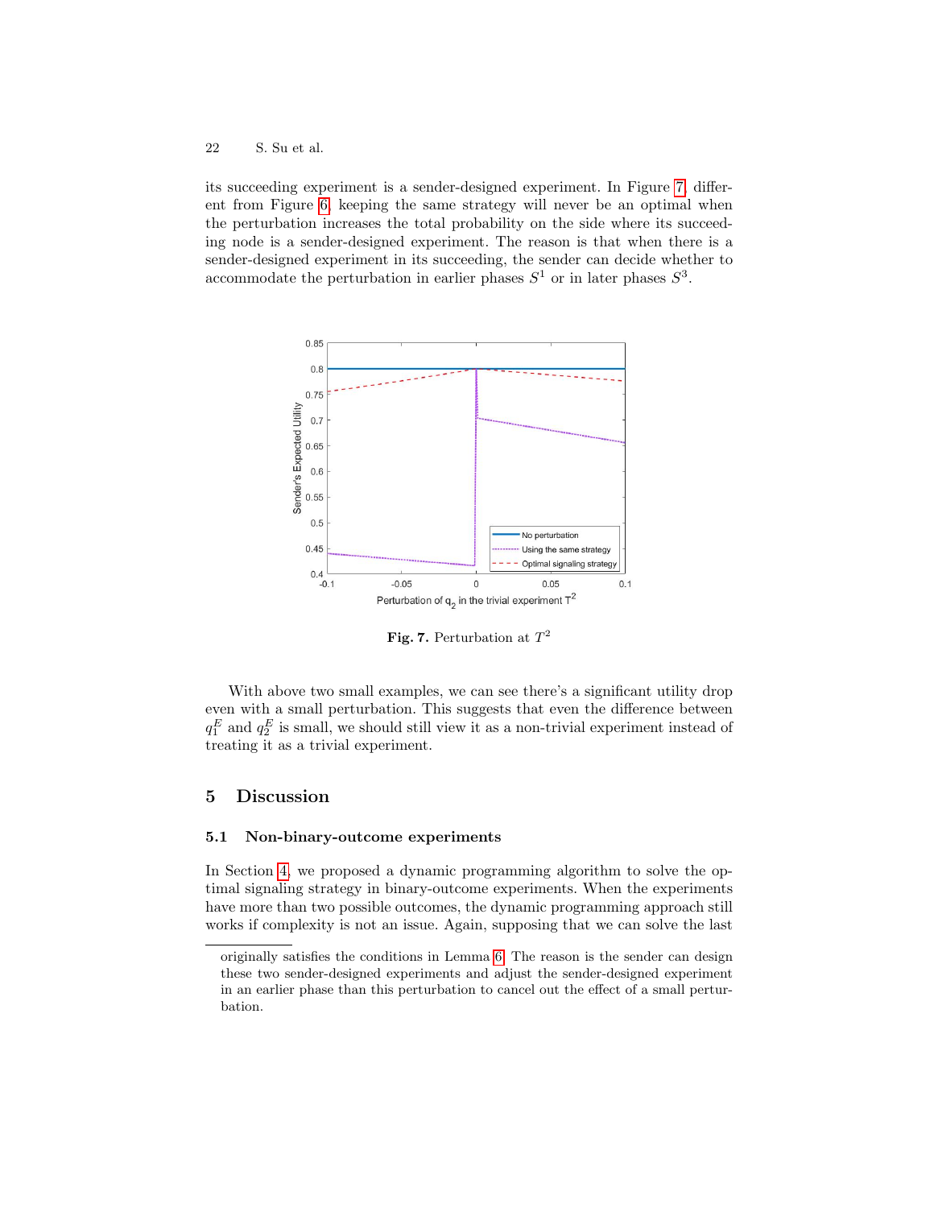its succeeding experiment is a sender-designed experiment. In Figure 7, different from Figure 6, keeping the same strategy will never be an optimal when the perturbation increases the total probability on the side where its succeeding node is a sender-designed experiment. The reason is that when there is a sender-designed experiment in its succeeding, the sender can decide whether to accommodate the perturbation in earlier phases $S^1$ or in later phases $S^3$.

**Fig. 7.** Perturbation at $T^2$

With above two small examples, we can see there's a significant utility drop even with a small perturbation. This suggests that even the difference between $q_1^E$ and $q_2^E$ is small, we should still view it as a non-trivial experiment instead of treating it as a trivial experiment.

## 5 Discussion

### 5.1 Non-binary-outcome experiments

In Section 4, we proposed a dynamic programming algorithm to solve the optimal signaling strategy in binary-outcome experiments. When the experiments have more than two possible outcomes, the dynamic programming approach still works if complexity is not an issue. Again, supposing that we can solve the last

originally satisfies the conditions in Lemma 6. The reason is the sender can design these two sender-designed experiments and adjust the sender-designed experiment in an earlier phase than this perturbation to cancel out the effect of a small perturbation.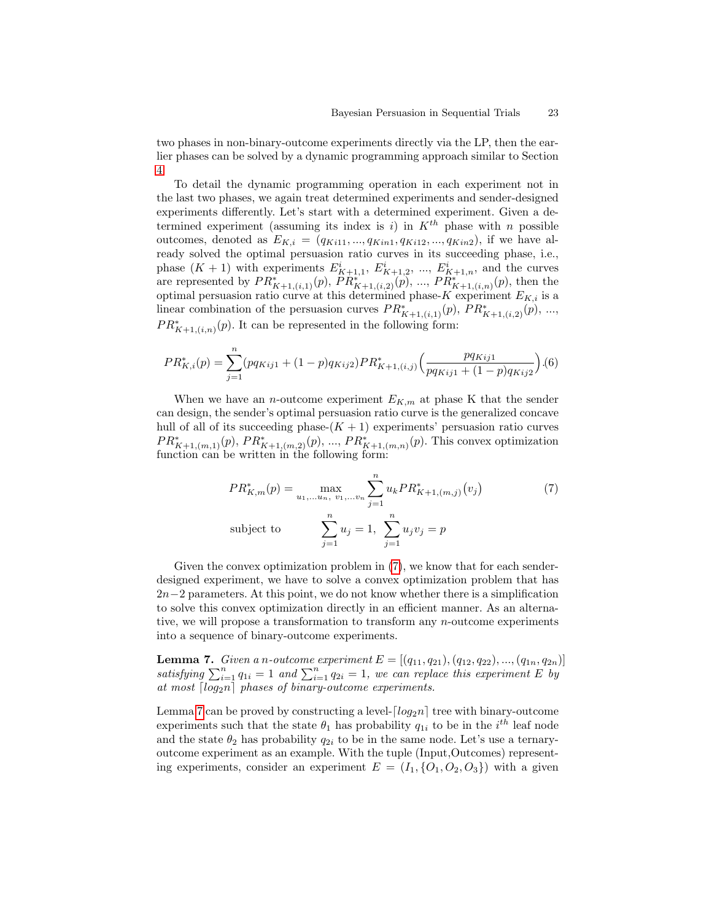two phases in non-binary-outcome experiments directly via the LP, then the earlier phases can be solved by a dynamic programming approach similar to Section 4.

To detail the dynamic programming operation in each experiment not in the last two phases, we again treat determined experiments and sender-designed experiments differently. Let's start with a determined experiment. Given a determined experiment (assuming its index is $i$) in $K^{th}$ phase with $n$ possible outcomes, denoted as $E_{K,i} = (q_{Ki11}, ..., q_{Kin1}, q_{Ki12}, ..., q_{Kin2})$, if we have already solved the optimal persuasion ratio curves in its succeeding phase, i.e., phase $(K+1)$ with experiments $E^i_{K+1,1}$, $E^i_{K+1,2}$, ..., $E^i_{K+1,n}$, and the curves are represented by $PR^*_{K+1,(i,1)}(p)$, $PR^*_{K+1,(i,2)}(p)$, ..., $PR^*_{K+1,(i,n)}(p)$, then the optimal persuasion ratio curve at this determined phase-$K$ experiment $E_{K,i}$ is a linear combination of the persuasion curves $PR^*_{K+1,(i,1)}(p)$, $PR^*_{K+1,(i,2)}(p)$, ..., $PR^*_{K+1,(i,n)}(p)$. It can be represented in the following form:

$$PR^*_{K,i}(p) = \sum_{j=1}^{n} (pq_{Kij1} + (1-p)q_{Kij2}) PR^*_{K+1,(i,j)}\Big(\frac{pq_{Kij1}}{pq_{Kij1} + (1-p)q_{Kij2}}\Big). \quad (6)$$

When we have an $n$-outcome experiment $E_{K,m}$ at phase K that the sender can design, the sender's optimal persuasion ratio curve is the generalized concave hull of all of its succeeding phase-$(K+1)$ experiments' persuasion ratio curves $PR^*_{K+1,(m,1)}(p)$, $PR^*_{K+1,(m,2)}(p)$, ..., $PR^*_{K+1,(m,n)}(p)$. This convex optimization function can be written in the following form:

$$PR^*_{K,m}(p) = \max_{u_1,...u_n,\ v_1,...v_n} \sum_{j=1}^{n} u_k PR^*_{K+1,(m,j)}(v_j) \quad (7)$$

$$\text{subject to} \qquad \sum_{j=1}^{n} u_j = 1,\ \sum_{j=1}^{n} u_j v_j = p$$

Given the convex optimization problem in (7), we know that for each sender-designed experiment, we have to solve a convex optimization problem that has $2n-2$ parameters. At this point, we do not know whether there is a simplification to solve this convex optimization directly in an efficient manner. As an alternative, we will propose a transformation to transform any $n$-outcome experiments into a sequence of binary-outcome experiments.

**Lemma 7.** *Given a $n$-outcome experiment $E = [(q_{11}, q_{21}), (q_{12}, q_{22}), ..., (q_{1n}, q_{2n})]$ satisfying $\sum_{i=1}^{n} q_{1i} = 1$ and $\sum_{i=1}^{n} q_{2i} = 1$, we can replace this experiment $E$ by at most $\lceil log_2 n \rceil$ phases of binary-outcome experiments.*

Lemma 7 can be proved by constructing a level-$\lceil log_2 n \rceil$ tree with binary-outcome experiments such that the state $\theta_1$ has probability $q_{1i}$ to be in the $i^{th}$ leaf node and the state $\theta_2$ has probability $q_{2i}$ to be in the same node. Let's use a ternary-outcome experiment as an example. With the tuple (Input,Outcomes) representing experiments, consider an experiment $E = (I_1, \{O_1, O_2, O_3\})$ with a given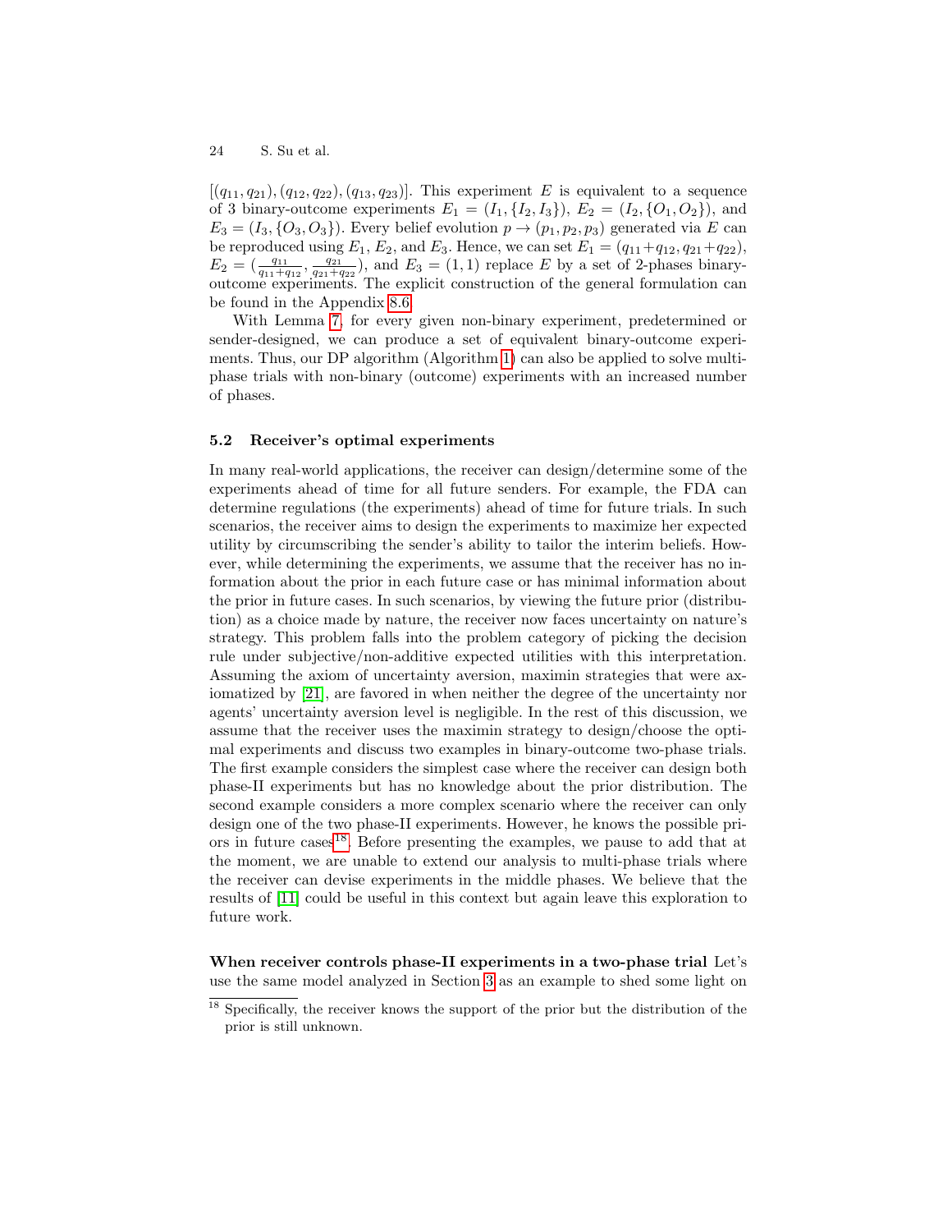$[(q_{11}, q_{21}), (q_{12}, q_{22}), (q_{13}, q_{23})]$. This experiment $E$ is equivalent to a sequence of 3 binary-outcome experiments $E_1 = (I_1, \{I_2, I_3\})$, $E_2 = (I_2, \{O_1, O_2\})$, and $E_3 = (I_3, \{O_3, O_3\})$. Every belief evolution $p \to (p_1, p_2, p_3)$ generated via $E$ can be reproduced using $E_1$, $E_2$, and $E_3$. Hence, we can set $E_1 = (q_{11}+q_{12}, q_{21}+q_{22})$, $E_2 = (\frac{q_{11}}{q_{11}+q_{12}}, \frac{q_{21}}{q_{21}+q_{22}})$, and $E_3 = (1, 1)$ replace $E$ by a set of 2-phases binary-outcome experiments. The explicit construction of the general formulation can be found in the Appendix 8.6.

With Lemma 7, for every given non-binary experiment, predetermined or sender-designed, we can produce a set of equivalent binary-outcome experiments. Thus, our DP algorithm (Algorithm 1) can also be applied to solve multi-phase trials with non-binary (outcome) experiments with an increased number of phases.

### 5.2 Receiver's optimal experiments

In many real-world applications, the receiver can design/determine some of the experiments ahead of time for all future senders. For example, the FDA can determine regulations (the experiments) ahead of time for future trials. In such scenarios, the receiver aims to design the experiments to maximize her expected utility by circumscribing the sender's ability to tailor the interim beliefs. However, while determining the experiments, we assume that the receiver has no information about the prior in each future case or has minimal information about the prior in future cases. In such scenarios, by viewing the future prior (distribution) as a choice made by nature, the receiver now faces uncertainty on nature's strategy. This problem falls into the problem category of picking the decision rule under subjective/non-additive expected utilities with this interpretation. Assuming the axiom of uncertainty aversion, maximin strategies that were axiomatized by [21], are favored in when neither the degree of the uncertainty nor agents' uncertainty aversion level is negligible. In the rest of this discussion, we assume that the receiver uses the maximin strategy to design/choose the optimal experiments and discuss two examples in binary-outcome two-phase trials. The first example considers the simplest case where the receiver can design both phase-II experiments but has no knowledge about the prior distribution. The second example considers a more complex scenario where the receiver can only design one of the two phase-II experiments. However, he knows the possible priors in future cases[18]. Before presenting the examples, we pause to add that at the moment, we are unable to extend our analysis to multi-phase trials where the receiver can devise experiments in the middle phases. We believe that the results of [11] could be useful in this context but again leave this exploration to future work.

**When receiver controls phase-II experiments in a two-phase trial** Let's use the same model analyzed in Section 3 as an example to shed some light on

[18] Specifically, the receiver knows the support of the prior but the distribution of the prior is still unknown.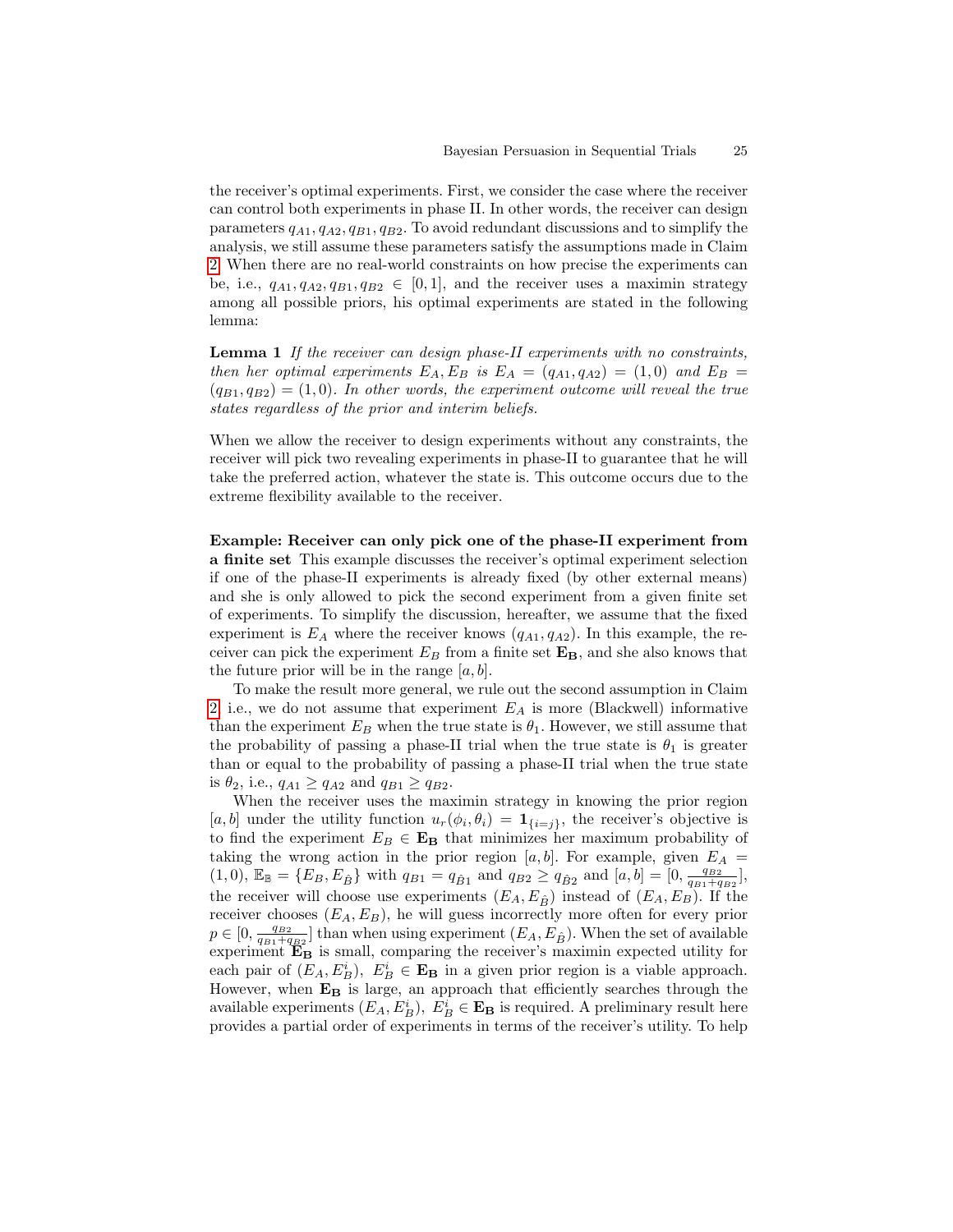the receiver's optimal experiments. First, we consider the case where the receiver can control both experiments in phase II. In other words, the receiver can design parameters $q_{A1}, q_{A2}, q_{B1}, q_{B2}$. To avoid redundant discussions and to simplify the analysis, we still assume these parameters satisfy the assumptions made in Claim 2. When there are no real-world constraints on how precise the experiments can be, i.e., $q_{A1}, q_{A2}, q_{B1}, q_{B2} \in [0, 1]$, and the receiver uses a maximin strategy among all possible priors, his optimal experiments are stated in the following lemma:

**Lemma 1** *If the receiver can design phase-II experiments with no constraints, then her optimal experiments $E_A, E_B$ is $E_A = (q_{A1}, q_{A2}) = (1, 0)$ and $E_B = (q_{B1}, q_{B2}) = (1, 0)$. In other words, the experiment outcome will reveal the true states regardless of the prior and interim beliefs.*

When we allow the receiver to design experiments without any constraints, the receiver will pick two revealing experiments in phase-II to guarantee that he will take the preferred action, whatever the state is. This outcome occurs due to the extreme flexibility available to the receiver.

**Example: Receiver can only pick one of the phase-II experiment from a finite set** This example discusses the receiver's optimal experiment selection if one of the phase-II experiments is already fixed (by other external means) and she is only allowed to pick the second experiment from a given finite set of experiments. To simplify the discussion, hereafter, we assume that the fixed experiment is $E_A$ where the receiver knows $(q_{A1}, q_{A2})$. In this example, the receiver can pick the experiment $E_B$ from a finite set $\mathbf{E_B}$, and she also knows that the future prior will be in the range $[a, b]$.

To make the result more general, we rule out the second assumption in Claim 2, i.e., we do not assume that experiment $E_A$ is more (Blackwell) informative than the experiment $E_B$ when the true state is $\theta_1$. However, we still assume that the probability of passing a phase-II trial when the true state is $\theta_1$ is greater than or equal to the probability of passing a phase-II trial when the true state is $\theta_2$, i.e., $q_{A1} \geq q_{A2}$ and $q_{B1} \geq q_{B2}$.

When the receiver uses the maximin strategy in knowing the prior region $[a, b]$ under the utility function $u_r(\phi_i, \theta_i) = \mathbf{1}_{\{i=j\}}$, the receiver's objective is to find the experiment $E_B \in \mathbf{E_B}$ that minimizes her maximum probability of taking the wrong action in the prior region $[a, b]$. For example, given $E_A = (1, 0)$, $\mathbb{E}_{\mathbb{B}} = \{E_B, E_{\hat{B}}\}$ with $q_{B1} = q_{\hat{B}1}$ and $q_{B2} \geq q_{\hat{B}2}$ and $[a, b] = [0, \frac{q_{B2}}{q_{B1}+q_{B2}}]$, the receiver will choose use experiments $(E_A, E_{\hat{B}})$ instead of $(E_A, E_B)$. If the receiver chooses $(E_A, E_B)$, he will guess incorrectly more often for every prior $p \in [0, \frac{q_{B2}}{q_{B1}+q_{B2}}]$ than when using experiment $(E_A, E_{\hat{B}})$. When the set of available experiment $\mathbf{E_B}$ is small, comparing the receiver's maximin expected utility for each pair of $(E_A, E_B^i)$, $E_B^i \in \mathbf{E_B}$ in a given prior region is a viable approach. However, when $\mathbf{E_B}$ is large, an approach that efficiently searches through the available experiments $(E_A, E_B^i)$, $E_B^i \in \mathbf{E_B}$ is required. A preliminary result here provides a partial order of experiments in terms of the receiver's utility. To help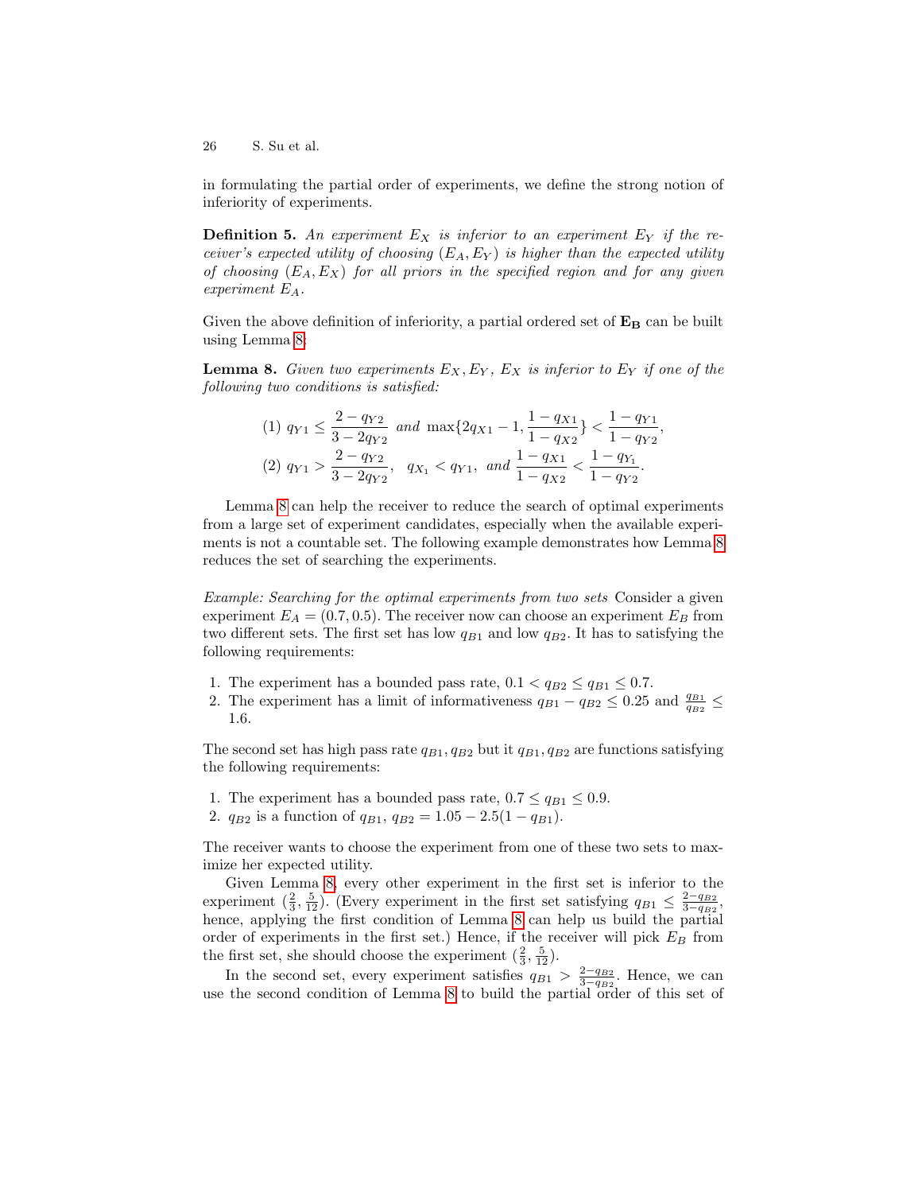in formulating the partial order of experiments, we define the strong notion of inferiority of experiments.

**Definition 5.** *An experiment $E_X$ is inferior to an experiment $E_Y$ if the receiver's expected utility of choosing $(E_A, E_Y)$ is higher than the expected utility of choosing $(E_A, E_X)$ for all priors in the specified region and for any given experiment $E_A$.*

Given the above definition of inferiority, a partial ordered set of $\mathbf{E_B}$ can be built using Lemma 8:

**Lemma 8.** *Given two experiments $E_X, E_Y$, $E_X$ is inferior to $E_Y$ if one of the following two conditions is satisfied:*

$$(1)\ q_{Y1} \leq \frac{2-q_{Y2}}{3-2q_{Y2}} \ \text{ and } \max\{2q_{X1}-1, \frac{1-q_{X1}}{1-q_{X2}}\} < \frac{1-q_{Y1}}{1-q_{Y2}},$$

$$(2)\ q_{Y1} > \frac{2-q_{Y2}}{3-2q_{Y2}}, \ \ q_{X_1} < q_{Y1}, \ \text{ and } \frac{1-q_{X1}}{1-q_{X2}} < \frac{1-q_{Y_1}}{1-q_{Y2}}.$$

Lemma 8 can help the receiver to reduce the search of optimal experiments from a large set of experiment candidates, especially when the available experiments is not a countable set. The following example demonstrates how Lemma 8 reduces the set of searching the experiments.

*Example: Searching for the optimal experiments from two sets* Consider a given experiment $E_A = (0.7, 0.5)$. The receiver now can choose an experiment $E_B$ from two different sets. The first set has low $q_{B1}$ and low $q_{B2}$. It has to satisfying the following requirements:

1. The experiment has a bounded pass rate, $0.1 < q_{B2} \leq q_{B1} \leq 0.7$.
2. The experiment has a limit of informativeness $q_{B1} - q_{B2} \leq 0.25$ and $\frac{q_{B1}}{q_{B2}} \leq 1.6$.

The second set has high pass rate $q_{B1}, q_{B2}$ but it $q_{B1}, q_{B2}$ are functions satisfying the following requirements:

1. The experiment has a bounded pass rate, $0.7 \leq q_{B1} \leq 0.9$.
2. $q_{B2}$ is a function of $q_{B1}$, $q_{B2} = 1.05 - 2.5(1 - q_{B1})$.

The receiver wants to choose the experiment from one of these two sets to maximize her expected utility.

Given Lemma 8, every other experiment in the first set is inferior to the experiment $(\frac{2}{3}, \frac{5}{12})$. (Every experiment in the first set satisfying $q_{B1} \leq \frac{2-q_{B2}}{3-q_{B2}}$, hence, applying the first condition of Lemma 8 can help us build the partial order of experiments in the first set.) Hence, if the receiver will pick $E_B$ from the first set, she should choose the experiment $(\frac{2}{3}, \frac{5}{12})$.

In the second set, every experiment satisfies $q_{B1} > \frac{2-q_{B2}}{3-q_{B2}}$. Hence, we can use the second condition of Lemma 8 to build the partial order of this set of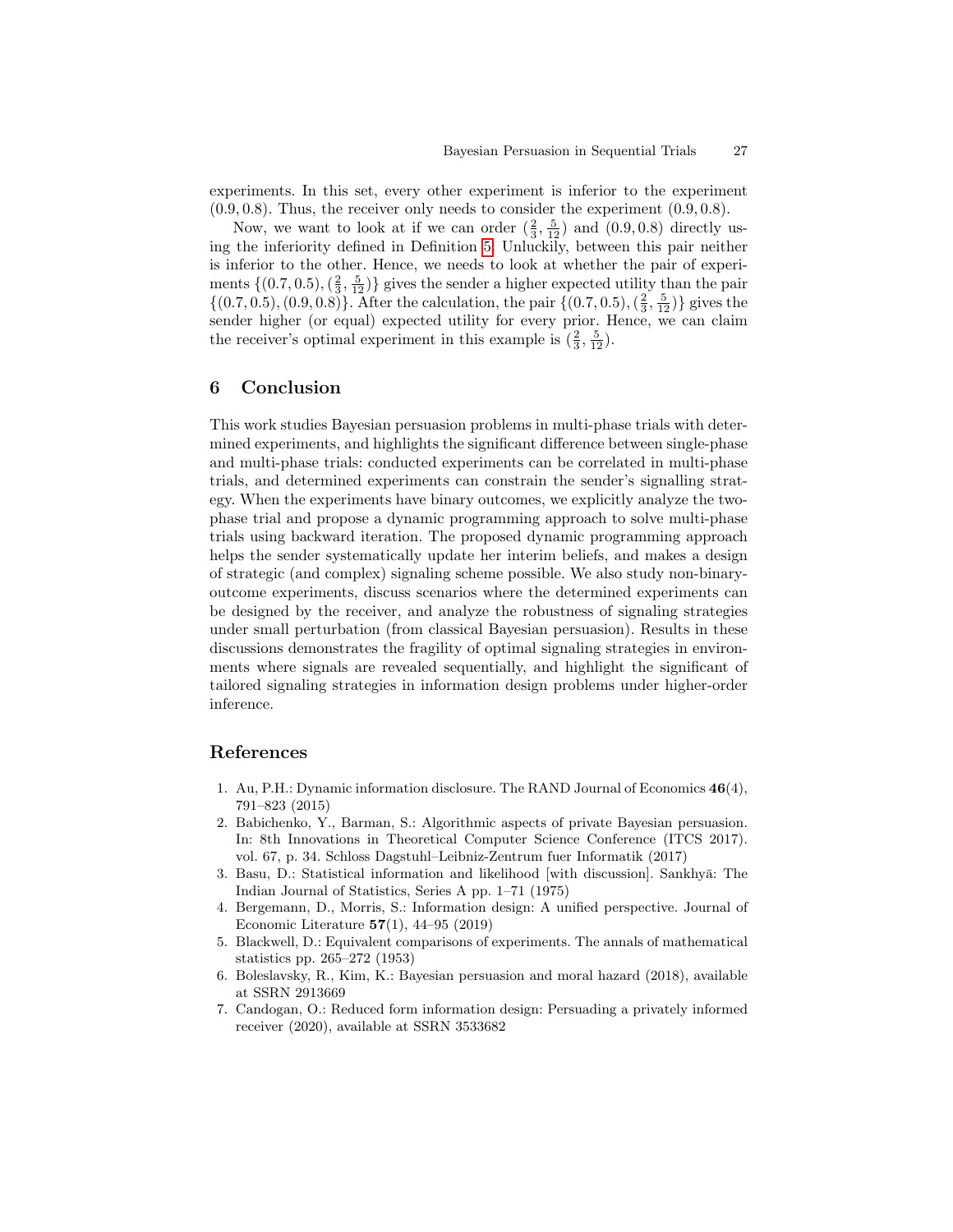experiments. In this set, every other experiment is inferior to the experiment $(0.9, 0.8)$. Thus, the receiver only needs to consider the experiment $(0.9, 0.8)$.

Now, we want to look at if we can order $(\frac{2}{3}, \frac{5}{12})$ and $(0.9, 0.8)$ directly using the inferiority defined in Definition 5. Unluckily, between this pair neither is inferior to the other. Hence, we needs to look at whether the pair of experiments $\{(0.7, 0.5), (\frac{2}{3}, \frac{5}{12})\}$ gives the sender a higher expected utility than the pair $\{(0.7, 0.5), (0.9, 0.8)\}$. After the calculation, the pair $\{(0.7, 0.5), (\frac{2}{3}, \frac{5}{12})\}$ gives the sender higher (or equal) expected utility for every prior. Hence, we can claim the receiver's optimal experiment in this example is $(\frac{2}{3}, \frac{5}{12})$.

## 6 Conclusion

This work studies Bayesian persuasion problems in multi-phase trials with determined experiments, and highlights the significant difference between single-phase and multi-phase trials: conducted experiments can be correlated in multi-phase trials, and determined experiments can constrain the sender's signalling strategy. When the experiments have binary outcomes, we explicitly analyze the two-phase trial and propose a dynamic programming approach to solve multi-phase trials using backward iteration. The proposed dynamic programming approach helps the sender systematically update her interim beliefs, and makes a design of strategic (and complex) signaling scheme possible. We also study non-binary-outcome experiments, discuss scenarios where the determined experiments can be designed by the receiver, and analyze the robustness of signaling strategies under small perturbation (from classical Bayesian persuasion). Results in these discussions demonstrates the fragility of optimal signaling strategies in environments where signals are revealed sequentially, and highlight the significant of tailored signaling strategies in information design problems under higher-order inference.

## References

1. Au, P.H.: Dynamic information disclosure. The RAND Journal of Economics **46**(4), 791–823 (2015)
2. Babichenko, Y., Barman, S.: Algorithmic aspects of private Bayesian persuasion. In: 8th Innovations in Theoretical Computer Science Conference (ITCS 2017). vol. 67, p. 34. Schloss Dagstuhl–Leibniz-Zentrum fuer Informatik (2017)
3. Basu, D.: Statistical information and likelihood [with discussion]. Sankhyā: The Indian Journal of Statistics, Series A pp. 1–71 (1975)
4. Bergemann, D., Morris, S.: Information design: A unified perspective. Journal of Economic Literature **57**(1), 44–95 (2019)
5. Blackwell, D.: Equivalent comparisons of experiments. The annals of mathematical statistics pp. 265–272 (1953)
6. Boleslavsky, R., Kim, K.: Bayesian persuasion and moral hazard (2018), available at SSRN 2913669
7. Candogan, O.: Reduced form information design: Persuading a privately informed receiver (2020), available at SSRN 3533682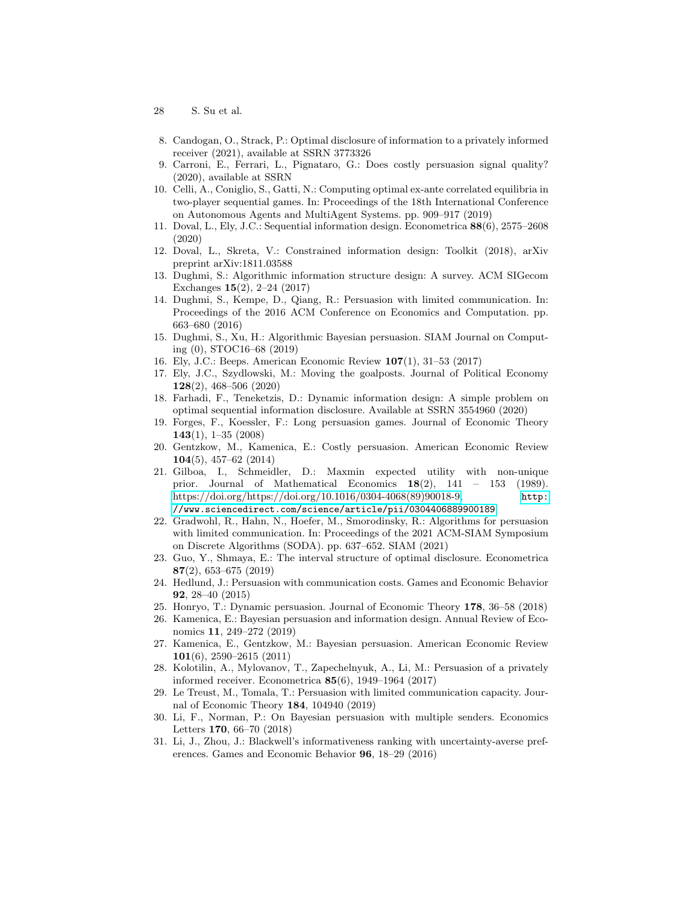8. Candogan, O., Strack, P.: Optimal disclosure of information to a privately informed receiver (2021), available at SSRN 3773326
9. Carroni, E., Ferrari, L., Pignataro, G.: Does costly persuasion signal quality? (2020), available at SSRN
10. Celli, A., Coniglio, S., Gatti, N.: Computing optimal ex-ante correlated equilibria in two-player sequential games. In: Proceedings of the 18th International Conference on Autonomous Agents and MultiAgent Systems. pp. 909–917 (2019)
11. Doval, L., Ely, J.C.: Sequential information design. Econometrica **88**(6), 2575–2608 (2020)
12. Doval, L., Skreta, V.: Constrained information design: Toolkit (2018), arXiv preprint arXiv:1811.03588
13. Dughmi, S.: Algorithmic information structure design: A survey. ACM SIGecom Exchanges **15**(2), 2–24 (2017)
14. Dughmi, S., Kempe, D., Qiang, R.: Persuasion with limited communication. In: Proceedings of the 2016 ACM Conference on Economics and Computation. pp. 663–680 (2016)
15. Dughmi, S., Xu, H.: Algorithmic Bayesian persuasion. SIAM Journal on Computing (0), STOC16–68 (2019)
16. Ely, J.C.: Beeps. American Economic Review **107**(1), 31–53 (2017)
17. Ely, J.C., Szydlowski, M.: Moving the goalposts. Journal of Political Economy **128**(2), 468–506 (2020)
18. Farhadi, F., Teneketzis, D.: Dynamic information design: A simple problem on optimal sequential information disclosure. Available at SSRN 3554960 (2020)
19. Forges, F., Koessler, F.: Long persuasion games. Journal of Economic Theory **143**(1), 1–35 (2008)
20. Gentzkow, M., Kamenica, E.: Costly persuasion. American Economic Review **104**(5), 457–62 (2014)
21. Gilboa, I., Schmeidler, D.: Maxmin expected utility with non-unique prior. Journal of Mathematical Economics **18**(2), 141 – 153 (1989). https://doi.org/https://doi.org/10.1016/0304-4068(89)90018-9, http://www.sciencedirect.com/science/article/pii/0304406889900189
22. Gradwohl, R., Hahn, N., Hoefer, M., Smorodinsky, R.: Algorithms for persuasion with limited communication. In: Proceedings of the 2021 ACM-SIAM Symposium on Discrete Algorithms (SODA). pp. 637–652. SIAM (2021)
23. Guo, Y., Shmaya, E.: The interval structure of optimal disclosure. Econometrica **87**(2), 653–675 (2019)
24. Hedlund, J.: Persuasion with communication costs. Games and Economic Behavior **92**, 28–40 (2015)
25. Honryo, T.: Dynamic persuasion. Journal of Economic Theory **178**, 36–58 (2018)
26. Kamenica, E.: Bayesian persuasion and information design. Annual Review of Economics **11**, 249–272 (2019)
27. Kamenica, E., Gentzkow, M.: Bayesian persuasion. American Economic Review **101**(6), 2590–2615 (2011)
28. Kolotilin, A., Mylovanov, T., Zapechelnyuk, A., Li, M.: Persuasion of a privately informed receiver. Econometrica **85**(6), 1949–1964 (2017)
29. Le Treust, M., Tomala, T.: Persuasion with limited communication capacity. Journal of Economic Theory **184**, 104940 (2019)
30. Li, F., Norman, P.: On Bayesian persuasion with multiple senders. Economics Letters **170**, 66–70 (2018)
31. Li, J., Zhou, J.: Blackwell's informativeness ranking with uncertainty-averse preferences. Games and Economic Behavior **96**, 18–29 (2016)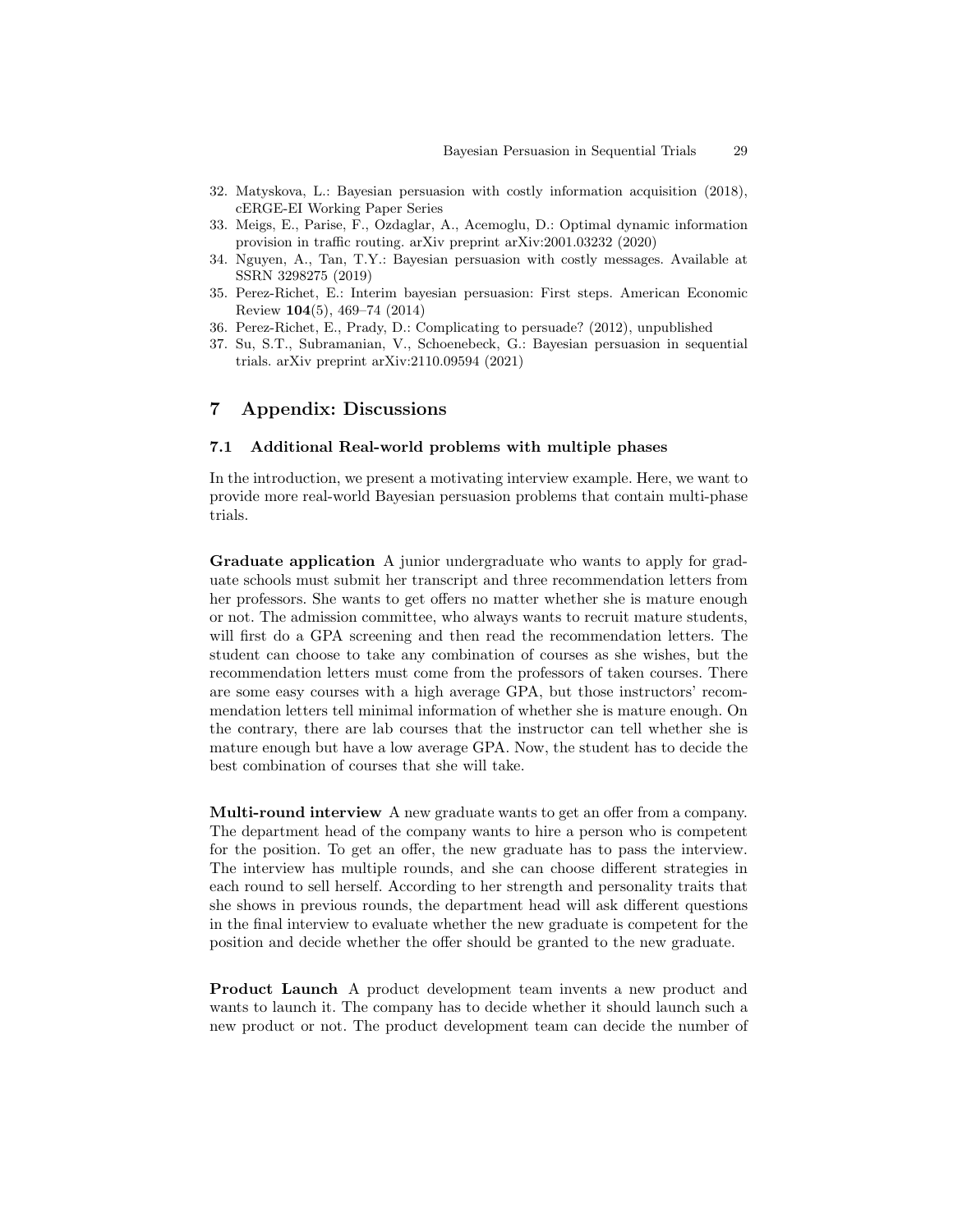32. Matyskova, L.: Bayesian persuasion with costly information acquisition (2018), cERGE-EI Working Paper Series
33. Meigs, E., Parise, F., Ozdaglar, A., Acemoglu, D.: Optimal dynamic information provision in traffic routing. arXiv preprint arXiv:2001.03232 (2020)
34. Nguyen, A., Tan, T.Y.: Bayesian persuasion with costly messages. Available at SSRN 3298275 (2019)
35. Perez-Richet, E.: Interim bayesian persuasion: First steps. American Economic Review **104**(5), 469–74 (2014)
36. Perez-Richet, E., Prady, D.: Complicating to persuade? (2012), unpublished
37. Su, S.T., Subramanian, V., Schoenebeck, G.: Bayesian persuasion in sequential trials. arXiv preprint arXiv:2110.09594 (2021)

# 7 Appendix: Discussions

## 7.1 Additional Real-world problems with multiple phases

In the introduction, we present a motivating interview example. Here, we want to provide more real-world Bayesian persuasion problems that contain multi-phase trials.

**Graduate application** A junior undergraduate who wants to apply for graduate schools must submit her transcript and three recommendation letters from her professors. She wants to get offers no matter whether she is mature enough or not. The admission committee, who always wants to recruit mature students, will first do a GPA screening and then read the recommendation letters. The student can choose to take any combination of courses as she wishes, but the recommendation letters must come from the professors of taken courses. There are some easy courses with a high average GPA, but those instructors' recommendation letters tell minimal information of whether she is mature enough. On the contrary, there are lab courses that the instructor can tell whether she is mature enough but have a low average GPA. Now, the student has to decide the best combination of courses that she will take.

**Multi-round interview** A new graduate wants to get an offer from a company. The department head of the company wants to hire a person who is competent for the position. To get an offer, the new graduate has to pass the interview. The interview has multiple rounds, and she can choose different strategies in each round to sell herself. According to her strength and personality traits that she shows in previous rounds, the department head will ask different questions in the final interview to evaluate whether the new graduate is competent for the position and decide whether the offer should be granted to the new graduate.

**Product Launch** A product development team invents a new product and wants to launch it. The company has to decide whether it should launch such a new product or not. The product development team can decide the number of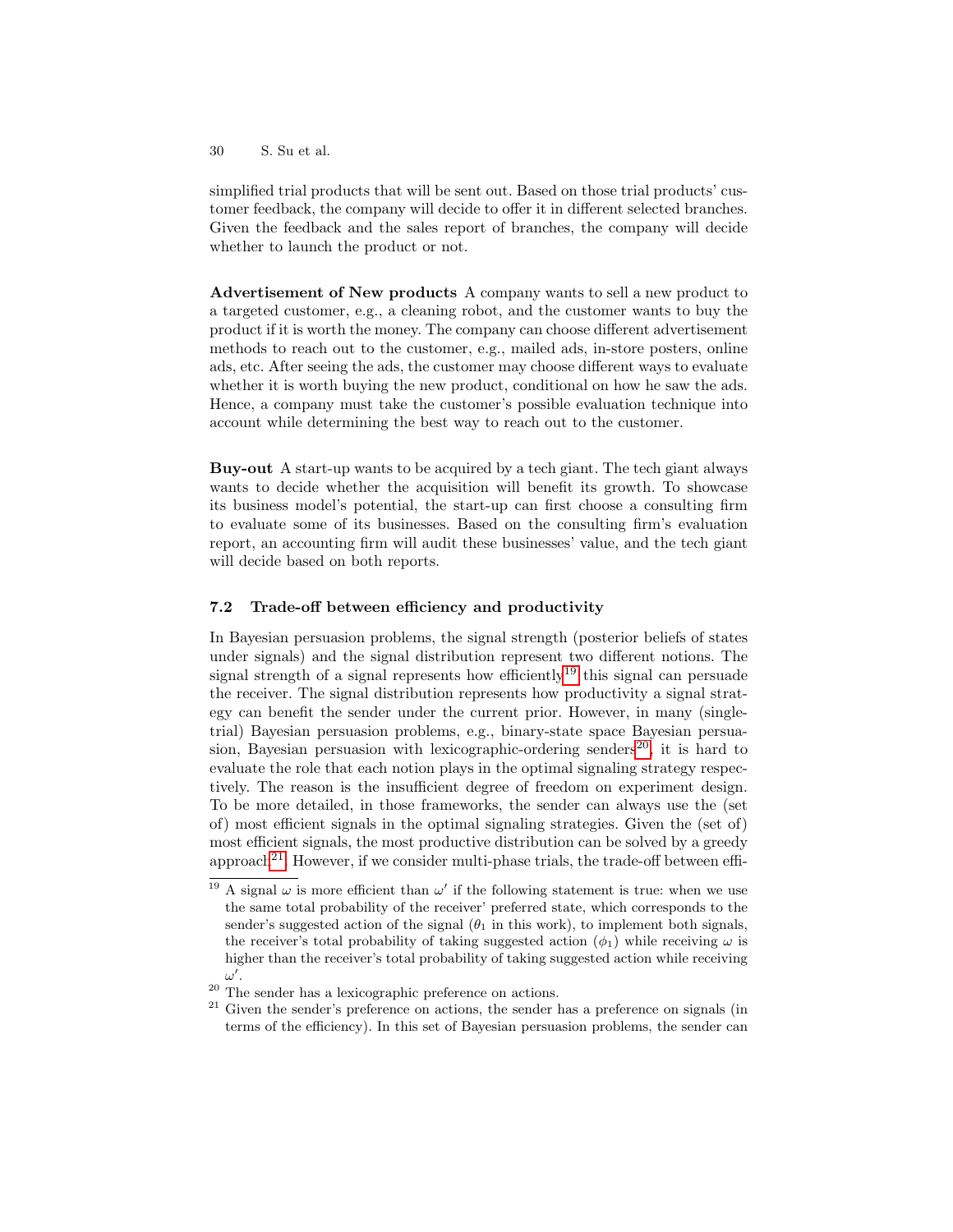simplified trial products that will be sent out. Based on those trial products' customer feedback, the company will decide to offer it in different selected branches. Given the feedback and the sales report of branches, the company will decide whether to launch the product or not.

**Advertisement of New products** A company wants to sell a new product to a targeted customer, e.g., a cleaning robot, and the customer wants to buy the product if it is worth the money. The company can choose different advertisement methods to reach out to the customer, e.g., mailed ads, in-store posters, online ads, etc. After seeing the ads, the customer may choose different ways to evaluate whether it is worth buying the new product, conditional on how he saw the ads. Hence, a company must take the customer's possible evaluation technique into account while determining the best way to reach out to the customer.

**Buy-out** A start-up wants to be acquired by a tech giant. The tech giant always wants to decide whether the acquisition will benefit its growth. To showcase its business model's potential, the start-up can first choose a consulting firm to evaluate some of its businesses. Based on the consulting firm's evaluation report, an accounting firm will audit these businesses' value, and the tech giant will decide based on both reports.

### 7.2 Trade-off between efficiency and productivity

In Bayesian persuasion problems, the signal strength (posterior beliefs of states under signals) and the signal distribution represent two different notions. The signal strength of a signal represents how efficiently[19] this signal can persuade the receiver. The signal distribution represents how productivity a signal strategy can benefit the sender under the current prior. However, in many (single-trial) Bayesian persuasion problems, e.g., binary-state space Bayesian persuasion, Bayesian persuasion with lexicographic-ordering senders[20], it is hard to evaluate the role that each notion plays in the optimal signaling strategy respectively. The reason is the insufficient degree of freedom on experiment design. To be more detailed, in those frameworks, the sender can always use the (set of) most efficient signals in the optimal signaling strategies. Given the (set of) most efficient signals, the most productive distribution can be solved by a greedy approach[21]. However, if we consider multi-phase trials, the trade-off between effi-

[19] A signal $\omega$ is more efficient than $\omega'$ if the following statement is true: when we use the same total probability of the receiver' preferred state, which corresponds to the sender's suggested action of the signal ($\theta_1$ in this work), to implement both signals, the receiver's total probability of taking suggested action ($\phi_1$) while receiving $\omega$ is higher than the receiver's total probability of taking suggested action while receiving $\omega'$.

[20] The sender has a lexicographic preference on actions.

[21] Given the sender's preference on actions, the sender has a preference on signals (in terms of the efficiency). In this set of Bayesian persuasion problems, the sender can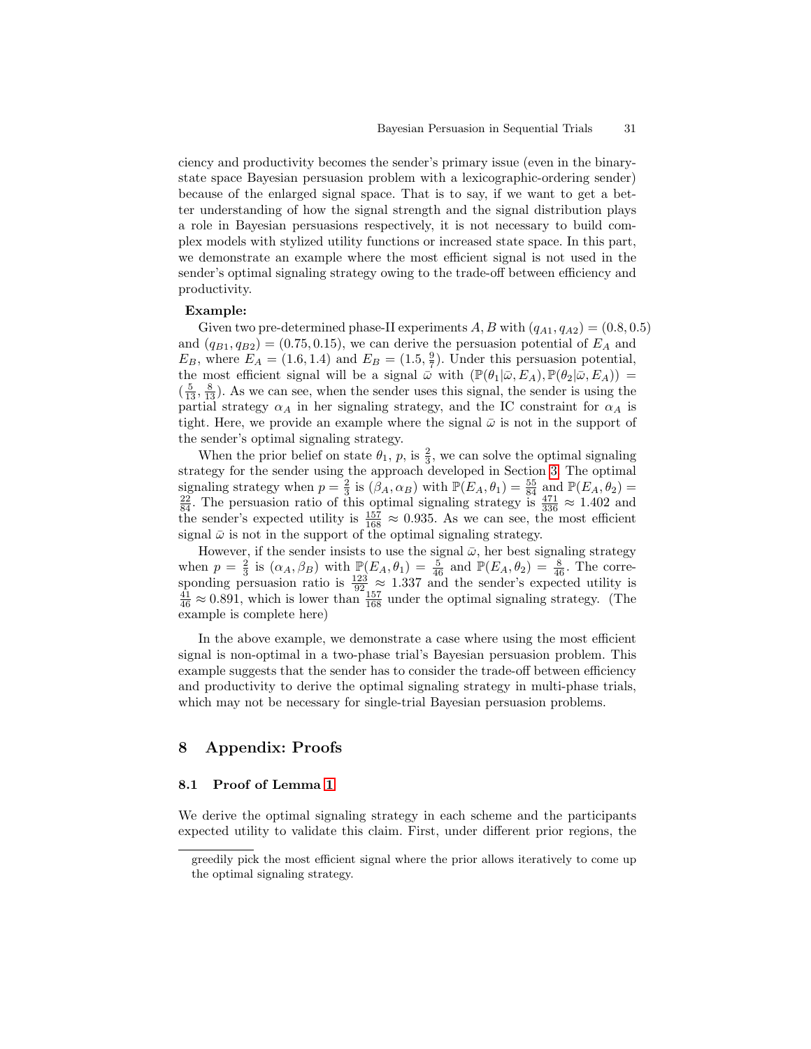ciency and productivity becomes the sender's primary issue (even in the binary-state space Bayesian persuasion problem with a lexicographic-ordering sender) because of the enlarged signal space. That is to say, if we want to get a better understanding of how the signal strength and the signal distribution plays a role in Bayesian persuasions respectively, it is not necessary to build complex models with stylized utility functions or increased state space. In this part, we demonstrate an example where the most efficient signal is not used in the sender's optimal signaling strategy owing to the trade-off between efficiency and productivity.

**Example:**

Given two pre-determined phase-II experiments $A, B$ with $(q_{A1}, q_{A2}) = (0.8, 0.5)$ and $(q_{B1}, q_{B2}) = (0.75, 0.15)$, we can derive the persuasion potential of $E_A$ and $E_B$, where $E_A = (1.6, 1.4)$ and $E_B = (1.5, \frac{9}{7})$. Under this persuasion potential, the most efficient signal will be a signal $\bar{\omega}$ with $(\mathbb{P}(\theta_1|\bar{\omega}, E_A), \mathbb{P}(\theta_2|\bar{\omega}, E_A)) = (\frac{5}{13}, \frac{8}{13})$. As we can see, when the sender uses this signal, the sender is using the partial strategy $\alpha_A$ in her signaling strategy, and the IC constraint for $\alpha_A$ is tight. Here, we provide an example where the signal $\bar{\omega}$ is not in the support of the sender's optimal signaling strategy.

When the prior belief on state $\theta_1$, $p$, is $\frac{2}{3}$, we can solve the optimal signaling strategy for the sender using the approach developed in Section 3. The optimal signaling strategy when $p = \frac{2}{3}$ is $(\beta_A, \alpha_B)$ with $\mathbb{P}(E_A, \theta_1) = \frac{55}{84}$ and $\mathbb{P}(E_A, \theta_2) = \frac{22}{84}$. The persuasion ratio of this optimal signaling strategy is $\frac{471}{336} \approx 1.402$ and the sender's expected utility is $\frac{157}{168} \approx 0.935$. As we can see, the most efficient signal $\bar{\omega}$ is not in the support of the optimal signaling strategy.

However, if the sender insists to use the signal $\bar{\omega}$, her best signaling strategy when $p = \frac{2}{3}$ is $(\alpha_A, \beta_B)$ with $\mathbb{P}(E_A, \theta_1) = \frac{5}{46}$ and $\mathbb{P}(E_A, \theta_2) = \frac{8}{46}$. The corresponding persuasion ratio is $\frac{123}{92} \approx 1.337$ and the sender's expected utility is $\frac{41}{46} \approx 0.891$, which is lower than $\frac{157}{168}$ under the optimal signaling strategy. (The example is complete here)

In the above example, we demonstrate a case where using the most efficient signal is non-optimal in a two-phase trial's Bayesian persuasion problem. This example suggests that the sender has to consider the trade-off between efficiency and productivity to derive the optimal signaling strategy in multi-phase trials, which may not be necessary for single-trial Bayesian persuasion problems.

# 8 Appendix: Proofs

## 8.1 Proof of Lemma 1

We derive the optimal signaling strategy in each scheme and the participants expected utility to validate this claim. First, under different prior regions, the

greedily pick the most efficient signal where the prior allows iteratively to come up the optimal signaling strategy.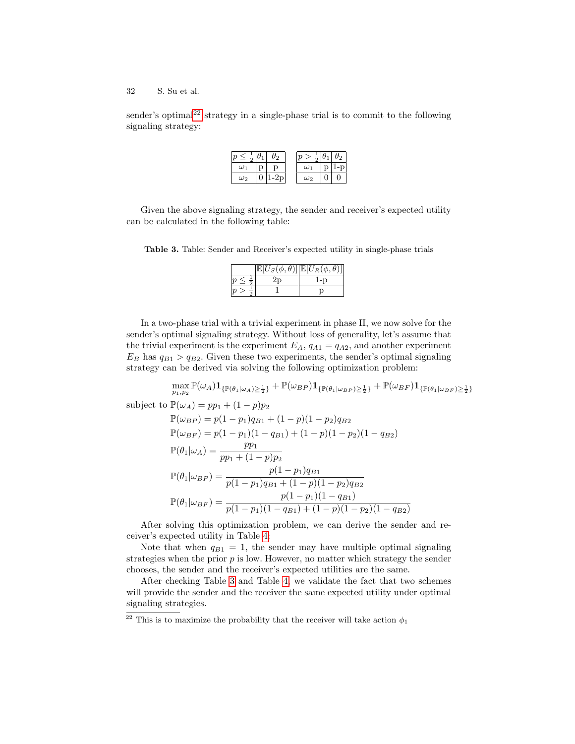sender's optimal[22] strategy in a single-phase trial is to commit to the following signaling strategy:

| $p \leq \frac{1}{2}$ | $\theta_1$ | $\theta_2$ |
|---|---|---|
| $\omega_1$ | p | p |
| $\omega_2$ | 0 | 1-2p |

| $p > \frac{1}{2}$ | $\theta_1$ | $\theta_2$ |
|---|---|---|
| $\omega_1$ | p | 1-p |
| $\omega_2$ | 0 | 0 |

Given the above signaling strategy, the sender and receiver's expected utility can be calculated in the following table:

**Table 3.** Table: Sender and Receiver's expected utility in single-phase trials

| | $\mathbb{E}[U_S(\phi,\theta)]$ | $\mathbb{E}[U_R(\phi,\theta)]$ |
|---|---|---|
| $p \leq \frac{1}{2}$ | 2p | 1-p |
| $p > \frac{1}{2}$ | 1 | p |

In a two-phase trial with a trivial experiment in phase II, we now solve for the sender's optimal signaling strategy. Without loss of generality, let's assume that the trivial experiment is the experiment $E_A$, $q_{A1} = q_{A2}$, and another experiment $E_B$ has $q_{B1} > q_{B2}$. Given these two experiments, the sender's optimal signaling strategy can be derived via solving the following optimization problem:

$$\max_{p_1,p_2} \mathbb{P}(\omega_A)\mathbf{1}_{\{\mathbb{P}(\theta_1|\omega_A)\geq\frac{1}{2}\}} + \mathbb{P}(\omega_{BP})\mathbf{1}_{\{\mathbb{P}(\theta_1|\omega_{BP})\geq\frac{1}{2}\}} + \mathbb{P}(\omega_{BF})\mathbf{1}_{\{\mathbb{P}(\theta_1|\omega_{BF})\geq\frac{1}{2}\}}$$

subject to $\mathbb{P}(\omega_A) = pp_1 + (1-p)p_2$

$$\mathbb{P}(\omega_{BP}) = p(1-p_1)q_{B1} + (1-p)(1-p_2)q_{B2}$$

$$\mathbb{P}(\omega_{BF}) = p(1-p_1)(1-q_{B1}) + (1-p)(1-p_2)(1-q_{B2})$$

$$\mathbb{P}(\theta_1|\omega_A) = \frac{pp_1}{pp_1 + (1-p)p_2}$$

$$\mathbb{P}(\theta_1|\omega_{BP}) = \frac{p(1-p_1)q_{B1}}{p(1-p_1)q_{B1} + (1-p)(1-p_2)q_{B2}}$$

$$\mathbb{P}(\theta_1|\omega_{BF}) = \frac{p(1-p_1)(1-q_{B1})}{p(1-p_1)(1-q_{B1}) + (1-p)(1-p_2)(1-q_{B2})}$$

After solving this optimization problem, we can derive the sender and receiver's expected utility in Table 4.

Note that when $q_{B1} = 1$, the sender may have multiple optimal signaling strategies when the prior $p$ is low. However, no matter which strategy the sender chooses, the sender and the receiver's expected utilities are the same.

After checking Table 3 and Table 4, we validate the fact that two schemes will provide the sender and the receiver the same expected utility under optimal signaling strategies.

[22] This is to maximize the probability that the receiver will take action $\phi_1$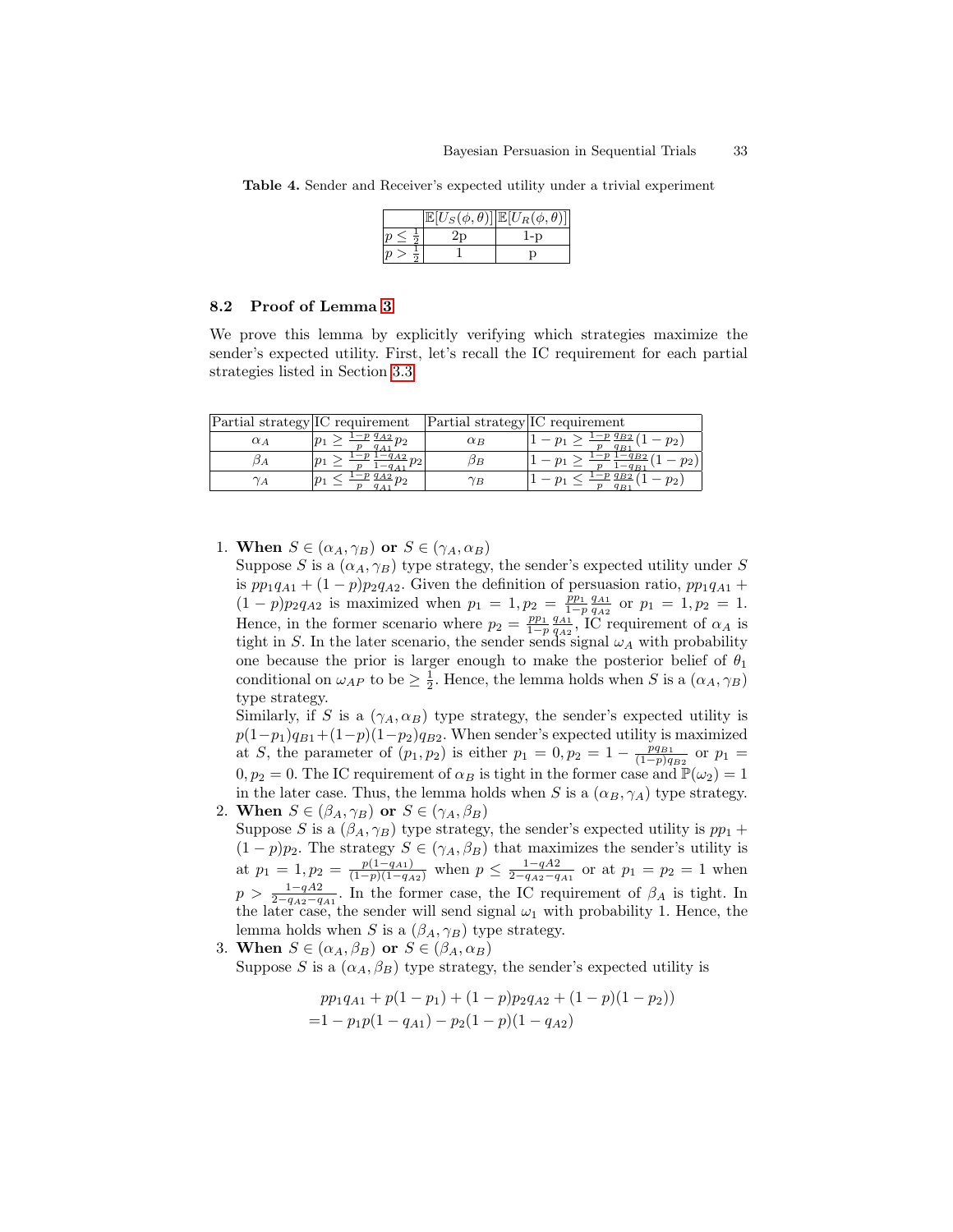**Table 4.** Sender and Receiver's expected utility under a trivial experiment

| | $\mathbb{E}[U_S(\phi,\theta)]$ | $\mathbb{E}[U_R(\phi,\theta)]$ |
|---|---|---|
| $p \leq \frac{1}{2}$ | 2p | 1-p |
| $p > \frac{1}{2}$ | 1 | p |

### 8.2 Proof of Lemma 3

We prove this lemma by explicitly verifying which strategies maximize the sender's expected utility. First, let's recall the IC requirement for each partial strategies listed in Section 3.3.

| Partial strategy | IC requirement | Partial strategy | IC requirement |
|---|---|---|---|
| $\alpha_A$ | $p_1 \geq \frac{1-p}{p}\frac{q_{A2}}{q_{A1}}p_2$ | $\alpha_B$ | $1-p_1 \geq \frac{1-p}{p}\frac{q_{B2}}{q_{B1}}(1-p_2)$ |
| $\beta_A$ | $p_1 \geq \frac{1-p}{p}\frac{1-q_{A2}}{1-q_{A1}}p_2$ | $\beta_B$ | $1-p_1 \geq \frac{1-p}{p}\frac{1-q_{B2}}{1-q_{B1}}(1-p_2)$ |
| $\gamma_A$ | $p_1 \leq \frac{1-p}{p}\frac{q_{A2}}{q_{A1}}p_2$ | $\gamma_B$ | $1-p_1 \leq \frac{1-p}{p}\frac{q_{B2}}{q_{B1}}(1-p_2)$ |

1. **When $S \in (\alpha_A, \gamma_B)$ or $S \in (\gamma_A, \alpha_B)$**
   Suppose $S$ is a $(\alpha_A, \gamma_B)$ type strategy, the sender's expected utility under $S$ is $pp_1q_{A1} + (1-p)p_2q_{A2}$. Given the definition of persuasion ratio, $pp_1q_{A1} + (1-p)p_2q_{A2}$ is maximized when $p_1 = 1, p_2 = \frac{pp_1}{1-p}\frac{q_{A1}}{q_{A2}}$ or $p_1 = 1, p_2 = 1$. Hence, in the former scenario where $p_2 = \frac{pp_1}{1-p}\frac{q_{A1}}{q_{A2}}$, IC requirement of $\alpha_A$ is tight in $S$. In the later scenario, the sender sends signal $\omega_A$ with probability one because the prior is larger enough to make the posterior belief of $\theta_1$ conditional on $\omega_{AP}$ to be $\geq \frac{1}{2}$. Hence, the lemma holds when $S$ is a $(\alpha_A, \gamma_B)$ type strategy.
   Similarly, if $S$ is a $(\gamma_A, \alpha_B)$ type strategy, the sender's expected utility is $p(1-p_1)q_{B1} + (1-p)(1-p_2)q_{B2}$. When sender's expected utility is maximized at $S$, the parameter of $(p_1, p_2)$ is either $p_1 = 0, p_2 = 1 - \frac{pq_{B1}}{(1-p)q_{B2}}$ or $p_1 = 0, p_2 = 0$. The IC requirement of $\alpha_B$ is tight in the former case and $\mathbb{P}(\omega_2) = 1$ in the later case. Thus, the lemma holds when $S$ is a $(\alpha_B, \gamma_A)$ type strategy.
2. **When $S \in (\beta_A, \gamma_B)$ or $S \in (\gamma_A, \beta_B)$**
   Suppose $S$ is a $(\beta_A, \gamma_B)$ type strategy, the sender's expected utility is $pp_1 + (1-p)p_2$. The strategy $S \in (\gamma_A, \beta_B)$ that maximizes the sender's utility is at $p_1 = 1, p_2 = \frac{p(1-q_{A1})}{(1-p)(1-q_{A2})}$ when $p \leq \frac{1-qA2}{2-q_{A2}-q_{A1}}$ or at $p_1 = p_2 = 1$ when $p > \frac{1-qA2}{2-q_{A2}-q_{A1}}$. In the former case, the IC requirement of $\beta_A$ is tight. In the later case, the sender will send signal $\omega_1$ with probability 1. Hence, the lemma holds when $S$ is a $(\beta_A, \gamma_B)$ type strategy.
3. **When $S \in (\alpha_A, \beta_B)$ or $S \in (\beta_A, \alpha_B)$**
   Suppose $S$ is a $(\alpha_A, \beta_B)$ type strategy, the sender's expected utility is

$$
\begin{aligned}
&pp_1q_{A1} + p(1-p_1) + (1-p)p_2q_{A2} + (1-p)(1-p_2)) \\
=&1 - p_1p(1-q_{A1}) - p_2(1-p)(1-q_{A2})
\end{aligned}
$$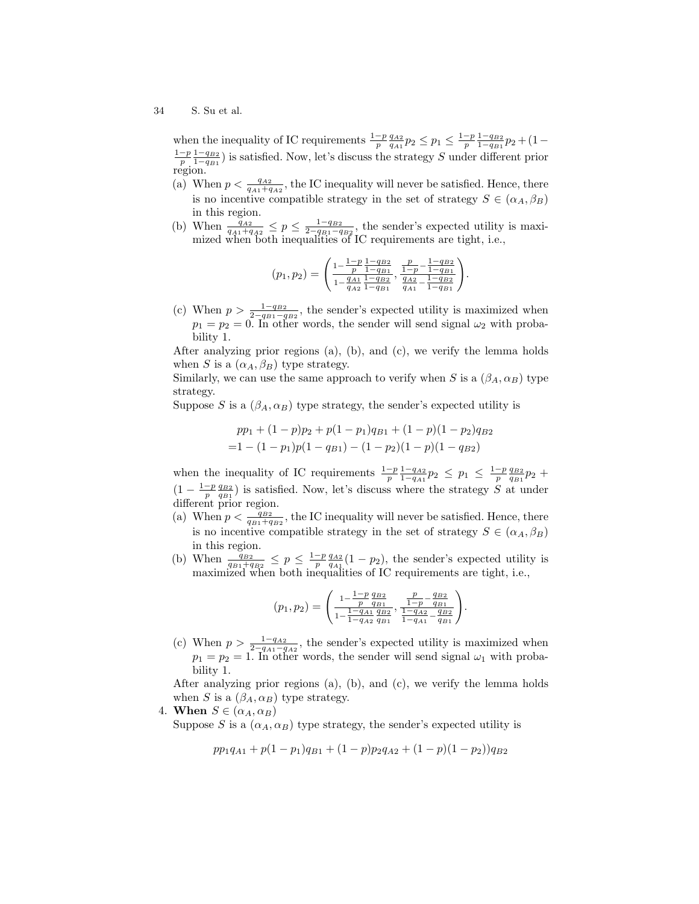when the inequality of IC requirements $\frac{1-p}{p}\frac{q_{A2}}{q_{A1}}p_2 \leq p_1 \leq \frac{1-p}{p}\frac{1-q_{B2}}{1-q_{B1}}p_2 + (1 - \frac{1-p}{p}\frac{1-q_{B2}}{1-q_{B1}})$ is satisfied. Now, let's discuss the strategy $S$ under different prior region.

(a) When $p < \frac{q_{A2}}{q_{A1}+q_{A2}}$, the IC inequality will never be satisfied. Hence, there is no incentive compatible strategy in the set of strategy $S \in (\alpha_A, \beta_B)$ in this region.

(b) When $\frac{q_{A2}}{q_{A1}+q_{A2}} \leq p \leq \frac{1-q_{B2}}{2-q_{B1}-q_{B2}}$, the sender's expected utility is maximized when both inequalities of IC requirements are tight, i.e.,

$$(p_1, p_2) = \left( \frac{1-\frac{1-p}{p}\frac{1-q_{B2}}{1-q_{B1}}}{1-\frac{q_{A1}}{q_{A2}}\frac{1-q_{B2}}{1-q_{B1}}}, \frac{\frac{p}{1-p}-\frac{1-q_{B2}}{1-q_{B1}}}{\frac{q_{A2}}{q_{A1}}-\frac{1-q_{B2}}{1-q_{B1}}} \right).$$

(c) When $p > \frac{1-q_{B2}}{2-q_{B1}-q_{B2}}$, the sender's expected utility is maximized when $p_1 = p_2 = 0$. In other words, the sender will send signal $\omega_2$ with probability 1.

After analyzing prior regions (a), (b), and (c), we verify the lemma holds when $S$ is a $(\alpha_A, \beta_B)$ type strategy.

Similarly, we can use the same approach to verify when $S$ is a $(\beta_A, \alpha_B)$ type strategy.

Suppose $S$ is a $(\beta_A, \alpha_B)$ type strategy, the sender's expected utility is

$$\begin{aligned} &pp_1 + (1-p)p_2 + p(1-p_1)q_{B1} + (1-p)(1-p_2)q_{B2} \\ =&1 - (1-p_1)p(1-q_{B1}) - (1-p_2)(1-p)(1-q_{B2}) \end{aligned}$$

when the inequality of IC requirements $\frac{1-p}{p}\frac{1-q_{A2}}{1-q_{A1}}p_2 \leq p_1 \leq \frac{1-p}{p}\frac{q_{B2}}{q_{B1}}p_2 + (1 - \frac{1-p}{p}\frac{q_{B2}}{q_{B1}})$ is satisfied. Now, let's discuss where the strategy $S$ at under different prior region.

(a) When $p < \frac{q_{B2}}{q_{B1}+q_{B2}}$, the IC inequality will never be satisfied. Hence, there is no incentive compatible strategy in the set of strategy $S \in (\alpha_A, \beta_B)$ in this region.

(b) When $\frac{q_{B2}}{q_{B1}+q_{B2}} \leq p \leq \frac{1-p}{p}\frac{q_{A2}}{q_{A1}}(1-p_2)$, the sender's expected utility is maximized when both inequalities of IC requirements are tight, i.e.,

$$(p_1, p_2) = \left( \frac{1-\frac{1-p}{p}\frac{q_{B2}}{q_{B1}}}{1-\frac{1-q_{A1}}{1-q_{A2}}\frac{q_{B2}}{q_{B1}}}, \frac{\frac{p}{1-p}-\frac{q_{B2}}{q_{B1}}}{\frac{1-q_{A2}}{1-q_{A1}}-\frac{q_{B2}}{q_{B1}}} \right).$$

(c) When $p > \frac{1-q_{A2}}{2-q_{A1}-q_{A2}}$, the sender's expected utility is maximized when $p_1 = p_2 = 1$. In other words, the sender will send signal $\omega_1$ with probability 1.

After analyzing prior regions (a), (b), and (c), we verify the lemma holds when $S$ is a $(\beta_A, \alpha_B)$ type strategy.

4. **When $S \in (\alpha_A, \alpha_B)$**

Suppose $S$ is a $(\alpha_A, \alpha_B)$ type strategy, the sender's expected utility is

$$pp_1q_{A1} + p(1-p_1)q_{B1} + (1-p)p_2q_{A2} + (1-p)(1-p_2))q_{B2}$$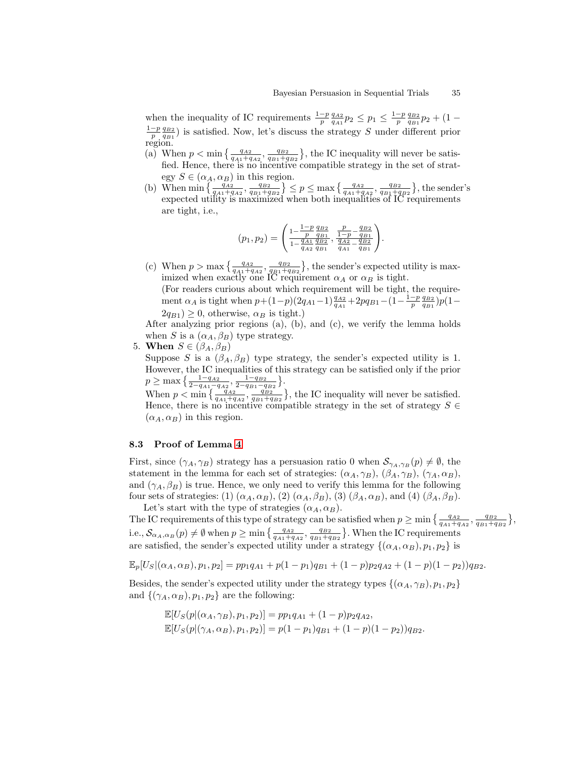when the inequality of IC requirements $\frac{1-p}{p}\frac{q_{A2}}{q_{A1}}p_2 \leq p_1 \leq \frac{1-p}{p}\frac{q_{B2}}{q_{B1}}p_2 + (1 - \frac{1-p}{p}\frac{q_{B2}}{q_{B1}})$ is satisfied. Now, let's discuss the strategy $S$ under different prior region.

(a) When $p < \min\left\{\frac{q_{A2}}{q_{A1}+q_{A2}}, \frac{q_{B2}}{q_{B1}+q_{B2}}\right\}$, the IC inequality will never be satisfied. Hence, there is no incentive compatible strategy in the set of strategy $S \in (\alpha_A, \alpha_B)$ in this region.

(b) When $\min\left\{\frac{q_{A2}}{q_{A1}+q_{A2}}, \frac{q_{B2}}{q_{B1}+q_{B2}}\right\} \leq p \leq \max\left\{\frac{q_{A2}}{q_{A1}+q_{A2}}, \frac{q_{B2}}{q_{B1}+q_{B2}}\right\}$, the sender's expected utility is maximized when both inequalities of IC requirements are tight, i.e.,

$$(p_1, p_2) = \left( \frac{1 - \frac{1-p}{p}\frac{q_{B2}}{q_{B1}}}{1 - \frac{q_{A1}}{q_{A2}}\frac{q_{B2}}{q_{B1}}}, \frac{\frac{p}{1-p} - \frac{q_{B2}}{q_{B1}}}{\frac{q_{A2}}{q_{A1}} - \frac{q_{B2}}{q_{B1}}} \right).$$

(c) When $p > \max\left\{\frac{q_{A2}}{q_{A1}+q_{A2}}, \frac{q_{B2}}{q_{B1}+q_{B2}}\right\}$, the sender's expected utility is maximized when exactly one IC requirement $\alpha_A$ or $\alpha_B$ is tight.
(For readers curious about which requirement will be tight, the requirement $\alpha_A$ is tight when $p + (1-p)(2q_{A1}-1)\frac{q_{A2}}{q_{A1}} + 2pq_{B1} - (1 - \frac{1-p}{p}\frac{q_{B2}}{q_{B1}})p(1 - 2q_{B1}) \geq 0$, otherwise, $\alpha_B$ is tight.)

After analyzing prior regions (a), (b), and (c), we verify the lemma holds when $S$ is a $(\alpha_A, \beta_B)$ type strategy.

5. **When** $S \in (\beta_A, \beta_B)$
Suppose $S$ is a $(\beta_A, \beta_B)$ type strategy, the sender's expected utility is 1. However, the IC inequalities of this strategy can be satisfied only if the prior $p \geq \max\left\{\frac{1-q_{A2}}{2-q_{A1}-q_{A2}}, \frac{1-q_{B2}}{2-q_{B1}-q_{B2}}\right\}$.
When $p < \min\left\{\frac{q_{A2}}{q_{A1}+q_{A2}}, \frac{q_{B2}}{q_{B1}+q_{B2}}\right\}$, the IC inequality will never be satisfied. Hence, there is no incentive compatible strategy in the set of strategy $S \in (\alpha_A, \alpha_B)$ in this region.

### 8.3 Proof of Lemma 4

First, since $(\gamma_A, \gamma_B)$ strategy has a persuasion ratio 0 when $\mathcal{S}_{\gamma_A,\gamma_B}(p) \neq \emptyset$, the statement in the lemma for each set of strategies: $(\alpha_A, \gamma_B)$, $(\beta_A, \gamma_B)$, $(\gamma_A, \alpha_B)$, and $(\gamma_A, \beta_B)$ is true. Hence, we only need to verify this lemma for the following four sets of strategies: (1) $(\alpha_A, \alpha_B)$, (2) $(\alpha_A, \beta_B)$, (3) $(\beta_A, \alpha_B)$, and (4) $(\beta_A, \beta_B)$.

Let's start with the type of strategies $(\alpha_A, \alpha_B)$.
The IC requirements of this type of strategy can be satisfied when $p \geq \min\left\{\frac{q_{A2}}{q_{A1}+q_{A2}}, \frac{q_{B2}}{q_{B1}+q_{B2}}\right\}$, i.e., $\mathcal{S}_{\alpha_A,\alpha_B}(p) \neq \emptyset$ when $p \geq \min\left\{\frac{q_{A2}}{q_{A1}+q_{A2}}, \frac{q_{B2}}{q_{B1}+q_{B2}}\right\}$. When the IC requirements are satisfied, the sender's expected utility under a strategy $\{(\alpha_A, \alpha_B), p_1, p_2\}$ is

$$\mathbb{E}_p[U_S|(\alpha_A, \alpha_B), p_1, p_2] = pp_1q_{A1} + p(1-p_1)q_{B1} + (1-p)p_2q_{A2} + (1-p)(1-p_2))q_{B2}.$$

Besides, the sender's expected utility under the strategy types $\{(\alpha_A, \gamma_B), p_1, p_2\}$ and $\{(\gamma_A, \alpha_B), p_1, p_2\}$ are the following:

$$\mathbb{E}[U_S(p|(\alpha_A, \gamma_B), p_1, p_2)] = pp_1q_{A1} + (1-p)p_2q_{A2},$$
$$\mathbb{E}[U_S(p|(\gamma_A, \alpha_B), p_1, p_2)] = p(1-p_1)q_{B1} + (1-p)(1-p_2))q_{B2}.$$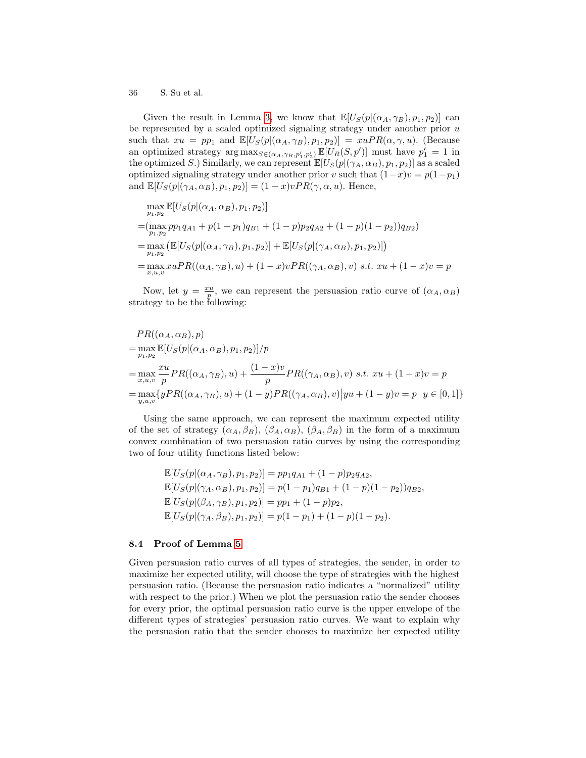Given the result in Lemma 3, we know that $\mathbb{E}[U_S(p|(\alpha_A, \gamma_B), p_1, p_2)]$ can be represented by a scaled optimized signaling strategy under another prior $u$ such that $xu = pp_1$ and $\mathbb{E}[U_S(p|(\alpha_A, \gamma_B), p_1, p_2)] = xuPR(\alpha, \gamma, u)$. (Because an optimized strategy $\arg\max_{S \in (\alpha_A, \gamma_B, p_1', p_2')} \mathbb{E}[U_R(S, p')]$ must have $p_1' = 1$ in the optimized $S$.) Similarly, we can represent $\mathbb{E}[U_S(p|(\gamma_A, \alpha_B), p_1, p_2)]$ as a scaled optimized signaling strategy under another prior $v$ such that $(1-x)v = p(1-p_1)$ and $\mathbb{E}[U_S(p|(\gamma_A, \alpha_B), p_1, p_2)] = (1-x)vPR(\gamma, \alpha, u)$. Hence,

$$
\begin{aligned}
&\max_{p_1,p_2} \mathbb{E}[U_S(p|(\alpha_A, \alpha_B), p_1, p_2)] \\
=&(\max_{p_1,p_2} pp_1 q_{A1} + p(1-p_1)q_{B1} + (1-p)p_2 q_{A2} + (1-p)(1-p_2))q_{B2}) \\
=&\max_{p_1,p_2} \left(\mathbb{E}[U_S(p|(\alpha_A, \gamma_B), p_1, p_2)] + \mathbb{E}[U_S(p|(\gamma_A, \alpha_B), p_1, p_2)]\right) \\
=&\max_{x,u,v} xuPR((\alpha_A, \gamma_B), u) + (1-x)vPR((\gamma_A, \alpha_B), v) \ s.t. \ xu + (1-x)v = p
\end{aligned}
$$

Now, let $y = \frac{xu}{p}$, we can represent the persuasion ratio curve of $(\alpha_A, \alpha_B)$ strategy to be the following:

$$
\begin{aligned}
&PR((\alpha_A, \alpha_B), p) \\
=&\max_{p_1,p_2} \mathbb{E}[U_S(p|(\alpha_A, \alpha_B), p_1, p_2)]/p \\
=&\max_{x,u,v} \frac{xu}{p} PR((\alpha_A, \gamma_B), u) + \frac{(1-x)v}{p} PR((\gamma_A, \alpha_B), v) \ s.t. \ xu + (1-x)v = p \\
=&\max_{y,u,v} \{yPR((\alpha_A, \gamma_B), u) + (1-y)PR((\gamma_A, \alpha_B), v) \big| yu + (1-y)v = p \ \ y \in [0,1]\}
\end{aligned}
$$

Using the same approach, we can represent the maximum expected utility of the set of strategy $(\alpha_A, \beta_B)$, $(\beta_A, \alpha_B)$, $(\beta_A, \beta_B)$ in the form of a maximum convex combination of two persuasion ratio curves by using the corresponding two of four utility functions listed below:

$$
\begin{aligned}
\mathbb{E}[U_S(p|(\alpha_A, \gamma_B), p_1, p_2)] &= pp_1 q_{A1} + (1-p)p_2 q_{A2}, \\
\mathbb{E}[U_S(p|(\gamma_A, \alpha_B), p_1, p_2)] &= p(1-p_1)q_{B1} + (1-p)(1-p_2))q_{B2}, \\
\mathbb{E}[U_S(p|(\beta_A, \gamma_B), p_1, p_2)] &= pp_1 + (1-p)p_2, \\
\mathbb{E}[U_S(p|(\gamma_A, \beta_B), p_1, p_2)] &= p(1-p_1) + (1-p)(1-p_2).
\end{aligned}
$$

### 8.4 Proof of Lemma 5

Given persuasion ratio curves of all types of strategies, the sender, in order to maximize her expected utility, will choose the type of strategies with the highest persuasion ratio. (Because the persuasion ratio indicates a "normalized" utility with respect to the prior.) When we plot the persuasion ratio the sender chooses for every prior, the optimal persuasion ratio curve is the upper envelope of the different types of strategies' persuasion ratio curves. We want to explain why the persuasion ratio that the sender chooses to maximize her expected utility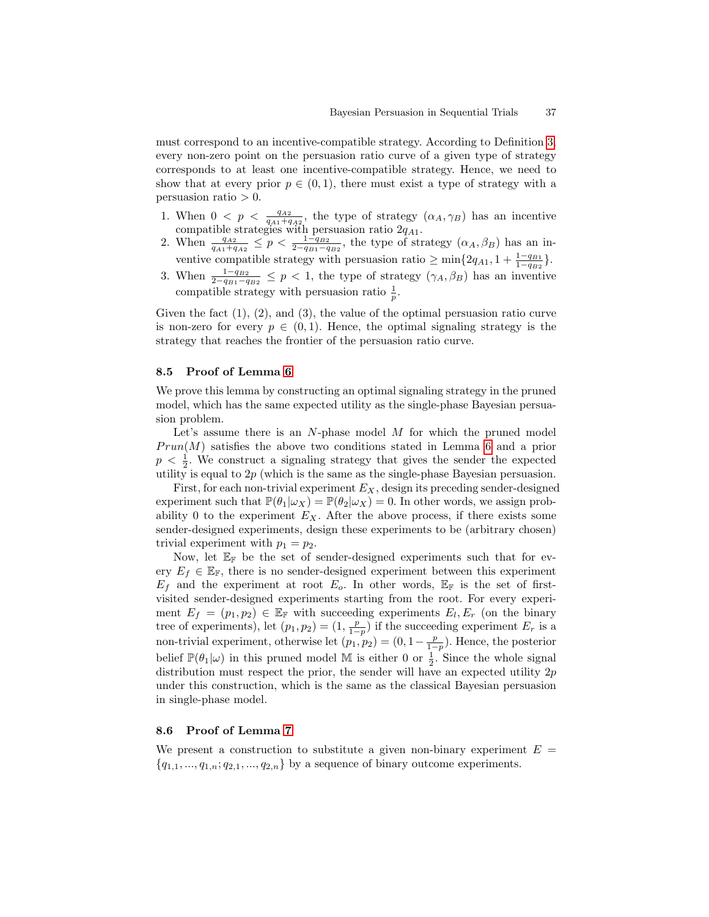must correspond to an incentive-compatible strategy. According to Definition 3, every non-zero point on the persuasion ratio curve of a given type of strategy corresponds to at least one incentive-compatible strategy. Hence, we need to show that at every prior $p \in (0,1)$, there must exist a type of strategy with a persuasion ratio $> 0$.

1. When $0 < p < \frac{q_{A2}}{q_{A1}+q_{A2}}$, the type of strategy $(\alpha_A, \gamma_B)$ has an incentive compatible strategies with persuasion ratio $2q_{A1}$.
2. When $\frac{q_{A2}}{q_{A1}+q_{A2}} \leq p < \frac{1-q_{B2}}{2-q_{B1}-q_{B2}}$, the type of strategy $(\alpha_A, \beta_B)$ has an inventive compatible strategy with persuasion ratio $\geq \min\{2q_{A1}, 1 + \frac{1-q_{B1}}{1-q_{B2}}\}$.
3. When $\frac{1-q_{B2}}{2-q_{B1}-q_{B2}} \leq p < 1$, the type of strategy $(\gamma_A, \beta_B)$ has an inventive compatible strategy with persuasion ratio $\frac{1}{p}$.

Given the fact (1), (2), and (3), the value of the optimal persuasion ratio curve is non-zero for every $p \in (0,1)$. Hence, the optimal signaling strategy is the strategy that reaches the frontier of the persuasion ratio curve.

### 8.5 Proof of Lemma 6

We prove this lemma by constructing an optimal signaling strategy in the pruned model, which has the same expected utility as the single-phase Bayesian persuasion problem.

Let's assume there is an $N$-phase model $M$ for which the pruned model $Prun(M)$ satisfies the above two conditions stated in Lemma 6 and a prior $p < \frac{1}{2}$. We construct a signaling strategy that gives the sender the expected utility is equal to $2p$ (which is the same as the single-phase Bayesian persuasion.

First, for each non-trivial experiment $E_X$, design its preceding sender-designed experiment such that $\mathbb{P}(\theta_1|\omega_X) = \mathbb{P}(\theta_2|\omega_X) = 0$. In other words, we assign probability 0 to the experiment $E_X$. After the above process, if there exists some sender-designed experiments, design these experiments to be (arbitrary chosen) trivial experiment with $p_1 = p_2$.

Now, let $\mathbb{E}_{\mathbb{F}}$ be the set of sender-designed experiments such that for every $E_f \in \mathbb{E}_{\mathbb{F}}$, there is no sender-designed experiment between this experiment $E_f$ and the experiment at root $E_o$. In other words, $\mathbb{E}_{\mathbb{F}}$ is the set of first-visited sender-designed experiments starting from the root. For every experiment $E_f = (p_1, p_2) \in \mathbb{E}_{\mathbb{F}}$ with succeeding experiments $E_l, E_r$ (on the binary tree of experiments), let $(p_1, p_2) = (1, \frac{p}{1-p})$ if the succeeding experiment $E_r$ is a non-trivial experiment, otherwise let $(p_1, p_2) = (0, 1 - \frac{p}{1-p})$. Hence, the posterior belief $\mathbb{P}(\theta_1|\omega)$ in this pruned model $\mathbb{M}$ is either 0 or $\frac{1}{2}$. Since the whole signal distribution must respect the prior, the sender will have an expected utility $2p$ under this construction, which is the same as the classical Bayesian persuasion in single-phase model.

### 8.6 Proof of Lemma 7

We present a construction to substitute a given non-binary experiment $E = \{q_{1,1}, ..., q_{1,n}; q_{2,1}, ..., q_{2,n}\}$ by a sequence of binary outcome experiments.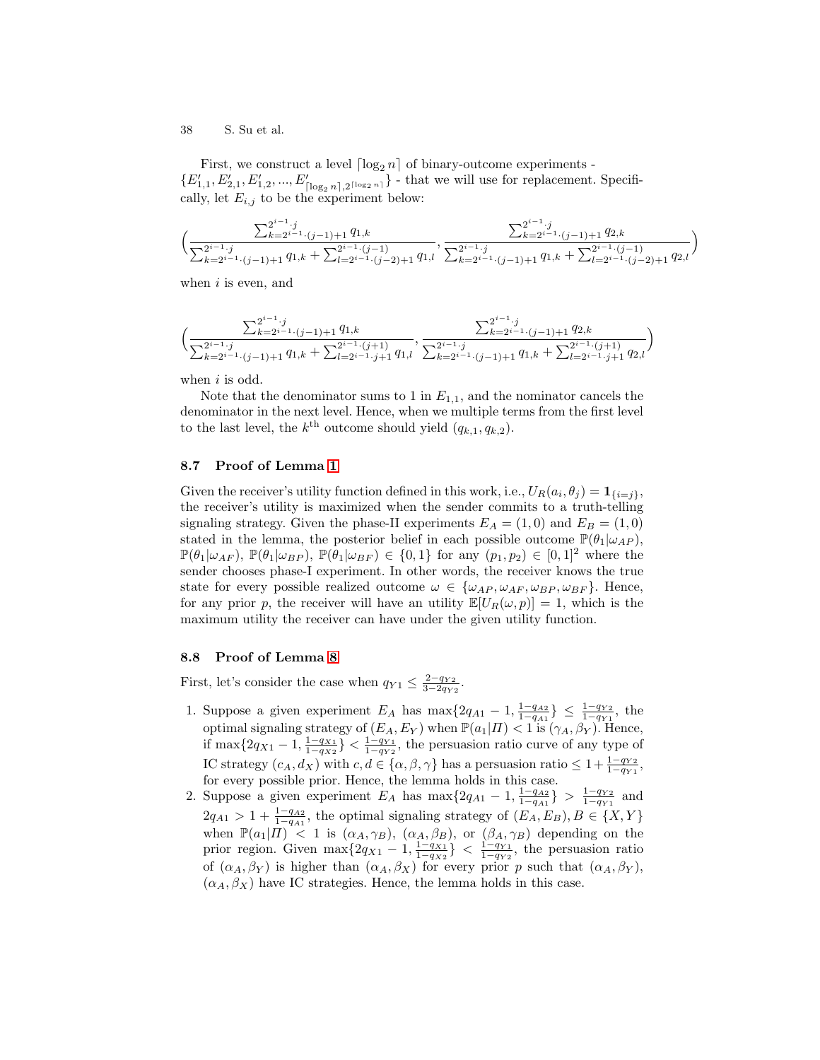First, we construct a level $\lceil \log_2 n \rceil$ of binary-outcome experiments - $\{E'_{1,1}, E'_{2,1}, E'_{1,2}, ..., E'_{\lceil \log_2 n \rceil, 2^{\lceil \log_2 n \rceil}}\}$ - that we will use for replacement. Specifically, let $E_{i,j}$ to be the experiment below:

$$\Big(\frac{\sum_{k=2^{i-1}\cdot(j-1)+1}^{2^{i-1}\cdot j} q_{1,k}}{\sum_{k=2^{i-1}\cdot(j-1)+1}^{2^{i-1}\cdot j} q_{1,k} + \sum_{l=2^{i-1}\cdot(j-2)+1}^{2^{i-1}\cdot(j-1)} q_{1,l}}, \frac{\sum_{k=2^{i-1}\cdot(j-1)+1}^{2^{i-1}\cdot j} q_{2,k}}{\sum_{k=2^{i-1}\cdot(j-1)+1}^{2^{i-1}\cdot j} q_{1,k} + \sum_{l=2^{i-1}\cdot(j-2)+1}^{2^{i-1}\cdot(j-1)} q_{2,l}}\Big)$$

when $i$ is even, and

$$\Big(\frac{\sum_{k=2^{i-1}\cdot(j-1)+1}^{2^{i-1}\cdot j} q_{1,k}}{\sum_{k=2^{i-1}\cdot(j-1)+1}^{2^{i-1}\cdot j} q_{1,k} + \sum_{l=2^{i-1}\cdot j+1}^{2^{i-1}\cdot(j+1)} q_{1,l}}, \frac{\sum_{k=2^{i-1}\cdot(j-1)+1}^{2^{i-1}\cdot j} q_{2,k}}{\sum_{k=2^{i-1}\cdot(j-1)+1}^{2^{i-1}\cdot j} q_{1,k} + \sum_{l=2^{i-1}\cdot j+1}^{2^{i-1}\cdot(j+1)} q_{2,l}}\Big)$$

when $i$ is odd.

Note that the denominator sums to 1 in $E_{1,1}$, and the nominator cancels the denominator in the next level. Hence, when we multiple terms from the first level to the last level, the $k^{\text{th}}$ outcome should yield $(q_{k,1}, q_{k,2})$.

### 8.7 Proof of Lemma 1

Given the receiver's utility function defined in this work, i.e., $U_R(a_i, \theta_j) = \mathbf{1}_{\{i=j\}}$, the receiver's utility is maximized when the sender commits to a truth-telling signaling strategy. Given the phase-II experiments $E_A = (1, 0)$ and $E_B = (1, 0)$ stated in the lemma, the posterior belief in each possible outcome $\mathbb{P}(\theta_1|\omega_{AP})$, $\mathbb{P}(\theta_1|\omega_{AF})$, $\mathbb{P}(\theta_1|\omega_{BP})$, $\mathbb{P}(\theta_1|\omega_{BF}) \in \{0, 1\}$ for any $(p_1, p_2) \in [0, 1]^2$ where the sender chooses phase-I experiment. In other words, the receiver knows the true state for every possible realized outcome $\omega \in \{\omega_{AP}, \omega_{AF}, \omega_{BP}, \omega_{BF}\}$. Hence, for any prior $p$, the receiver will have an utility $\mathbb{E}[U_R(\omega, p)] = 1$, which is the maximum utility the receiver can have under the given utility function.

### 8.8 Proof of Lemma 8

First, let's consider the case when $q_{Y1} \leq \frac{2-q_{Y2}}{3-2q_{Y2}}$.

1. Suppose a given experiment $E_A$ has $\max\{2q_{A1} - 1, \frac{1-q_{A2}}{1-q_{A1}}\} \leq \frac{1-q_{Y2}}{1-q_{Y1}}$, the optimal signaling strategy of $(E_A, E_Y)$ when $\mathbb{P}(a_1|\Pi) < 1$ is $(\gamma_A, \beta_Y)$. Hence, if $\max\{2q_{X1} - 1, \frac{1-q_{X1}}{1-q_{X2}}\} < \frac{1-q_{Y1}}{1-q_{Y2}}$, the persuasion ratio curve of any type of IC strategy $(c_A, d_X)$ with $c, d \in \{\alpha, \beta, \gamma\}$ has a persuasion ratio $\leq 1 + \frac{1-q_{Y2}}{1-q_{Y1}}$, for every possible prior. Hence, the lemma holds in this case.
2. Suppose a given experiment $E_A$ has $\max\{2q_{A1} - 1, \frac{1-q_{A2}}{1-q_{A1}}\} > \frac{1-q_{Y2}}{1-q_{Y1}}$ and $2q_{A1} > 1 + \frac{1-q_{A2}}{1-q_{A1}}$, the optimal signaling strategy of $(E_A, E_B), B \in \{X, Y\}$ when $\mathbb{P}(a_1|\Pi) < 1$ is $(\alpha_A, \gamma_B)$, $(\alpha_A, \beta_B)$, or $(\beta_A, \gamma_B)$ depending on the prior region. Given $\max\{2q_{X1} - 1, \frac{1-q_{X1}}{1-q_{X2}}\} < \frac{1-q_{Y1}}{1-q_{Y2}}$, the persuasion ratio of $(\alpha_A, \beta_Y)$ is higher than $(\alpha_A, \beta_X)$ for every prior $p$ such that $(\alpha_A, \beta_Y)$, $(\alpha_A, \beta_X)$ have IC strategies. Hence, the lemma holds in this case.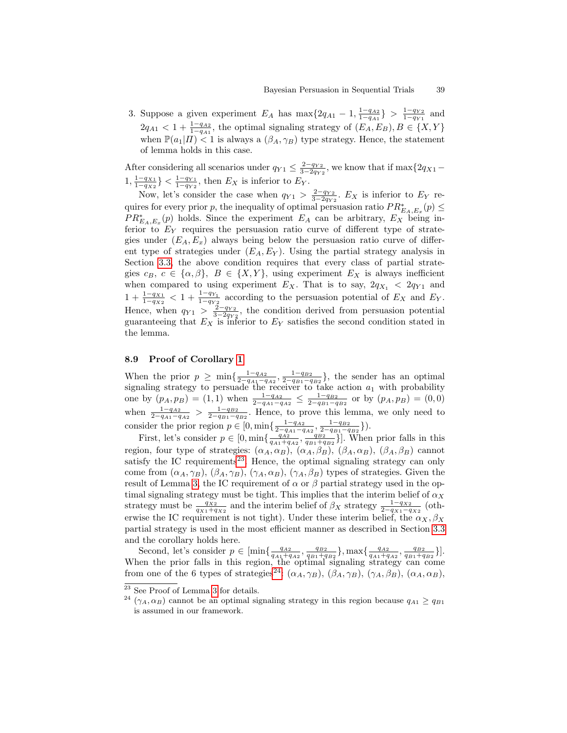3. Suppose a given experiment $E_A$ has $\max\{2q_{A1}-1, \frac{1-q_{A2}}{1-q_{A1}}\} > \frac{1-q_{Y2}}{1-q_{Y1}}$ and $2q_{A1} < 1 + \frac{1-q_{A2}}{1-q_{A1}}$, the optimal signaling strategy of $(E_A, E_B), B \in \{X, Y\}$ when $\mathbb{P}(a_1|II) < 1$ is always a $(\beta_A, \gamma_B)$ type strategy. Hence, the statement of lemma holds in this case.

After considering all scenarios under $q_{Y1} \leq \frac{2-q_{Y2}}{3-2q_{Y2}}$, we know that if $\max\{2q_{X1} - 1, \frac{1-q_{X1}}{1-q_{X2}}\} < \frac{1-q_{Y1}}{1-q_{Y2}}$, then $E_X$ is inferior to $E_Y$.

Now, let's consider the case when $q_{Y1} > \frac{2-q_{Y2}}{3-2q_{Y2}}$. $E_X$ is inferior to $E_Y$ requires for every prior $p$, the inequality of optimal persuasion ratio $PR^*_{E_A,E_x}(p) \leq PR^*_{E_A,E_x}(p)$ holds. Since the experiment $E_A$ can be arbitrary, $E_X$ being inferior to $E_Y$ requires the persuasion ratio curve of different type of strategies under $(E_A, E_x)$ always being below the persuasion ratio curve of different type of strategies under $(E_A, E_Y)$. Using the partial strategy analysis in Section 3.3, the above condition requires that every class of partial strategies $c_B$, $c \in \{\alpha, \beta\}$, $B \in \{X, Y\}$, using experiment $E_X$ is always inefficient when compared to using experiment $E_X$. That is to say, $2q_{X_1} < 2q_{Y1}$ and $1 + \frac{1-q_{X1}}{1-q_{X2}} < 1 + \frac{1-q_{Y_1}}{1-q_{Y_2}}$ according to the persuasion potential of $E_X$ and $E_Y$. Hence, when $q_{Y1} > \frac{2-q_{Y2}}{3-2q_{Y_2}}$, the condition derived from persuasion potential guaranteeing that $E_X$ is inferior to $E_Y$ satisfies the second condition stated in the lemma.

### 8.9 Proof of Corollary 1

When the prior $p \geq \min\{\frac{1-q_{A2}}{2-q_{A1}-q_{A2}}, \frac{1-q_{B2}}{2-q_{B1}-q_{B2}}\}$, the sender has an optimal signaling strategy to persuade the receiver to take action $a_1$ with probability one by $(p_A, p_B) = (1, 1)$ when $\frac{1-q_{A2}}{2-q_{A1}-q_{A2}} \leq \frac{1-q_{B2}}{2-q_{B1}-q_{B2}}$ or by $(p_A, p_B) = (0, 0)$ when $\frac{1-q_{A2}}{2-q_{A1}-q_{A2}} > \frac{1-q_{B2}}{2-q_{B1}-q_{B2}}$. Hence, to prove this lemma, we only need to consider the prior region $p \in [0, \min\{\frac{1-q_{A2}}{2-q_{A1}-q_{A2}}, \frac{1-q_{B2}}{2-q_{B1}-q_{B2}}\})$.

First, let's consider $p \in [0, \min\{\frac{q_{A2}}{q_{A1}+q_{A2}}, \frac{q_{B2}}{q_{B1}+q_{B2}}\}]$. When prior falls in this region, four type of strategies: $(\alpha_A, \alpha_B)$, $(\alpha_A, \beta_B)$, $(\beta_A, \alpha_B)$, $(\beta_A, \beta_B)$ cannot satisfy the IC requirements[23]. Hence, the optimal signaling strategy can only come from $(\alpha_A, \gamma_B)$, $(\beta_A, \gamma_B)$, $(\gamma_A, \alpha_B)$, $(\gamma_A, \beta_B)$ types of strategies. Given the result of Lemma 3, the IC requirement of $\alpha$ or $\beta$ partial strategy used in the optimal signaling strategy must be tight. This implies that the interim belief of $\alpha_X$ strategy must be $\frac{q_{X2}}{q_{X1}+q_{X2}}$ and the interim belief of $\beta_X$ strategy $\frac{1-q_{X2}}{2-q_{X1}-q_{X2}}$ (otherwise the IC requirement is not tight). Under these interim belief, the $\alpha_X, \beta_X$ partial strategy is used in the most efficient manner as described in Section 3.3 and the corollary holds here.

Second, let's consider $p \in [\min\{\frac{q_{A2}}{q_{A1}+q_{A2}}, \frac{q_{B2}}{q_{B1}+q_{B2}}\}, \max\{\frac{q_{A2}}{q_{A1}+q_{A2}}, \frac{q_{B2}}{q_{B1}+q_{B2}}\}]$. When the prior falls in this region, the optimal signaling strategy can come from one of the 6 types of strategies[24]: $(\alpha_A, \gamma_B)$, $(\beta_A, \gamma_B)$, $(\gamma_A, \beta_B)$, $(\alpha_A, \alpha_B)$,

[23] See Proof of Lemma 3 for details.

[24] $(\gamma_A, \alpha_B)$ cannot be an optimal signaling strategy in this region because $q_{A1} \geq q_{B1}$ is assumed in our framework.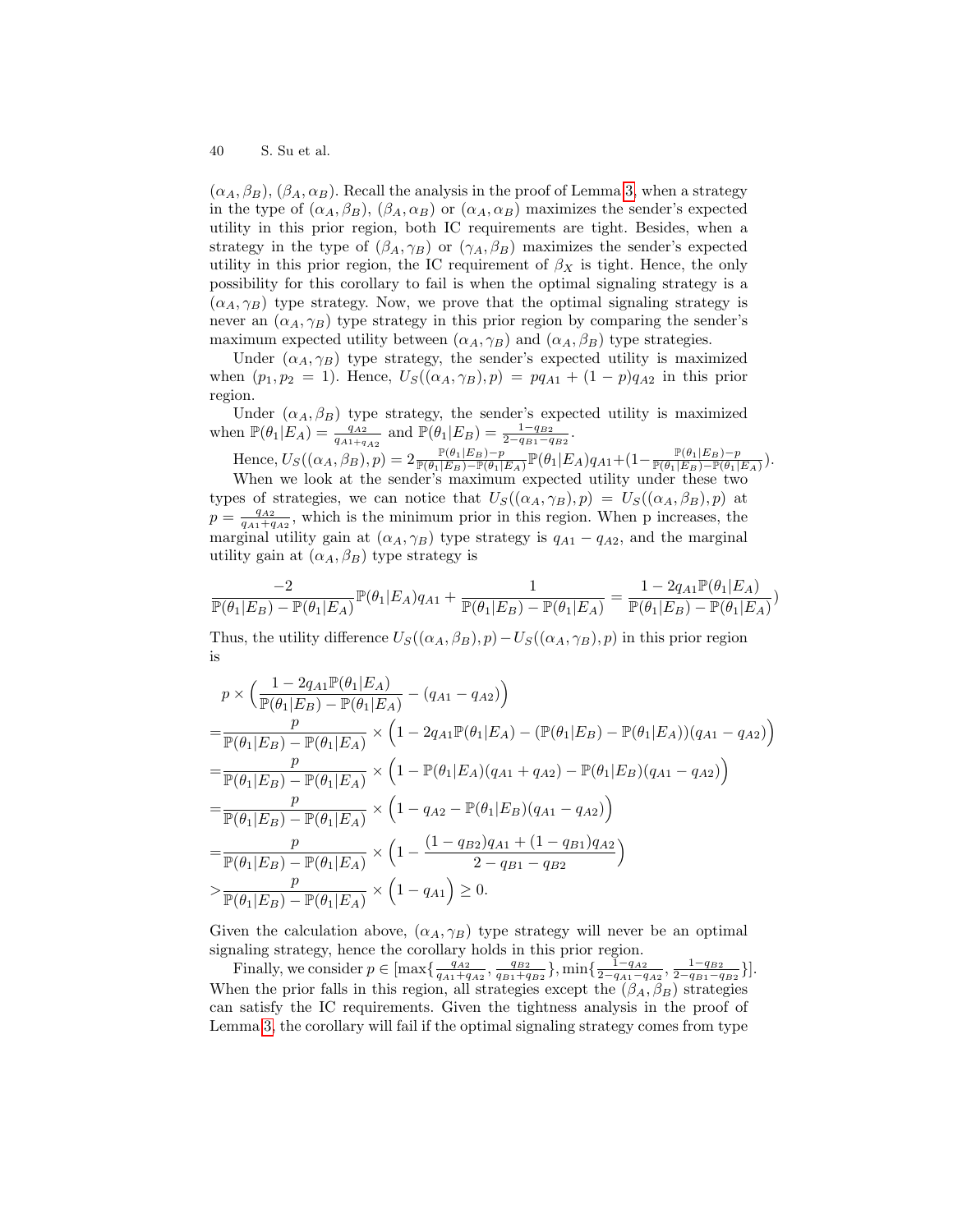$(\alpha_A, \beta_B)$, $(\beta_A, \alpha_B)$. Recall the analysis in the proof of Lemma 3, when a strategy in the type of $(\alpha_A, \beta_B)$, $(\beta_A, \alpha_B)$ or $(\alpha_A, \alpha_B)$ maximizes the sender's expected utility in this prior region, both IC requirements are tight. Besides, when a strategy in the type of $(\beta_A, \gamma_B)$ or $(\gamma_A, \beta_B)$ maximizes the sender's expected utility in this prior region, the IC requirement of $\beta_X$ is tight. Hence, the only possibility for this corollary to fail is when the optimal signaling strategy is a $(\alpha_A, \gamma_B)$ type strategy. Now, we prove that the optimal signaling strategy is never an $(\alpha_A, \gamma_B)$ type strategy in this prior region by comparing the sender's maximum expected utility between $(\alpha_A, \gamma_B)$ and $(\alpha_A, \beta_B)$ type strategies.

Under $(\alpha_A, \gamma_B)$ type strategy, the sender's expected utility is maximized when $(p_1, p_2 = 1)$. Hence, $U_S((\alpha_A, \gamma_B), p) = pq_{A1} + (1-p)q_{A2}$ in this prior region.

Under $(\alpha_A, \beta_B)$ type strategy, the sender's expected utility is maximized when $\mathbb{P}(\theta_1|E_A) = \frac{q_{A2}}{q_{A1}+q_{A2}}$ and $\mathbb{P}(\theta_1|E_B) = \frac{1-q_{B2}}{2-q_{B1}-q_{B2}}$.

Hence, $U_S((\alpha_A, \beta_B), p) = 2\frac{\mathbb{P}(\theta_1|E_B)-p}{\mathbb{P}(\theta_1|E_B)-\mathbb{P}(\theta_1|E_A)}\mathbb{P}(\theta_1|E_A)q_{A1} + (1 - \frac{\mathbb{P}(\theta_1|E_B)-p}{\mathbb{P}(\theta_1|E_B)-\mathbb{P}(\theta_1|E_A)})$.

When we look at the sender's maximum expected utility under these two types of strategies, we can notice that $U_S((\alpha_A, \gamma_B), p) = U_S((\alpha_A, \beta_B), p)$ at $p = \frac{q_{A2}}{q_{A1}+q_{A2}}$, which is the minimum prior in this region. When p increases, the marginal utility gain at $(\alpha_A, \gamma_B)$ type strategy is $q_{A1} - q_{A2}$, and the marginal utility gain at $(\alpha_A, \beta_B)$ type strategy is

$$\frac{-2}{\mathbb{P}(\theta_1|E_B) - \mathbb{P}(\theta_1|E_A)}\mathbb{P}(\theta_1|E_A)q_{A1} + \frac{1}{\mathbb{P}(\theta_1|E_B) - \mathbb{P}(\theta_1|E_A)} = \frac{1 - 2q_{A1}\mathbb{P}(\theta_1|E_A)}{\mathbb{P}(\theta_1|E_B) - \mathbb{P}(\theta_1|E_A)})$$

Thus, the utility difference $U_S((\alpha_A, \beta_B), p) - U_S((\alpha_A, \gamma_B), p)$ in this prior region is

$$\begin{aligned}
& p \times \Big(\frac{1 - 2q_{A1}\mathbb{P}(\theta_1|E_A)}{\mathbb{P}(\theta_1|E_B) - \mathbb{P}(\theta_1|E_A)} - (q_{A1} - q_{A2})\Big) \\
=& \frac{p}{\mathbb{P}(\theta_1|E_B) - \mathbb{P}(\theta_1|E_A)} \times \Big(1 - 2q_{A1}\mathbb{P}(\theta_1|E_A) - (\mathbb{P}(\theta_1|E_B) - \mathbb{P}(\theta_1|E_A))(q_{A1} - q_{A2})\Big) \\
=& \frac{p}{\mathbb{P}(\theta_1|E_B) - \mathbb{P}(\theta_1|E_A)} \times \Big(1 - \mathbb{P}(\theta_1|E_A)(q_{A1} + q_{A2}) - \mathbb{P}(\theta_1|E_B)(q_{A1} - q_{A2})\Big) \\
=& \frac{p}{\mathbb{P}(\theta_1|E_B) - \mathbb{P}(\theta_1|E_A)} \times \Big(1 - q_{A2} - \mathbb{P}(\theta_1|E_B)(q_{A1} - q_{A2})\Big) \\
=& \frac{p}{\mathbb{P}(\theta_1|E_B) - \mathbb{P}(\theta_1|E_A)} \times \Big(1 - \frac{(1 - q_{B2})q_{A1} + (1 - q_{B1})q_{A2}}{2 - q_{B1} - q_{B2}}\Big) \\
>& \frac{p}{\mathbb{P}(\theta_1|E_B) - \mathbb{P}(\theta_1|E_A)} \times \Big(1 - q_{A1}\Big) \geq 0.
\end{aligned}$$

Given the calculation above, $(\alpha_A, \gamma_B)$ type strategy will never be an optimal signaling strategy, hence the corollary holds in this prior region.

Finally, we consider $p \in [\max\{\frac{q_{A2}}{q_{A1}+q_{A2}}, \frac{q_{B2}}{q_{B1}+q_{B2}}\}, \min\{\frac{1-q_{A2}}{2-q_{A1}-q_{A2}}, \frac{1-q_{B2}}{2-q_{B1}-q_{B2}}\}]$. When the prior falls in this region, all strategies except the $(\beta_A, \beta_B)$ strategies can satisfy the IC requirements. Given the tightness analysis in the proof of Lemma 3, the corollary will fail if the optimal signaling strategy comes from type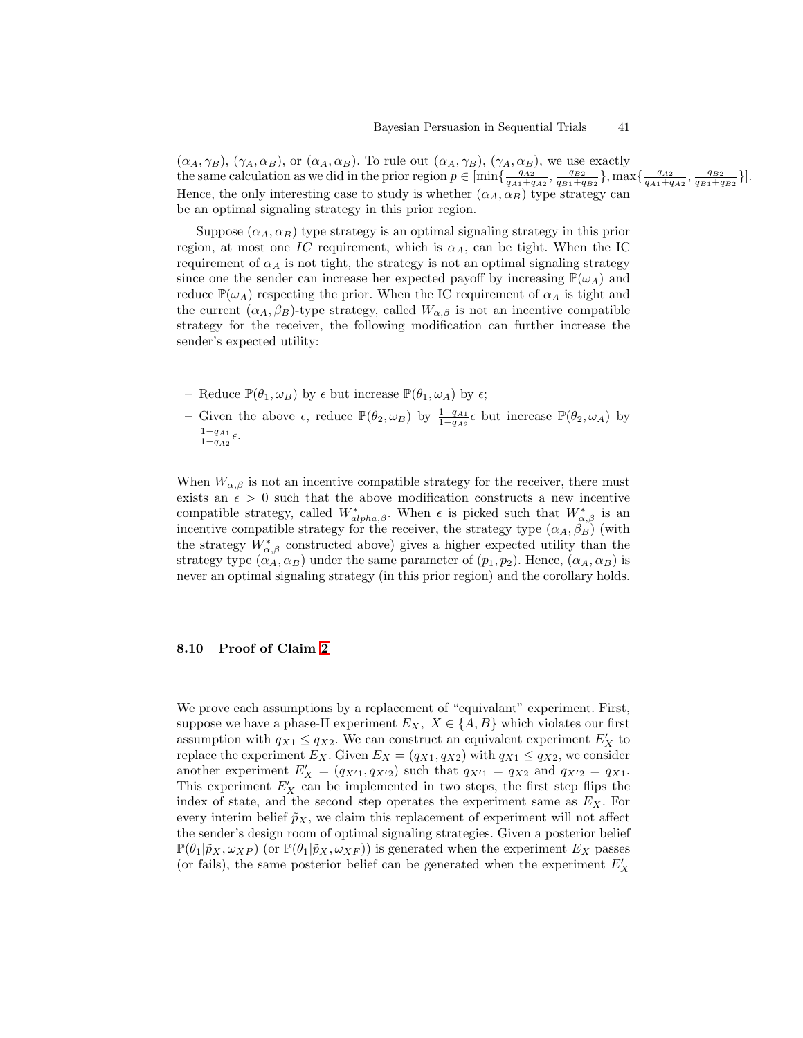$(\alpha_A, \gamma_B)$, $(\gamma_A, \alpha_B)$, or $(\alpha_A, \alpha_B)$. To rule out $(\alpha_A, \gamma_B)$, $(\gamma_A, \alpha_B)$, we use exactly the same calculation as we did in the prior region $p \in [\min\{\frac{q_{A2}}{q_{A1}+q_{A2}}, \frac{q_{B2}}{q_{B1}+q_{B2}}\}, \max\{\frac{q_{A2}}{q_{A1}+q_{A2}}, \frac{q_{B2}}{q_{B1}+q_{B2}}\}]$. Hence, the only interesting case to study is whether $(\alpha_A, \alpha_B)$ type strategy can be an optimal signaling strategy in this prior region.

Suppose $(\alpha_A, \alpha_B)$ type strategy is an optimal signaling strategy in this prior region, at most one $IC$ requirement, which is $\alpha_A$, can be tight. When the IC requirement of $\alpha_A$ is not tight, the strategy is not an optimal signaling strategy since one the sender can increase her expected payoff by increasing $\mathbb{P}(\omega_A)$ and reduce $\mathbb{P}(\omega_A)$ respecting the prior. When the IC requirement of $\alpha_A$ is tight and the current $(\alpha_A, \beta_B)$-type strategy, called $W_{\alpha,\beta}$ is not an incentive compatible strategy for the receiver, the following modification can further increase the sender's expected utility:

- Reduce $\mathbb{P}(\theta_1, \omega_B)$ by $\epsilon$ but increase $\mathbb{P}(\theta_1, \omega_A)$ by $\epsilon$;
- Given the above $\epsilon$, reduce $\mathbb{P}(\theta_2, \omega_B)$ by $\frac{1-q_{A1}}{1-q_{A2}}\epsilon$ but increase $\mathbb{P}(\theta_2, \omega_A)$ by $\frac{1-q_{A1}}{1-q_{A2}}\epsilon$.

When $W_{\alpha,\beta}$ is not an incentive compatible strategy for the receiver, there must exists an $\epsilon > 0$ such that the above modification constructs a new incentive compatible strategy, called $W^*_{alpha,\beta}$. When $\epsilon$ is picked such that $W^*_{\alpha,\beta}$ is an incentive compatible strategy for the receiver, the strategy type $(\alpha_A, \beta_B)$ (with the strategy $W^*_{\alpha,\beta}$ constructed above) gives a higher expected utility than the strategy type $(\alpha_A, \alpha_B)$ under the same parameter of $(p_1, p_2)$. Hence, $(\alpha_A, \alpha_B)$ is never an optimal signaling strategy (in this prior region) and the corollary holds.

### 8.10 Proof of Claim 2

We prove each assumptions by a replacement of "equivalant" experiment. First, suppose we have a phase-II experiment $E_X$, $X \in \{A, B\}$ which violates our first assumption with $q_{X1} \leq q_{X2}$. We can construct an equivalent experiment $E'_X$ to replace the experiment $E_X$. Given $E_X = (q_{X1}, q_{X2})$ with $q_{X1} \leq q_{X2}$, we consider another experiment $E'_X = (q_{X'1}, q_{X'2})$ such that $q_{X'1} = q_{X2}$ and $q_{X'2} = q_{X1}$. This experiment $E'_X$ can be implemented in two steps, the first step flips the index of state, and the second step operates the experiment same as $E_X$. For every interim belief $\tilde{p}_X$, we claim this replacement of experiment will not affect the sender's design room of optimal signaling strategies. Given a posterior belief $\mathbb{P}(\theta_1|\tilde{p}_X, \omega_{XP})$ (or $\mathbb{P}(\theta_1|\tilde{p}_X, \omega_{XF})$) is generated when the experiment $E_X$ passes (or fails), the same posterior belief can be generated when the experiment $E'_X$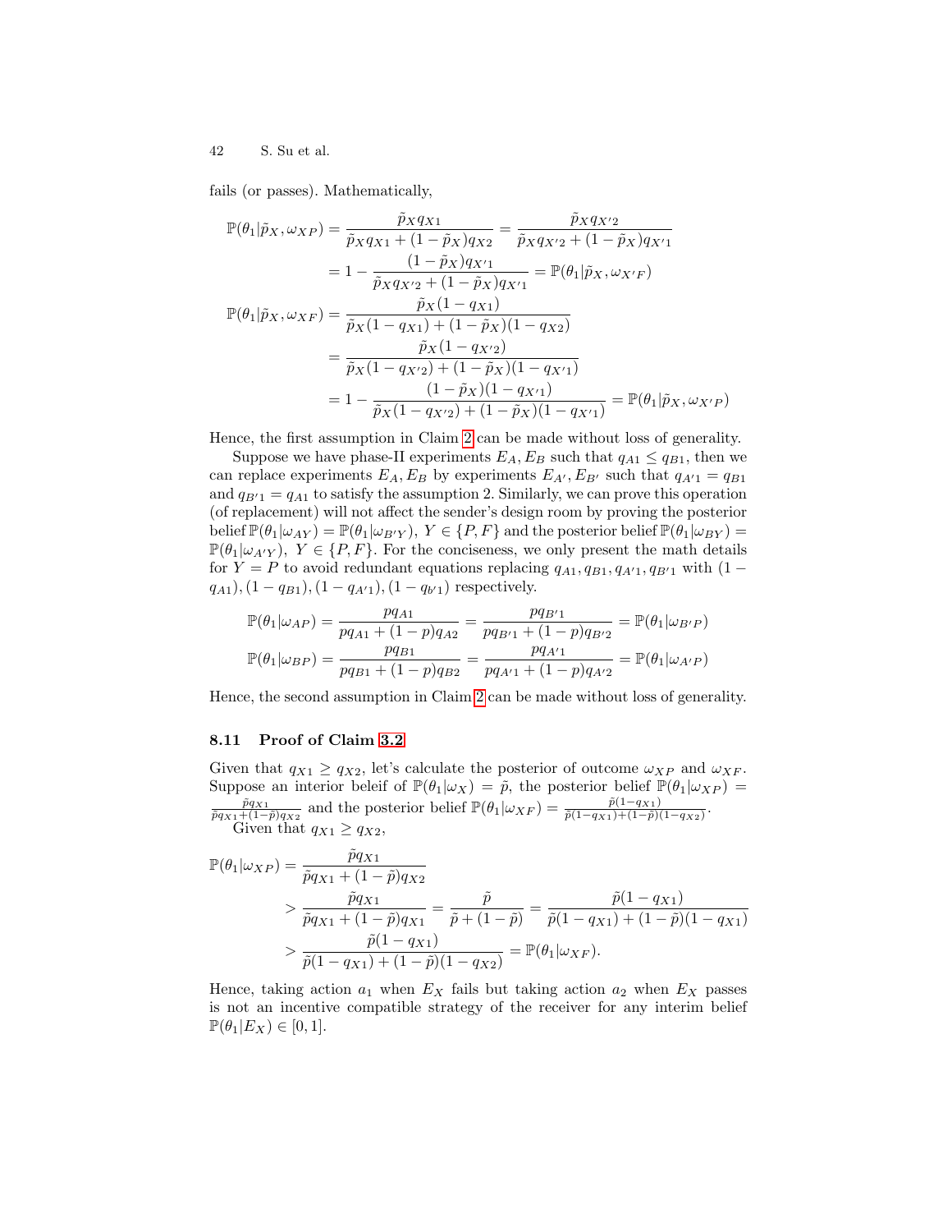fails (or passes). Mathematically,

$$
\begin{aligned}
\mathbb{P}(\theta_1|\tilde{p}_X, \omega_{XP}) &= \frac{\tilde{p}_X q_{X1}}{\tilde{p}_X q_{X1} + (1-\tilde{p}_X) q_{X2}} = \frac{\tilde{p}_X q_{X'2}}{\tilde{p}_X q_{X'2} + (1-\tilde{p}_X) q_{X'1}} \\
&= 1 - \frac{(1-\tilde{p}_X) q_{X'1}}{\tilde{p}_X q_{X'2} + (1-\tilde{p}_X) q_{X'1}} = \mathbb{P}(\theta_1|\tilde{p}_X, \omega_{X'F}) \\
\mathbb{P}(\theta_1|\tilde{p}_X, \omega_{XF}) &= \frac{\tilde{p}_X (1-q_{X1})}{\tilde{p}_X (1-q_{X1}) + (1-\tilde{p}_X)(1-q_{X2})} \\
&= \frac{\tilde{p}_X (1-q_{X'2})}{\tilde{p}_X (1-q_{X'2}) + (1-\tilde{p}_X)(1-q_{X'1})} \\
&= 1 - \frac{(1-\tilde{p}_X)(1-q_{X'1})}{\tilde{p}_X (1-q_{X'2}) + (1-\tilde{p}_X)(1-q_{X'1})} = \mathbb{P}(\theta_1|\tilde{p}_X, \omega_{X'P})
\end{aligned}
$$

Hence, the first assumption in Claim 2 can be made without loss of generality.

Suppose we have phase-II experiments $E_A, E_B$ such that $q_{A1} \leq q_{B1}$, then we can replace experiments $E_A, E_B$ by experiments $E_{A'}, E_{B'}$ such that $q_{A'1} = q_{B1}$ and $q_{B'1} = q_{A1}$ to satisfy the assumption 2. Similarly, we can prove this operation (of replacement) will not affect the sender's design room by proving the posterior belief $\mathbb{P}(\theta_1|\omega_{AY}) = \mathbb{P}(\theta_1|\omega_{B'Y}),\ Y \in \{P, F\}$ and the posterior belief $\mathbb{P}(\theta_1|\omega_{BY}) = \mathbb{P}(\theta_1|\omega_{A'Y}),\ Y \in \{P, F\}$. For the conciseness, we only present the math details for $Y = P$ to avoid redundant equations replacing $q_{A1}, q_{B1}, q_{A'1}, q_{B'1}$ with $(1 - q_{A1}), (1 - q_{B1}), (1 - q_{A'1}), (1 - q_{b'1})$ respectively.

$$
\begin{aligned}
\mathbb{P}(\theta_1|\omega_{AP}) &= \frac{p q_{A1}}{p q_{A1} + (1-p) q_{A2}} = \frac{p q_{B'1}}{p q_{B'1} + (1-p) q_{B'2}} = \mathbb{P}(\theta_1|\omega_{B'P}) \\
\mathbb{P}(\theta_1|\omega_{BP}) &= \frac{p q_{B1}}{p q_{B1} + (1-p) q_{B2}} = \frac{p q_{A'1}}{p q_{A'1} + (1-p) q_{A'2}} = \mathbb{P}(\theta_1|\omega_{A'P})
\end{aligned}
$$

Hence, the second assumption in Claim 2 can be made without loss of generality.

### 8.11 Proof of Claim 3.2

Given that $q_{X1} \geq q_{X2}$, let's calculate the posterior of outcome $\omega_{XP}$ and $\omega_{XF}$. Suppose an interior beleif of $\mathbb{P}(\theta_1|\omega_X) = \tilde{p}$, the posterior belief $\mathbb{P}(\theta_1|\omega_{XP}) = \frac{\tilde{p} q_{X1}}{\tilde{p} q_{X1} + (1-\tilde{p}) q_{X2}}$ and the posterior belief $\mathbb{P}(\theta_1|\omega_{XF}) = \frac{\tilde{p}(1-q_{X1})}{\tilde{p}(1-q_{X1}) + (1-\tilde{p})(1-q_{X2})}$.

Given that $q_{X1} \geq q_{X2}$,

$$
\begin{aligned}
\mathbb{P}(\theta_1|\omega_{XP}) &= \frac{\tilde{p} q_{X1}}{\tilde{p} q_{X1} + (1-\tilde{p}) q_{X2}} \\
&> \frac{\tilde{p} q_{X1}}{\tilde{p} q_{X1} + (1-\tilde{p}) q_{X1}} = \frac{\tilde{p}}{\tilde{p} + (1-\tilde{p})} = \frac{\tilde{p}(1-q_{X1})}{\tilde{p}(1-q_{X1}) + (1-\tilde{p})(1-q_{X1})} \\
&> \frac{\tilde{p}(1-q_{X1})}{\tilde{p}(1-q_{X1}) + (1-\tilde{p})(1-q_{X2})} = \mathbb{P}(\theta_1|\omega_{XF}).
\end{aligned}
$$

Hence, taking action $a_1$ when $E_X$ fails but taking action $a_2$ when $E_X$ passes is not an incentive compatible strategy of the receiver for any interim belief $\mathbb{P}(\theta_1|E_X) \in [0, 1]$.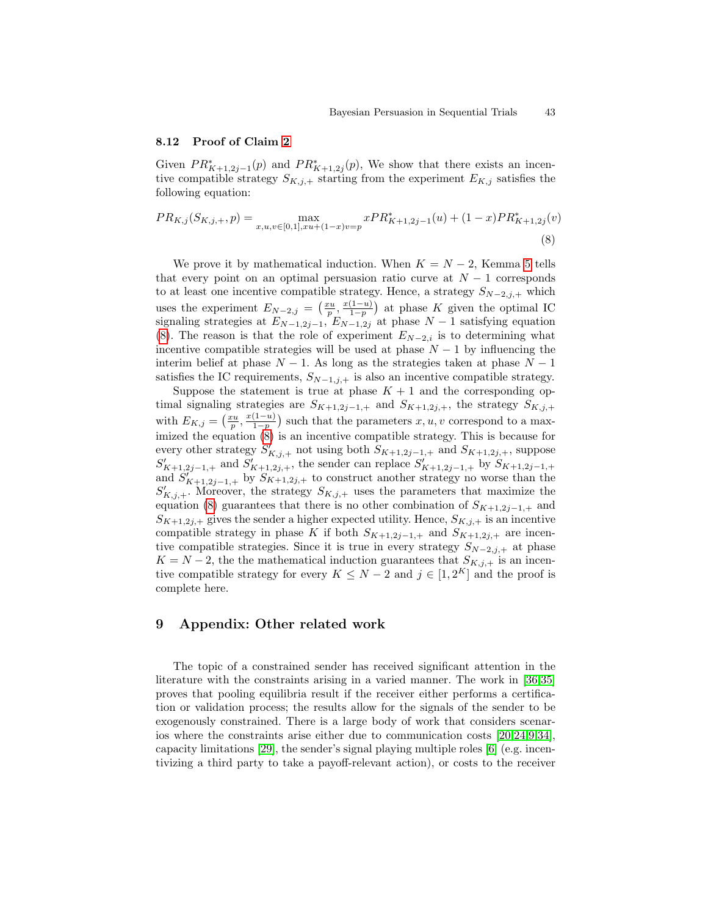### 8.12 Proof of Claim 2

Given $PR^*_{K+1,2j-1}(p)$ and $PR^*_{K+1,2j}(p)$, We show that there exists an incentive compatible strategy $S_{K,j,+}$ starting from the experiment $E_{K,j}$ satisfies the following equation:

$$PR_{K,j}(S_{K,j,+}, p) = \max_{x,u,v \in [0,1], xu+(1-x)v=p} xPR^*_{K+1,2j-1}(u) + (1-x)PR^*_{K+1,2j}(v) \tag{8}$$

We prove it by mathematical induction. When $K = N-2$, Kemma 5 tells that every point on an optimal persuasion ratio curve at $N-1$ corresponds to at least one incentive compatible strategy. Hence, a strategy $S_{N-2,j,+}$ which uses the experiment $E_{N-2,j} = \left(\frac{xu}{p}, \frac{x(1-u)}{1-p}\right)$ at phase $K$ given the optimal IC signaling strategies at $E_{N-1,2j-1}$, $E_{N-1,2j}$ at phase $N-1$ satisfying equation (8). The reason is that the role of experiment $E_{N-2,i}$ is to determining what incentive compatible strategies will be used at phase $N-1$ by influencing the interim belief at phase $N-1$. As long as the strategies taken at phase $N-1$ satisfies the IC requirements, $S_{N-1,j,+}$ is also an incentive compatible strategy.

Suppose the statement is true at phase $K+1$ and the corresponding optimal signaling strategies are $S_{K+1,2j-1,+}$ and $S_{K+1,2j,+}$, the strategy $S_{K,j,+}$ with $E_{K,j} = \left(\frac{xu}{p}, \frac{x(1-u)}{1-p}\right)$ such that the parameters $x, u, v$ correspond to a maximized the equation (8) is an incentive compatible strategy. This is because for every other strategy $S'_{K,j,+}$ not using both $S_{K+1,2j-1,+}$ and $S_{K+1,2j,+}$, suppose $S'_{K+1,2j-1,+}$ and $S'_{K+1,2j,+}$, the sender can replace $S'_{K+1,2j-1,+}$ by $S_{K+1,2j-1,+}$ and $S'_{K+1,2j-1,+}$ by $S_{K+1,2j,+}$ to construct another strategy no worse than the $S'_{K,j,+}$. Moreover, the strategy $S_{K,j,+}$ uses the parameters that maximize the equation (8) guarantees that there is no other combination of $S_{K+1,2j-1,+}$ and $S_{K+1,2j,+}$ gives the sender a higher expected utility. Hence, $S_{K,j,+}$ is an incentive compatible strategy in phase $K$ if both $S_{K+1,2j-1,+}$ and $S_{K+1,2j,+}$ are incentive compatible strategies. Since it is true in every strategy $S_{N-2,j,+}$ at phase $K = N-2$, the the mathematical induction guarantees that $S_{K,j,+}$ is an incentive compatible strategy for every $K \leq N-2$ and $j \in [1, 2^K]$ and the proof is complete here.

## 9 Appendix: Other related work

The topic of a constrained sender has received significant attention in the literature with the constraints arising in a varied manner. The work in [36,35] proves that pooling equilibria result if the receiver either performs a certification or validation process; the results allow for the signals of the sender to be exogenously constrained. There is a large body of work that considers scenarios where the constraints arise either due to communication costs [20,24,9,34], capacity limitations [29], the sender's signal playing multiple roles [6] (e.g. incentivizing a third party to take a payoff-relevant action), or costs to the receiver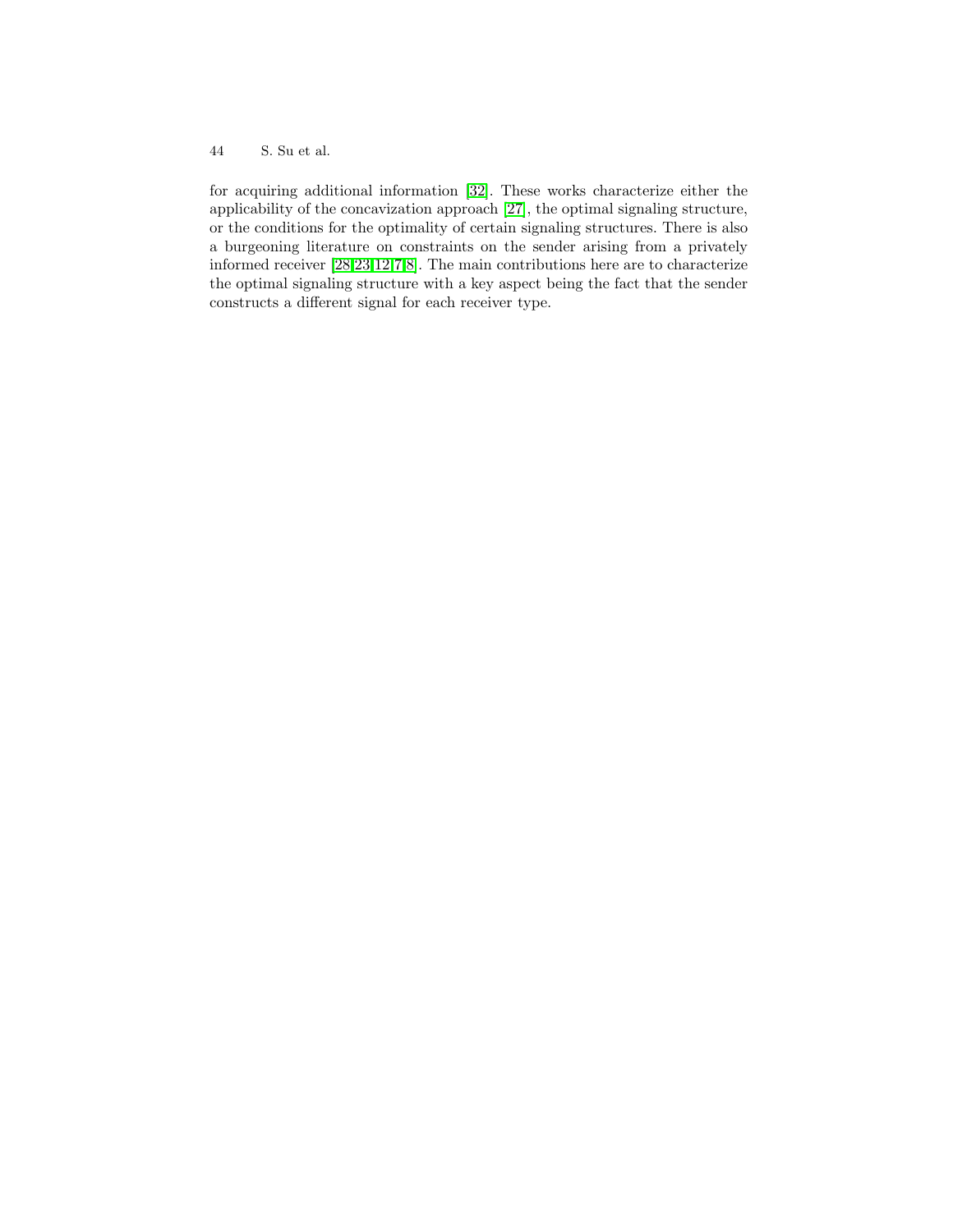for acquiring additional information [32]. These works characterize either the applicability of the concavization approach [27], the optimal signaling structure, or the conditions for the optimality of certain signaling structures. There is also a burgeoning literature on constraints on the sender arising from a privately informed receiver [28,23,12,7,8]. The main contributions here are to characterize the optimal signaling structure with a key aspect being the fact that the sender constructs a different signal for each receiver type.